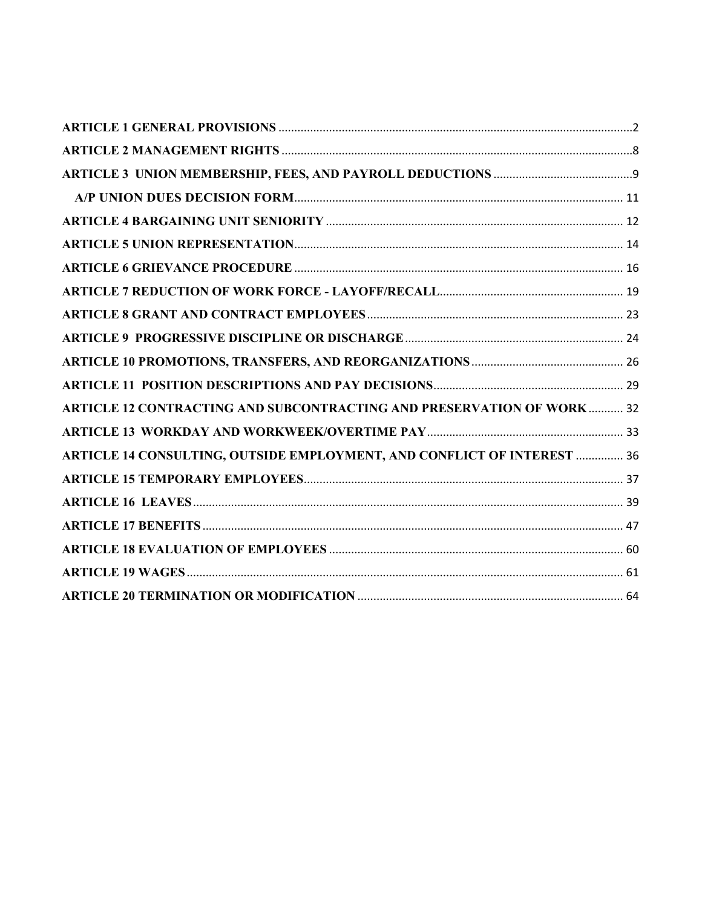ARTICLE 1 GENERAL PROVISIONS ..... 2

ARTICLE 2 MANAGEMENT RIGHTS ..... 8

ARTICLE 3 UNION MEMBERSHIP, FEES, AND PAYROLL DEDUCTIONS ..... 9

A/P UNION DUES DECISION FORM ..... 11

ARTICLE 4 BARGAINING UNIT SENIORITY ..... 12

ARTICLE 5 UNION REPRESENTATION ..... 14

ARTICLE 6 GRIEVANCE PROCEDURE ..... 16

ARTICLE 7 REDUCTION OF WORK FORCE - LAYOFF/RECALL ..... 19

ARTICLE 8 GRANT AND CONTRACT EMPLOYEES ..... 23

ARTICLE 9 PROGRESSIVE DISCIPLINE OR DISCHARGE ..... 24

ARTICLE 10 PROMOTIONS, TRANSFERS, AND REORGANIZATIONS ..... 26

ARTICLE 11 POSITION DESCRIPTIONS AND PAY DECISIONS ..... 29

ARTICLE 12 CONTRACTING AND SUBCONTRACTING AND PRESERVATION OF WORK ..... 32

ARTICLE 13 WORKDAY AND WORKWEEK/OVERTIME PAY ..... 33

ARTICLE 14 CONSULTING, OUTSIDE EMPLOYMENT, AND CONFLICT OF INTEREST ..... 36

ARTICLE 15 TEMPORARY EMPLOYEES ..... 37

ARTICLE 16 LEAVES ..... 39

ARTICLE 17 BENEFITS ..... 47

ARTICLE 18 EVALUATION OF EMPLOYEES ..... 60

ARTICLE 19 WAGES ..... 61

ARTICLE 20 TERMINATION OR MODIFICATION ..... 64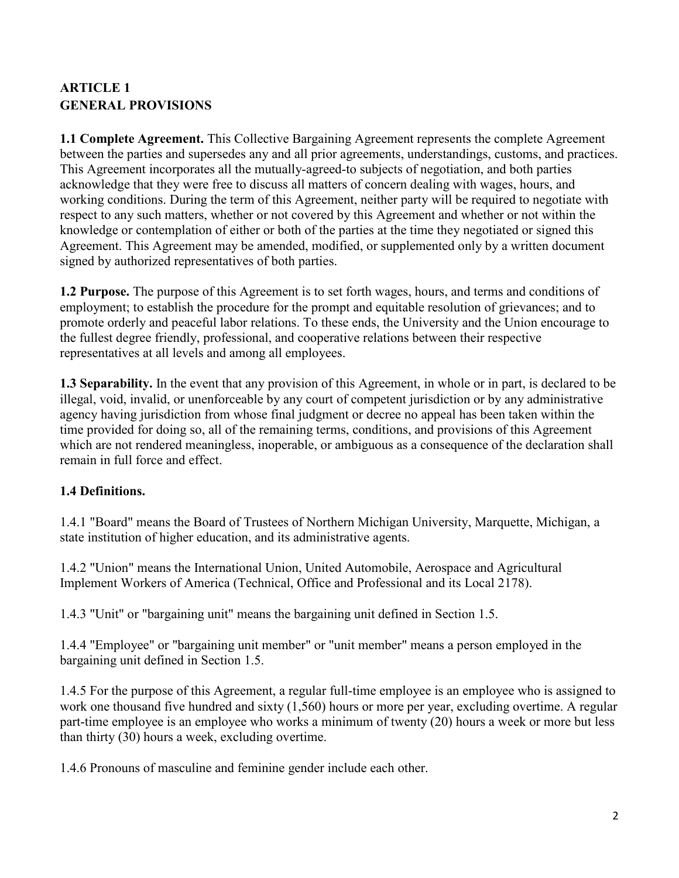## ARTICLE 1
## GENERAL PROVISIONS

**1.1 Complete Agreement.** This Collective Bargaining Agreement represents the complete Agreement between the parties and supersedes any and all prior agreements, understandings, customs, and practices. This Agreement incorporates all the mutually-agreed-to subjects of negotiation, and both parties acknowledge that they were free to discuss all matters of concern dealing with wages, hours, and working conditions. During the term of this Agreement, neither party will be required to negotiate with respect to any such matters, whether or not covered by this Agreement and whether or not within the knowledge or contemplation of either or both of the parties at the time they negotiated or signed this Agreement. This Agreement may be amended, modified, or supplemented only by a written document signed by authorized representatives of both parties.

**1.2 Purpose.** The purpose of this Agreement is to set forth wages, hours, and terms and conditions of employment; to establish the procedure for the prompt and equitable resolution of grievances; and to promote orderly and peaceful labor relations. To these ends, the University and the Union encourage to the fullest degree friendly, professional, and cooperative relations between their respective representatives at all levels and among all employees.

**1.3 Separability.** In the event that any provision of this Agreement, in whole or in part, is declared to be illegal, void, invalid, or unenforceable by any court of competent jurisdiction or by any administrative agency having jurisdiction from whose final judgment or decree no appeal has been taken within the time provided for doing so, all of the remaining terms, conditions, and provisions of this Agreement which are not rendered meaningless, inoperable, or ambiguous as a consequence of the declaration shall remain in full force and effect.

**1.4 Definitions.**

1.4.1 "Board" means the Board of Trustees of Northern Michigan University, Marquette, Michigan, a state institution of higher education, and its administrative agents.

1.4.2 "Union" means the International Union, United Automobile, Aerospace and Agricultural Implement Workers of America (Technical, Office and Professional and its Local 2178).

1.4.3 "Unit" or "bargaining unit" means the bargaining unit defined in Section 1.5.

1.4.4 "Employee" or "bargaining unit member" or "unit member" means a person employed in the bargaining unit defined in Section 1.5.

1.4.5 For the purpose of this Agreement, a regular full-time employee is an employee who is assigned to work one thousand five hundred and sixty (1,560) hours or more per year, excluding overtime. A regular part-time employee is an employee who works a minimum of twenty (20) hours a week or more but less than thirty (30) hours a week, excluding overtime.

1.4.6 Pronouns of masculine and feminine gender include each other.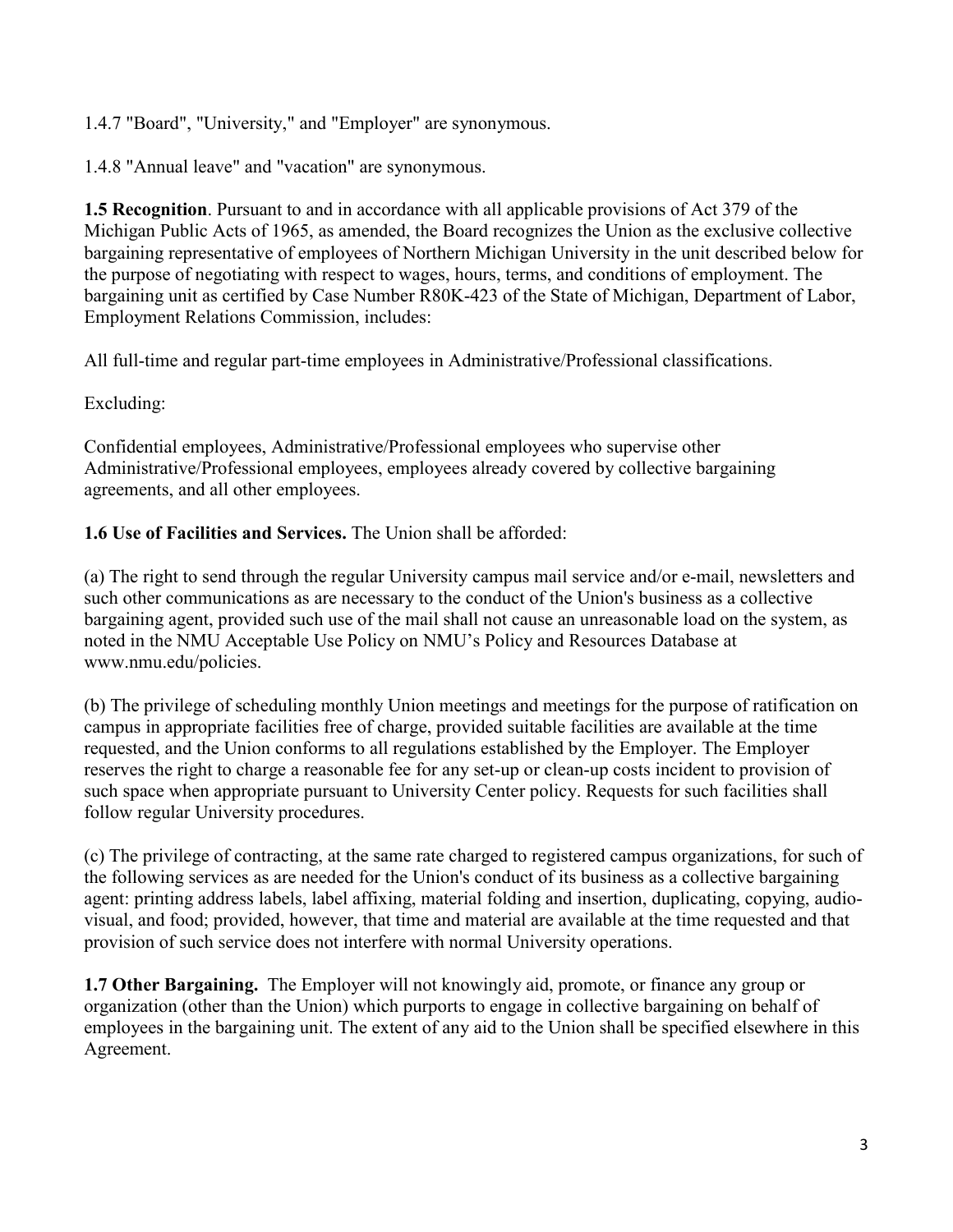1.4.7 "Board", "University," and "Employer" are synonymous.

1.4.8 "Annual leave" and "vacation" are synonymous.

**1.5 Recognition**. Pursuant to and in accordance with all applicable provisions of Act 379 of the Michigan Public Acts of 1965, as amended, the Board recognizes the Union as the exclusive collective bargaining representative of employees of Northern Michigan University in the unit described below for the purpose of negotiating with respect to wages, hours, terms, and conditions of employment. The bargaining unit as certified by Case Number R80K-423 of the State of Michigan, Department of Labor, Employment Relations Commission, includes:

All full-time and regular part-time employees in Administrative/Professional classifications.

Excluding:

Confidential employees, Administrative/Professional employees who supervise other Administrative/Professional employees, employees already covered by collective bargaining agreements, and all other employees.

**1.6 Use of Facilities and Services.** The Union shall be afforded:

(a) The right to send through the regular University campus mail service and/or e-mail, newsletters and such other communications as are necessary to the conduct of the Union's business as a collective bargaining agent, provided such use of the mail shall not cause an unreasonable load on the system, as noted in the NMU Acceptable Use Policy on NMU's Policy and Resources Database at www.nmu.edu/policies.

(b) The privilege of scheduling monthly Union meetings and meetings for the purpose of ratification on campus in appropriate facilities free of charge, provided suitable facilities are available at the time requested, and the Union conforms to all regulations established by the Employer. The Employer reserves the right to charge a reasonable fee for any set-up or clean-up costs incident to provision of such space when appropriate pursuant to University Center policy. Requests for such facilities shall follow regular University procedures.

(c) The privilege of contracting, at the same rate charged to registered campus organizations, for such of the following services as are needed for the Union's conduct of its business as a collective bargaining agent: printing address labels, label affixing, material folding and insertion, duplicating, copying, audio-visual, and food; provided, however, that time and material are available at the time requested and that provision of such service does not interfere with normal University operations.

**1.7 Other Bargaining.** The Employer will not knowingly aid, promote, or finance any group or organization (other than the Union) which purports to engage in collective bargaining on behalf of employees in the bargaining unit. The extent of any aid to the Union shall be specified elsewhere in this Agreement.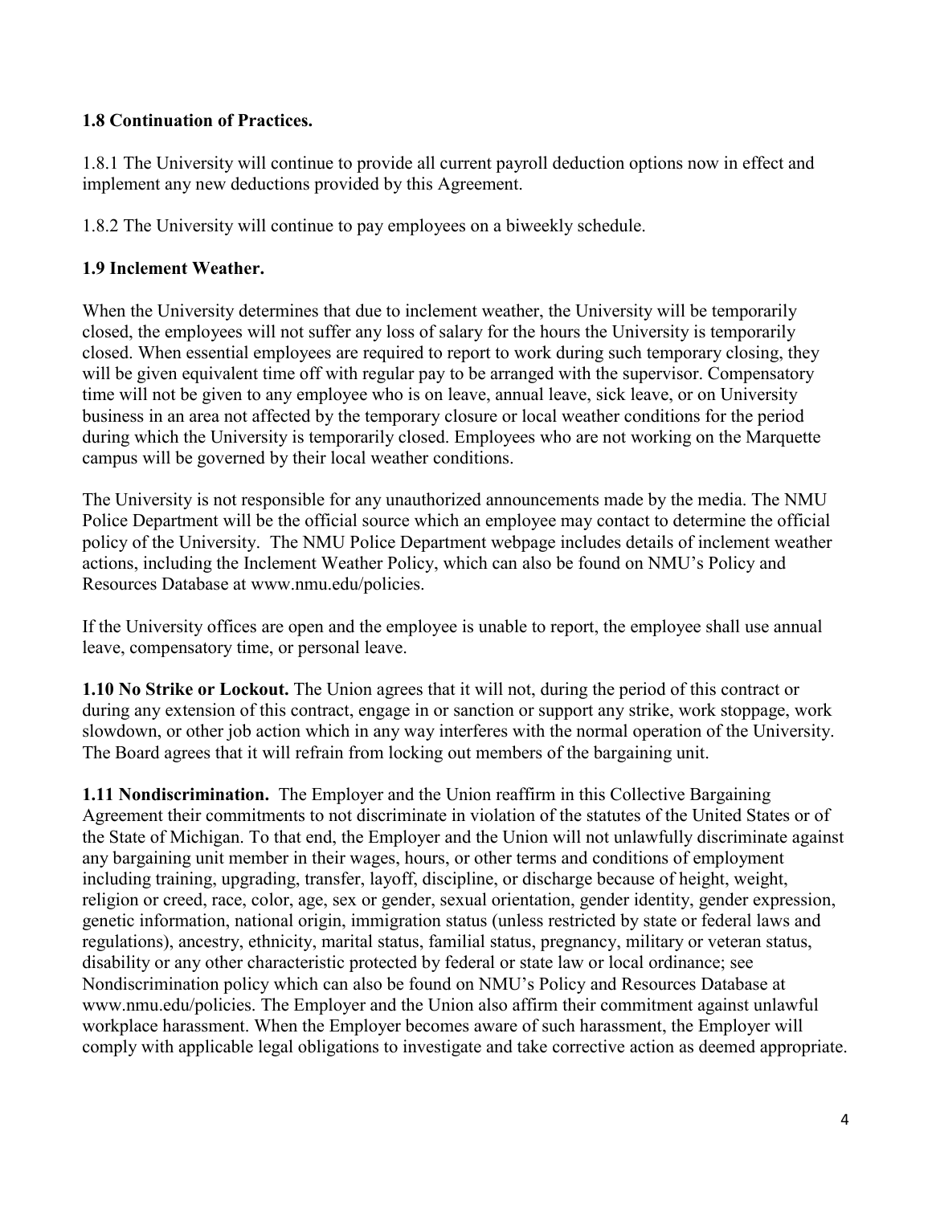### 1.8 Continuation of Practices.

1.8.1 The University will continue to provide all current payroll deduction options now in effect and implement any new deductions provided by this Agreement.

1.8.2 The University will continue to pay employees on a biweekly schedule.

### 1.9 Inclement Weather.

When the University determines that due to inclement weather, the University will be temporarily closed, the employees will not suffer any loss of salary for the hours the University is temporarily closed. When essential employees are required to report to work during such temporary closing, they will be given equivalent time off with regular pay to be arranged with the supervisor. Compensatory time will not be given to any employee who is on leave, annual leave, sick leave, or on University business in an area not affected by the temporary closure or local weather conditions for the period during which the University is temporarily closed. Employees who are not working on the Marquette campus will be governed by their local weather conditions.

The University is not responsible for any unauthorized announcements made by the media. The NMU Police Department will be the official source which an employee may contact to determine the official policy of the University. The NMU Police Department webpage includes details of inclement weather actions, including the Inclement Weather Policy, which can also be found on NMU's Policy and Resources Database at www.nmu.edu/policies.

If the University offices are open and the employee is unable to report, the employee shall use annual leave, compensatory time, or personal leave.

**1.10 No Strike or Lockout.** The Union agrees that it will not, during the period of this contract or during any extension of this contract, engage in or sanction or support any strike, work stoppage, work slowdown, or other job action which in any way interferes with the normal operation of the University. The Board agrees that it will refrain from locking out members of the bargaining unit.

**1.11 Nondiscrimination.** The Employer and the Union reaffirm in this Collective Bargaining Agreement their commitments to not discriminate in violation of the statutes of the United States or of the State of Michigan. To that end, the Employer and the Union will not unlawfully discriminate against any bargaining unit member in their wages, hours, or other terms and conditions of employment including training, upgrading, transfer, layoff, discipline, or discharge because of height, weight, religion or creed, race, color, age, sex or gender, sexual orientation, gender identity, gender expression, genetic information, national origin, immigration status (unless restricted by state or federal laws and regulations), ancestry, ethnicity, marital status, familial status, pregnancy, military or veteran status, disability or any other characteristic protected by federal or state law or local ordinance; see Nondiscrimination policy which can also be found on NMU's Policy and Resources Database at www.nmu.edu/policies. The Employer and the Union also affirm their commitment against unlawful workplace harassment. When the Employer becomes aware of such harassment, the Employer will comply with applicable legal obligations to investigate and take corrective action as deemed appropriate.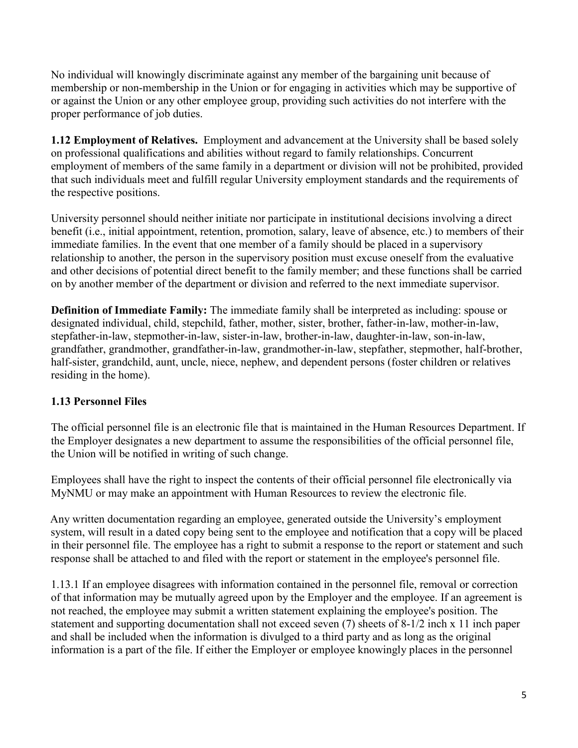No individual will knowingly discriminate against any member of the bargaining unit because of membership or non-membership in the Union or for engaging in activities which may be supportive of or against the Union or any other employee group, providing such activities do not interfere with the proper performance of job duties.

**1.12 Employment of Relatives.** Employment and advancement at the University shall be based solely on professional qualifications and abilities without regard to family relationships. Concurrent employment of members of the same family in a department or division will not be prohibited, provided that such individuals meet and fulfill regular University employment standards and the requirements of the respective positions.

University personnel should neither initiate nor participate in institutional decisions involving a direct benefit (i.e., initial appointment, retention, promotion, salary, leave of absence, etc.) to members of their immediate families. In the event that one member of a family should be placed in a supervisory relationship to another, the person in the supervisory position must excuse oneself from the evaluative and other decisions of potential direct benefit to the family member; and these functions shall be carried on by another member of the department or division and referred to the next immediate supervisor.

**Definition of Immediate Family:** The immediate family shall be interpreted as including: spouse or designated individual, child, stepchild, father, mother, sister, brother, father-in-law, mother-in-law, stepfather-in-law, stepmother-in-law, sister-in-law, brother-in-law, daughter-in-law, son-in-law, grandfather, grandmother, grandfather-in-law, grandmother-in-law, stepfather, stepmother, half-brother, half-sister, grandchild, aunt, uncle, niece, nephew, and dependent persons (foster children or relatives residing in the home).

**1.13 Personnel Files**

The official personnel file is an electronic file that is maintained in the Human Resources Department. If the Employer designates a new department to assume the responsibilities of the official personnel file, the Union will be notified in writing of such change.

Employees shall have the right to inspect the contents of their official personnel file electronically via MyNMU or may make an appointment with Human Resources to review the electronic file.

Any written documentation regarding an employee, generated outside the University's employment system, will result in a dated copy being sent to the employee and notification that a copy will be placed in their personnel file. The employee has a right to submit a response to the report or statement and such response shall be attached to and filed with the report or statement in the employee's personnel file.

1.13.1 If an employee disagrees with information contained in the personnel file, removal or correction of that information may be mutually agreed upon by the Employer and the employee. If an agreement is not reached, the employee may submit a written statement explaining the employee's position. The statement and supporting documentation shall not exceed seven (7) sheets of 8-1/2 inch x 11 inch paper and shall be included when the information is divulged to a third party and as long as the original information is a part of the file. If either the Employer or employee knowingly places in the personnel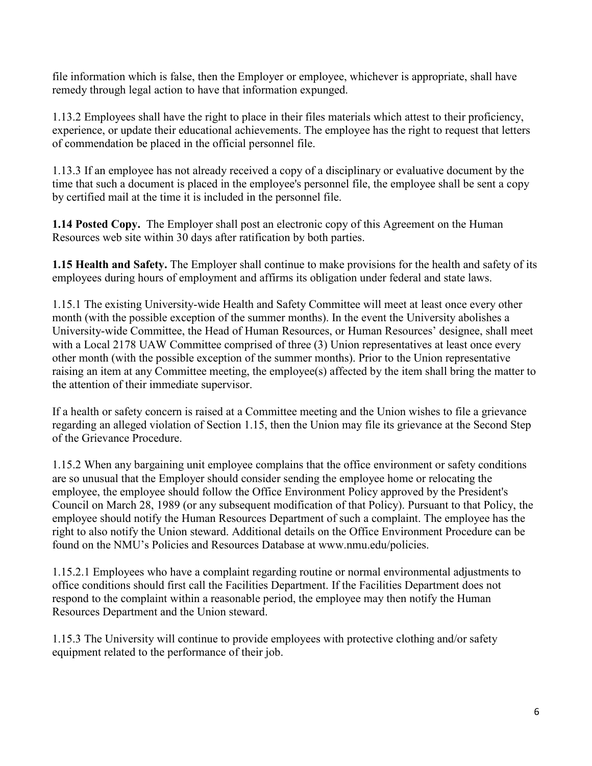file information which is false, then the Employer or employee, whichever is appropriate, shall have remedy through legal action to have that information expunged.

1.13.2 Employees shall have the right to place in their files materials which attest to their proficiency, experience, or update their educational achievements. The employee has the right to request that letters of commendation be placed in the official personnel file.

1.13.3 If an employee has not already received a copy of a disciplinary or evaluative document by the time that such a document is placed in the employee's personnel file, the employee shall be sent a copy by certified mail at the time it is included in the personnel file.

**1.14 Posted Copy.** The Employer shall post an electronic copy of this Agreement on the Human Resources web site within 30 days after ratification by both parties.

**1.15 Health and Safety.** The Employer shall continue to make provisions for the health and safety of its employees during hours of employment and affirms its obligation under federal and state laws.

1.15.1 The existing University-wide Health and Safety Committee will meet at least once every other month (with the possible exception of the summer months). In the event the University abolishes a University-wide Committee, the Head of Human Resources, or Human Resources' designee, shall meet with a Local 2178 UAW Committee comprised of three (3) Union representatives at least once every other month (with the possible exception of the summer months). Prior to the Union representative raising an item at any Committee meeting, the employee(s) affected by the item shall bring the matter to the attention of their immediate supervisor.

If a health or safety concern is raised at a Committee meeting and the Union wishes to file a grievance regarding an alleged violation of Section 1.15, then the Union may file its grievance at the Second Step of the Grievance Procedure.

1.15.2 When any bargaining unit employee complains that the office environment or safety conditions are so unusual that the Employer should consider sending the employee home or relocating the employee, the employee should follow the Office Environment Policy approved by the President's Council on March 28, 1989 (or any subsequent modification of that Policy). Pursuant to that Policy, the employee should notify the Human Resources Department of such a complaint. The employee has the right to also notify the Union steward. Additional details on the Office Environment Procedure can be found on the NMU's Policies and Resources Database at www.nmu.edu/policies.

1.15.2.1 Employees who have a complaint regarding routine or normal environmental adjustments to office conditions should first call the Facilities Department. If the Facilities Department does not respond to the complaint within a reasonable period, the employee may then notify the Human Resources Department and the Union steward.

1.15.3 The University will continue to provide employees with protective clothing and/or safety equipment related to the performance of their job.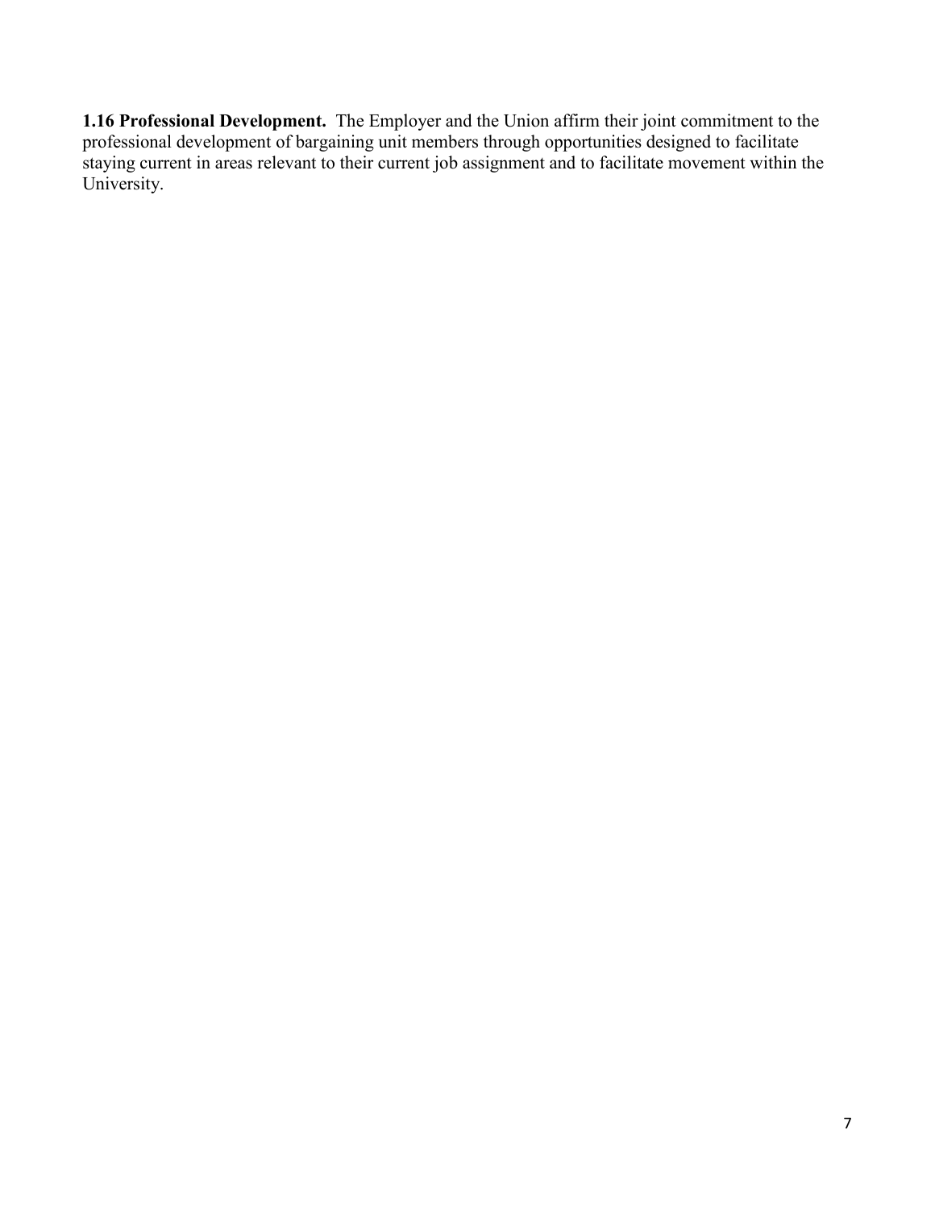**1.16 Professional Development.** The Employer and the Union affirm their joint commitment to the professional development of bargaining unit members through opportunities designed to facilitate staying current in areas relevant to their current job assignment and to facilitate movement within the University.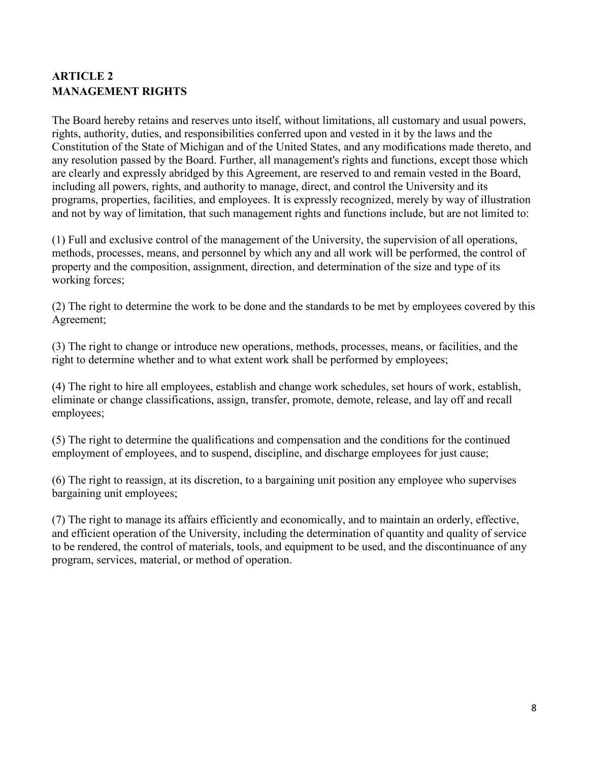## ARTICLE 2
## MANAGEMENT RIGHTS

The Board hereby retains and reserves unto itself, without limitations, all customary and usual powers, rights, authority, duties, and responsibilities conferred upon and vested in it by the laws and the Constitution of the State of Michigan and of the United States, and any modifications made thereto, and any resolution passed by the Board. Further, all management's rights and functions, except those which are clearly and expressly abridged by this Agreement, are reserved to and remain vested in the Board, including all powers, rights, and authority to manage, direct, and control the University and its programs, properties, facilities, and employees. It is expressly recognized, merely by way of illustration and not by way of limitation, that such management rights and functions include, but are not limited to:

(1) Full and exclusive control of the management of the University, the supervision of all operations, methods, processes, means, and personnel by which any and all work will be performed, the control of property and the composition, assignment, direction, and determination of the size and type of its working forces;

(2) The right to determine the work to be done and the standards to be met by employees covered by this Agreement;

(3) The right to change or introduce new operations, methods, processes, means, or facilities, and the right to determine whether and to what extent work shall be performed by employees;

(4) The right to hire all employees, establish and change work schedules, set hours of work, establish, eliminate or change classifications, assign, transfer, promote, demote, release, and lay off and recall employees;

(5) The right to determine the qualifications and compensation and the conditions for the continued employment of employees, and to suspend, discipline, and discharge employees for just cause;

(6) The right to reassign, at its discretion, to a bargaining unit position any employee who supervises bargaining unit employees;

(7) The right to manage its affairs efficiently and economically, and to maintain an orderly, effective, and efficient operation of the University, including the determination of quantity and quality of service to be rendered, the control of materials, tools, and equipment to be used, and the discontinuance of any program, services, material, or method of operation.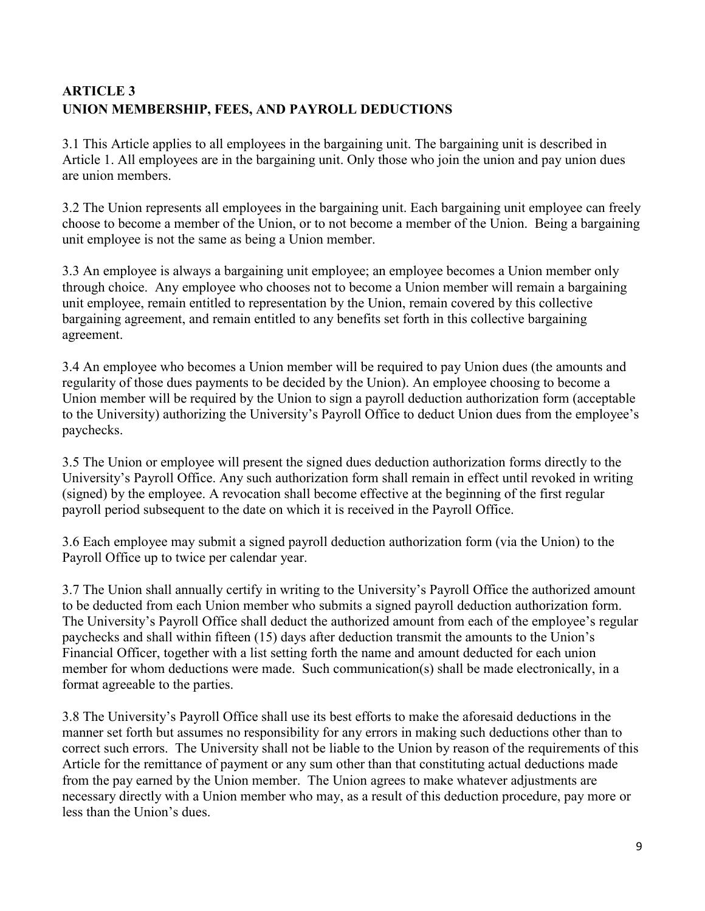## ARTICLE 3
## UNION MEMBERSHIP, FEES, AND PAYROLL DEDUCTIONS

3.1 This Article applies to all employees in the bargaining unit. The bargaining unit is described in Article 1. All employees are in the bargaining unit. Only those who join the union and pay union dues are union members.

3.2 The Union represents all employees in the bargaining unit. Each bargaining unit employee can freely choose to become a member of the Union, or to not become a member of the Union. Being a bargaining unit employee is not the same as being a Union member.

3.3 An employee is always a bargaining unit employee; an employee becomes a Union member only through choice. Any employee who chooses not to become a Union member will remain a bargaining unit employee, remain entitled to representation by the Union, remain covered by this collective bargaining agreement, and remain entitled to any benefits set forth in this collective bargaining agreement.

3.4 An employee who becomes a Union member will be required to pay Union dues (the amounts and regularity of those dues payments to be decided by the Union). An employee choosing to become a Union member will be required by the Union to sign a payroll deduction authorization form (acceptable to the University) authorizing the University's Payroll Office to deduct Union dues from the employee's paychecks.

3.5 The Union or employee will present the signed dues deduction authorization forms directly to the University's Payroll Office. Any such authorization form shall remain in effect until revoked in writing (signed) by the employee. A revocation shall become effective at the beginning of the first regular payroll period subsequent to the date on which it is received in the Payroll Office.

3.6 Each employee may submit a signed payroll deduction authorization form (via the Union) to the Payroll Office up to twice per calendar year.

3.7 The Union shall annually certify in writing to the University's Payroll Office the authorized amount to be deducted from each Union member who submits a signed payroll deduction authorization form. The University's Payroll Office shall deduct the authorized amount from each of the employee's regular paychecks and shall within fifteen (15) days after deduction transmit the amounts to the Union's Financial Officer, together with a list setting forth the name and amount deducted for each union member for whom deductions were made. Such communication(s) shall be made electronically, in a format agreeable to the parties.

3.8 The University's Payroll Office shall use its best efforts to make the aforesaid deductions in the manner set forth but assumes no responsibility for any errors in making such deductions other than to correct such errors. The University shall not be liable to the Union by reason of the requirements of this Article for the remittance of payment or any sum other than that constituting actual deductions made from the pay earned by the Union member. The Union agrees to make whatever adjustments are necessary directly with a Union member who may, as a result of this deduction procedure, pay more or less than the Union's dues.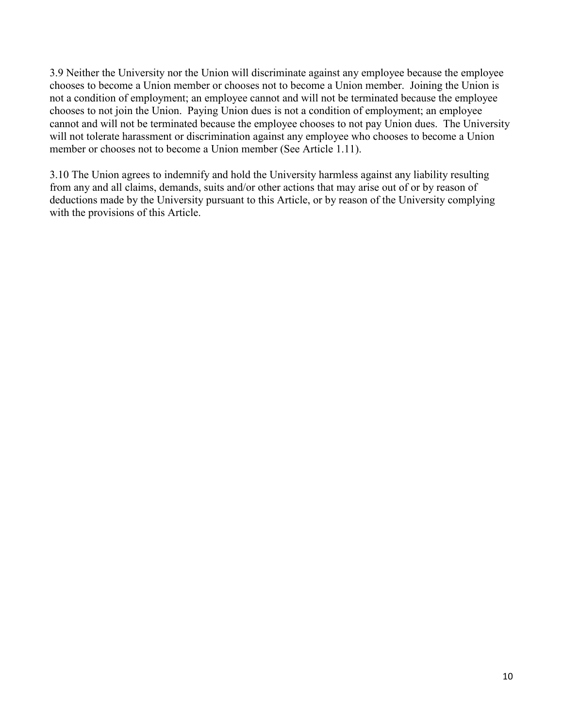3.9 Neither the University nor the Union will discriminate against any employee because the employee chooses to become a Union member or chooses not to become a Union member. Joining the Union is not a condition of employment; an employee cannot and will not be terminated because the employee chooses to not join the Union. Paying Union dues is not a condition of employment; an employee cannot and will not be terminated because the employee chooses to not pay Union dues. The University will not tolerate harassment or discrimination against any employee who chooses to become a Union member or chooses not to become a Union member (See Article 1.11).

3.10 The Union agrees to indemnify and hold the University harmless against any liability resulting from any and all claims, demands, suits and/or other actions that may arise out of or by reason of deductions made by the University pursuant to this Article, or by reason of the University complying with the provisions of this Article.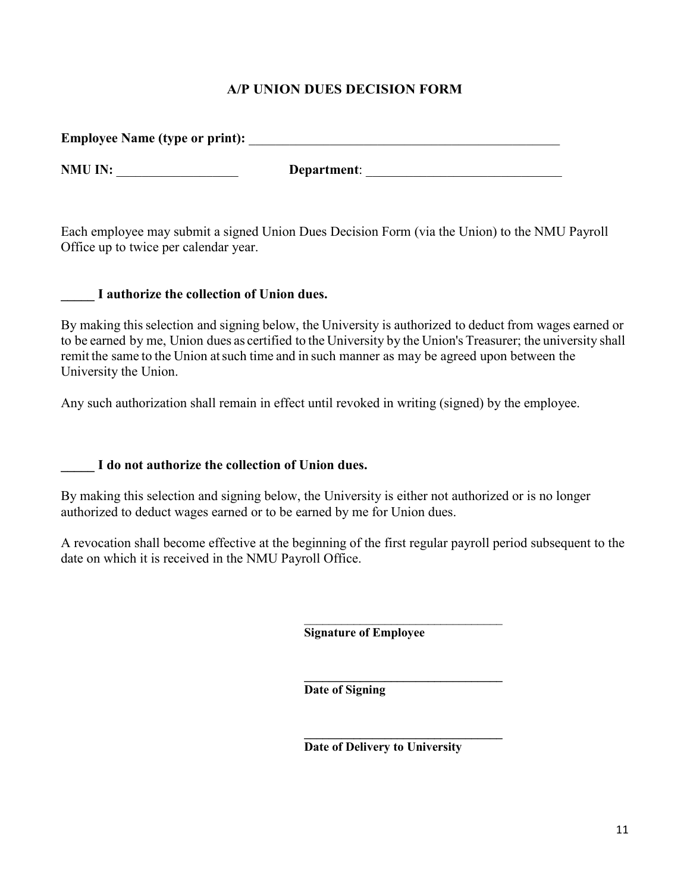# A/P UNION DUES DECISION FORM

**Employee Name (type or print):** ______________________________________________

**NMU IN:** __________________ **Department**: _____________________________

Each employee may submit a signed Union Dues Decision Form (via the Union) to the NMU Payroll Office up to twice per calendar year.

**_____ I authorize the collection of Union dues.**

By making this selection and signing below, the University is authorized to deduct from wages earned or to be earned by me, Union dues as certified to the University by the Union's Treasurer; the university shall remit the same to the Union at such time and in such manner as may be agreed upon between the University the Union.

Any such authorization shall remain in effect until revoked in writing (signed) by the employee.

**_____ I do not authorize the collection of Union dues.**

By making this selection and signing below, the University is either not authorized or is no longer authorized to deduct wages earned or to be earned by me for Union dues.

A revocation shall become effective at the beginning of the first regular payroll period subsequent to the date on which it is received in the NMU Payroll Office.

______________________________
**Signature of Employee**

______________________________
**Date of Signing**

______________________________
**Date of Delivery to University**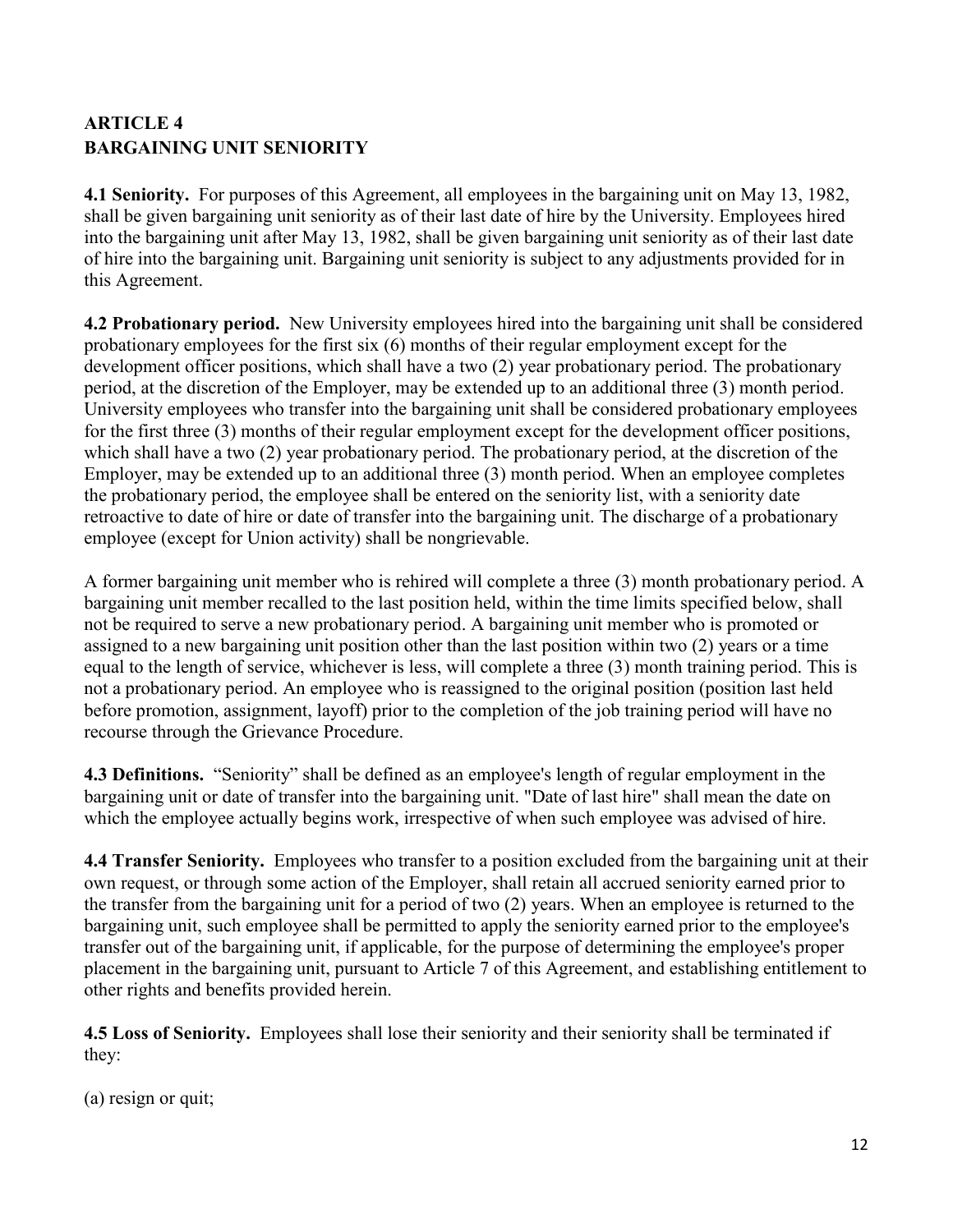## ARTICLE 4
## BARGAINING UNIT SENIORITY

**4.1 Seniority.** For purposes of this Agreement, all employees in the bargaining unit on May 13, 1982, shall be given bargaining unit seniority as of their last date of hire by the University. Employees hired into the bargaining unit after May 13, 1982, shall be given bargaining unit seniority as of their last date of hire into the bargaining unit. Bargaining unit seniority is subject to any adjustments provided for in this Agreement.

**4.2 Probationary period.** New University employees hired into the bargaining unit shall be considered probationary employees for the first six (6) months of their regular employment except for the development officer positions, which shall have a two (2) year probationary period. The probationary period, at the discretion of the Employer, may be extended up to an additional three (3) month period. University employees who transfer into the bargaining unit shall be considered probationary employees for the first three (3) months of their regular employment except for the development officer positions, which shall have a two (2) year probationary period. The probationary period, at the discretion of the Employer, may be extended up to an additional three (3) month period. When an employee completes the probationary period, the employee shall be entered on the seniority list, with a seniority date retroactive to date of hire or date of transfer into the bargaining unit. The discharge of a probationary employee (except for Union activity) shall be nongrievable.

A former bargaining unit member who is rehired will complete a three (3) month probationary period. A bargaining unit member recalled to the last position held, within the time limits specified below, shall not be required to serve a new probationary period. A bargaining unit member who is promoted or assigned to a new bargaining unit position other than the last position within two (2) years or a time equal to the length of service, whichever is less, will complete a three (3) month training period. This is not a probationary period. An employee who is reassigned to the original position (position last held before promotion, assignment, layoff) prior to the completion of the job training period will have no recourse through the Grievance Procedure.

**4.3 Definitions.** "Seniority" shall be defined as an employee's length of regular employment in the bargaining unit or date of transfer into the bargaining unit. "Date of last hire" shall mean the date on which the employee actually begins work, irrespective of when such employee was advised of hire.

**4.4 Transfer Seniority.** Employees who transfer to a position excluded from the bargaining unit at their own request, or through some action of the Employer, shall retain all accrued seniority earned prior to the transfer from the bargaining unit for a period of two (2) years. When an employee is returned to the bargaining unit, such employee shall be permitted to apply the seniority earned prior to the employee's transfer out of the bargaining unit, if applicable, for the purpose of determining the employee's proper placement in the bargaining unit, pursuant to Article 7 of this Agreement, and establishing entitlement to other rights and benefits provided herein.

**4.5 Loss of Seniority.** Employees shall lose their seniority and their seniority shall be terminated if they:

(a) resign or quit;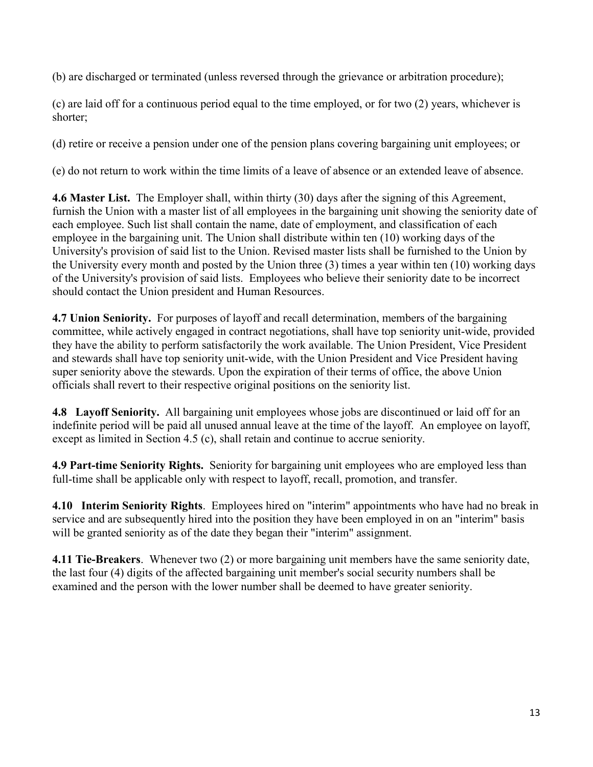(b) are discharged or terminated (unless reversed through the grievance or arbitration procedure);

(c) are laid off for a continuous period equal to the time employed, or for two (2) years, whichever is shorter;

(d) retire or receive a pension under one of the pension plans covering bargaining unit employees; or

(e) do not return to work within the time limits of a leave of absence or an extended leave of absence.

**4.6 Master List.** The Employer shall, within thirty (30) days after the signing of this Agreement, furnish the Union with a master list of all employees in the bargaining unit showing the seniority date of each employee. Such list shall contain the name, date of employment, and classification of each employee in the bargaining unit. The Union shall distribute within ten (10) working days of the University's provision of said list to the Union. Revised master lists shall be furnished to the Union by the University every month and posted by the Union three (3) times a year within ten (10) working days of the University's provision of said lists. Employees who believe their seniority date to be incorrect should contact the Union president and Human Resources.

**4.7 Union Seniority.** For purposes of layoff and recall determination, members of the bargaining committee, while actively engaged in contract negotiations, shall have top seniority unit-wide, provided they have the ability to perform satisfactorily the work available. The Union President, Vice President and stewards shall have top seniority unit-wide, with the Union President and Vice President having super seniority above the stewards. Upon the expiration of their terms of office, the above Union officials shall revert to their respective original positions on the seniority list.

**4.8 Layoff Seniority.** All bargaining unit employees whose jobs are discontinued or laid off for an indefinite period will be paid all unused annual leave at the time of the layoff. An employee on layoff, except as limited in Section 4.5 (c), shall retain and continue to accrue seniority.

**4.9 Part-time Seniority Rights.** Seniority for bargaining unit employees who are employed less than full-time shall be applicable only with respect to layoff, recall, promotion, and transfer.

**4.10 Interim Seniority Rights**. Employees hired on "interim" appointments who have had no break in service and are subsequently hired into the position they have been employed in on an "interim" basis will be granted seniority as of the date they began their "interim" assignment.

**4.11 Tie-Breakers**. Whenever two (2) or more bargaining unit members have the same seniority date, the last four (4) digits of the affected bargaining unit member's social security numbers shall be examined and the person with the lower number shall be deemed to have greater seniority.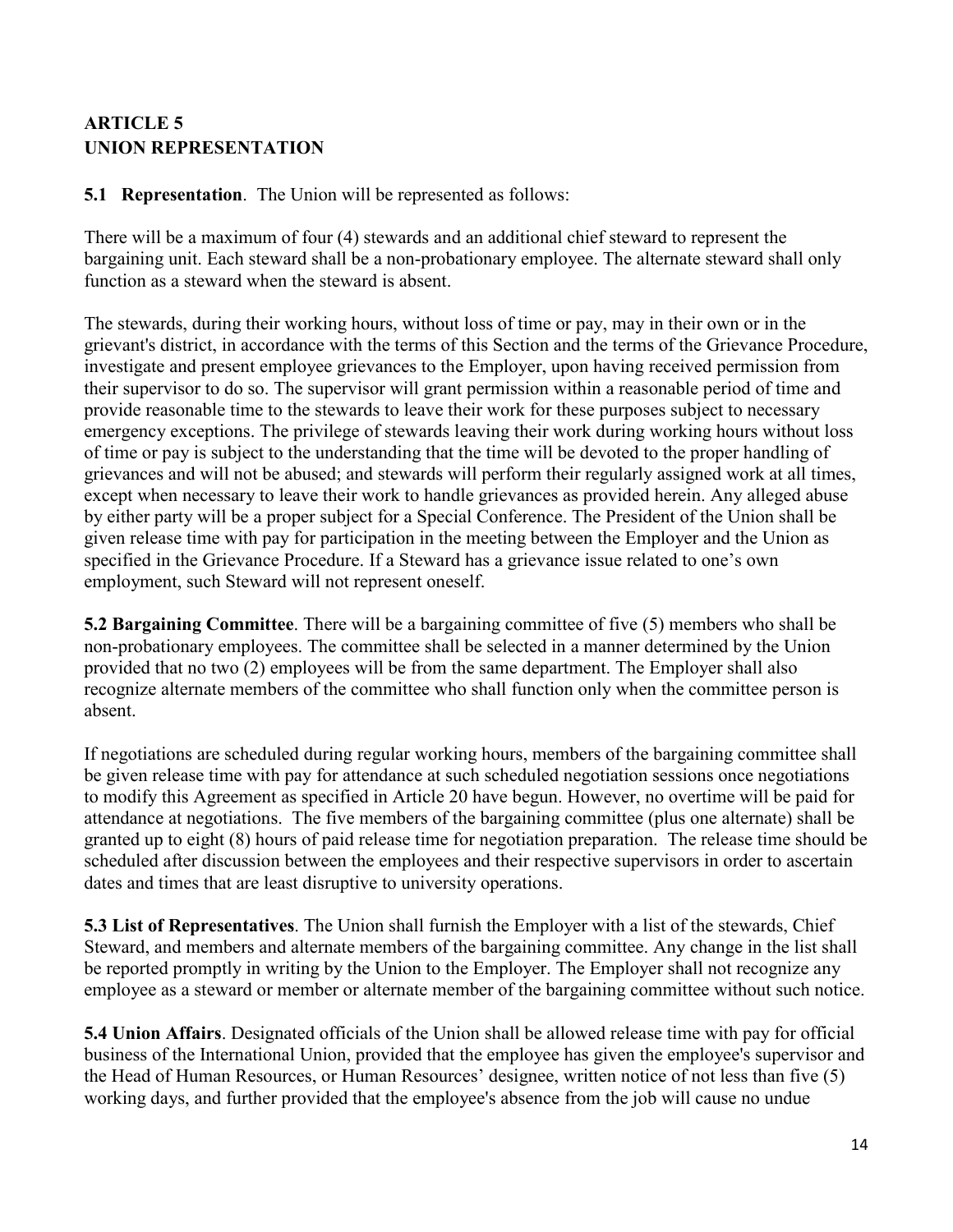## ARTICLE 5
## UNION REPRESENTATION

**5.1 Representation**. The Union will be represented as follows:

There will be a maximum of four (4) stewards and an additional chief steward to represent the bargaining unit. Each steward shall be a non-probationary employee. The alternate steward shall only function as a steward when the steward is absent.

The stewards, during their working hours, without loss of time or pay, may in their own or in the grievant's district, in accordance with the terms of this Section and the terms of the Grievance Procedure, investigate and present employee grievances to the Employer, upon having received permission from their supervisor to do so. The supervisor will grant permission within a reasonable period of time and provide reasonable time to the stewards to leave their work for these purposes subject to necessary emergency exceptions. The privilege of stewards leaving their work during working hours without loss of time or pay is subject to the understanding that the time will be devoted to the proper handling of grievances and will not be abused; and stewards will perform their regularly assigned work at all times, except when necessary to leave their work to handle grievances as provided herein. Any alleged abuse by either party will be a proper subject for a Special Conference. The President of the Union shall be given release time with pay for participation in the meeting between the Employer and the Union as specified in the Grievance Procedure. If a Steward has a grievance issue related to one's own employment, such Steward will not represent oneself.

**5.2 Bargaining Committee**. There will be a bargaining committee of five (5) members who shall be non-probationary employees. The committee shall be selected in a manner determined by the Union provided that no two (2) employees will be from the same department. The Employer shall also recognize alternate members of the committee who shall function only when the committee person is absent.

If negotiations are scheduled during regular working hours, members of the bargaining committee shall be given release time with pay for attendance at such scheduled negotiation sessions once negotiations to modify this Agreement as specified in Article 20 have begun. However, no overtime will be paid for attendance at negotiations. The five members of the bargaining committee (plus one alternate) shall be granted up to eight (8) hours of paid release time for negotiation preparation. The release time should be scheduled after discussion between the employees and their respective supervisors in order to ascertain dates and times that are least disruptive to university operations.

**5.3 List of Representatives**. The Union shall furnish the Employer with a list of the stewards, Chief Steward, and members and alternate members of the bargaining committee. Any change in the list shall be reported promptly in writing by the Union to the Employer. The Employer shall not recognize any employee as a steward or member or alternate member of the bargaining committee without such notice.

**5.4 Union Affairs**. Designated officials of the Union shall be allowed release time with pay for official business of the International Union, provided that the employee has given the employee's supervisor and the Head of Human Resources, or Human Resources' designee, written notice of not less than five (5) working days, and further provided that the employee's absence from the job will cause no undue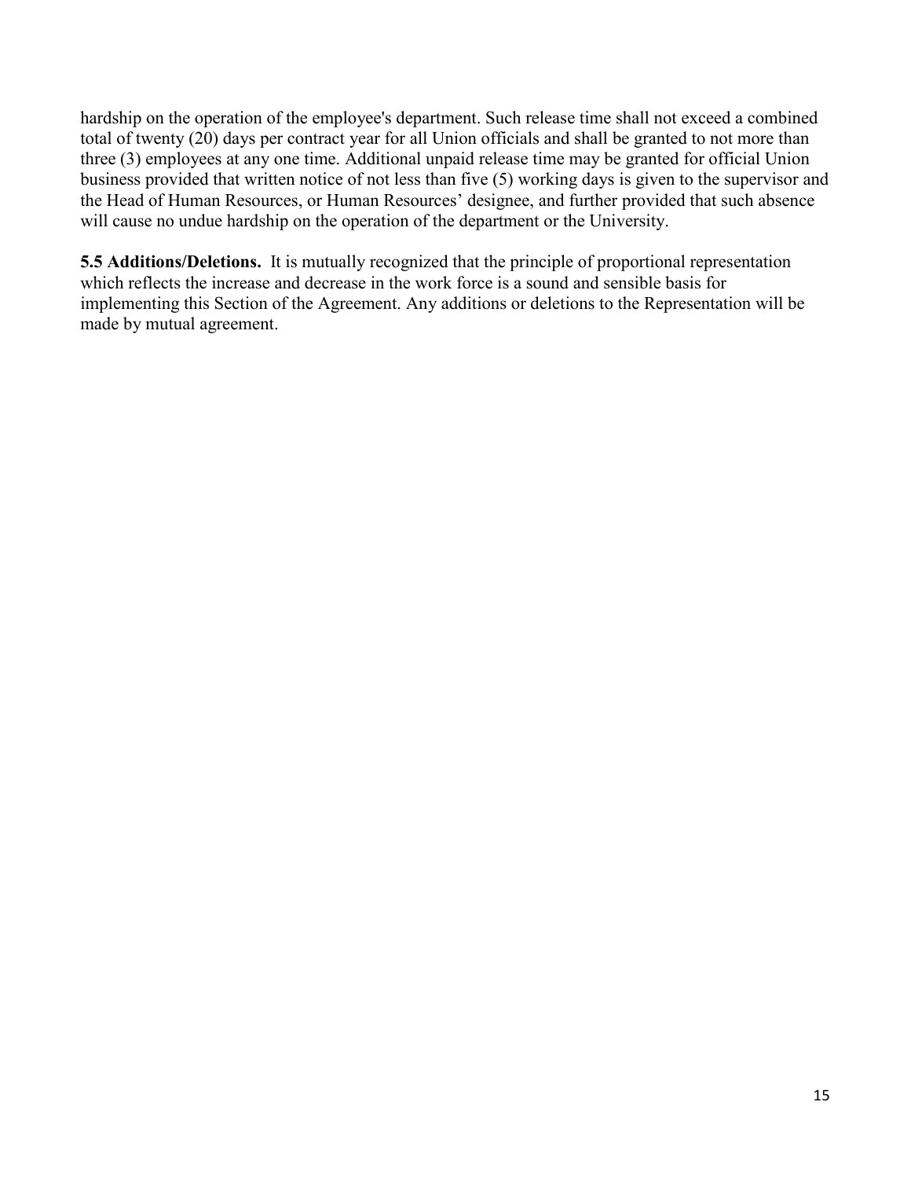hardship on the operation of the employee's department. Such release time shall not exceed a combined total of twenty (20) days per contract year for all Union officials and shall be granted to not more than three (3) employees at any one time. Additional unpaid release time may be granted for official Union business provided that written notice of not less than five (5) working days is given to the supervisor and the Head of Human Resources, or Human Resources' designee, and further provided that such absence will cause no undue hardship on the operation of the department or the University.

**5.5 Additions/Deletions.** It is mutually recognized that the principle of proportional representation which reflects the increase and decrease in the work force is a sound and sensible basis for implementing this Section of the Agreement. Any additions or deletions to the Representation will be made by mutual agreement.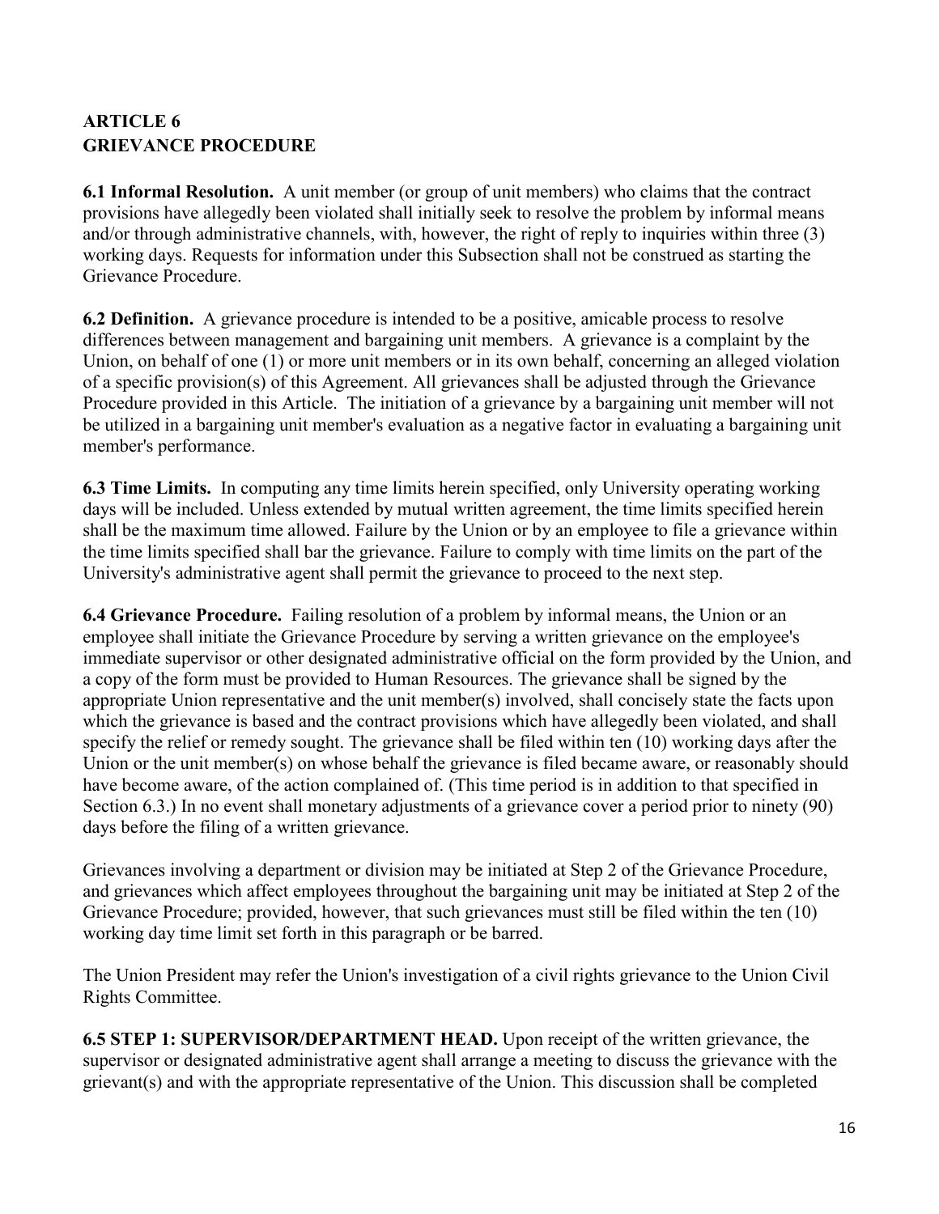## ARTICLE 6
## GRIEVANCE PROCEDURE

**6.1 Informal Resolution.** A unit member (or group of unit members) who claims that the contract provisions have allegedly been violated shall initially seek to resolve the problem by informal means and/or through administrative channels, with, however, the right of reply to inquiries within three (3) working days. Requests for information under this Subsection shall not be construed as starting the Grievance Procedure.

**6.2 Definition.** A grievance procedure is intended to be a positive, amicable process to resolve differences between management and bargaining unit members. A grievance is a complaint by the Union, on behalf of one (1) or more unit members or in its own behalf, concerning an alleged violation of a specific provision(s) of this Agreement. All grievances shall be adjusted through the Grievance Procedure provided in this Article. The initiation of a grievance by a bargaining unit member will not be utilized in a bargaining unit member's evaluation as a negative factor in evaluating a bargaining unit member's performance.

**6.3 Time Limits.** In computing any time limits herein specified, only University operating working days will be included. Unless extended by mutual written agreement, the time limits specified herein shall be the maximum time allowed. Failure by the Union or by an employee to file a grievance within the time limits specified shall bar the grievance. Failure to comply with time limits on the part of the University's administrative agent shall permit the grievance to proceed to the next step.

**6.4 Grievance Procedure.** Failing resolution of a problem by informal means, the Union or an employee shall initiate the Grievance Procedure by serving a written grievance on the employee's immediate supervisor or other designated administrative official on the form provided by the Union, and a copy of the form must be provided to Human Resources. The grievance shall be signed by the appropriate Union representative and the unit member(s) involved, shall concisely state the facts upon which the grievance is based and the contract provisions which have allegedly been violated, and shall specify the relief or remedy sought. The grievance shall be filed within ten (10) working days after the Union or the unit member(s) on whose behalf the grievance is filed became aware, or reasonably should have become aware, of the action complained of. (This time period is in addition to that specified in Section 6.3.) In no event shall monetary adjustments of a grievance cover a period prior to ninety (90) days before the filing of a written grievance.

Grievances involving a department or division may be initiated at Step 2 of the Grievance Procedure, and grievances which affect employees throughout the bargaining unit may be initiated at Step 2 of the Grievance Procedure; provided, however, that such grievances must still be filed within the ten (10) working day time limit set forth in this paragraph or be barred.

The Union President may refer the Union's investigation of a civil rights grievance to the Union Civil Rights Committee.

**6.5 STEP 1: SUPERVISOR/DEPARTMENT HEAD.** Upon receipt of the written grievance, the supervisor or designated administrative agent shall arrange a meeting to discuss the grievance with the grievant(s) and with the appropriate representative of the Union. This discussion shall be completed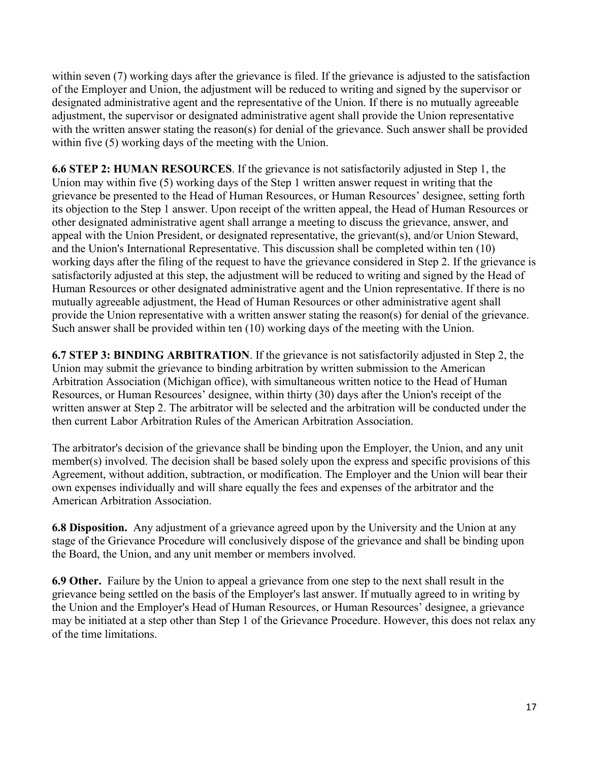within seven (7) working days after the grievance is filed. If the grievance is adjusted to the satisfaction of the Employer and Union, the adjustment will be reduced to writing and signed by the supervisor or designated administrative agent and the representative of the Union. If there is no mutually agreeable adjustment, the supervisor or designated administrative agent shall provide the Union representative with the written answer stating the reason(s) for denial of the grievance. Such answer shall be provided within five (5) working days of the meeting with the Union.

**6.6 STEP 2: HUMAN RESOURCES**. If the grievance is not satisfactorily adjusted in Step 1, the Union may within five (5) working days of the Step 1 written answer request in writing that the grievance be presented to the Head of Human Resources, or Human Resources' designee, setting forth its objection to the Step 1 answer. Upon receipt of the written appeal, the Head of Human Resources or other designated administrative agent shall arrange a meeting to discuss the grievance, answer, and appeal with the Union President, or designated representative, the grievant(s), and/or Union Steward, and the Union's International Representative. This discussion shall be completed within ten (10) working days after the filing of the request to have the grievance considered in Step 2. If the grievance is satisfactorily adjusted at this step, the adjustment will be reduced to writing and signed by the Head of Human Resources or other designated administrative agent and the Union representative. If there is no mutually agreeable adjustment, the Head of Human Resources or other administrative agent shall provide the Union representative with a written answer stating the reason(s) for denial of the grievance. Such answer shall be provided within ten (10) working days of the meeting with the Union.

**6.7 STEP 3: BINDING ARBITRATION**. If the grievance is not satisfactorily adjusted in Step 2, the Union may submit the grievance to binding arbitration by written submission to the American Arbitration Association (Michigan office), with simultaneous written notice to the Head of Human Resources, or Human Resources' designee, within thirty (30) days after the Union's receipt of the written answer at Step 2. The arbitrator will be selected and the arbitration will be conducted under the then current Labor Arbitration Rules of the American Arbitration Association.

The arbitrator's decision of the grievance shall be binding upon the Employer, the Union, and any unit member(s) involved. The decision shall be based solely upon the express and specific provisions of this Agreement, without addition, subtraction, or modification. The Employer and the Union will bear their own expenses individually and will share equally the fees and expenses of the arbitrator and the American Arbitration Association.

**6.8 Disposition.** Any adjustment of a grievance agreed upon by the University and the Union at any stage of the Grievance Procedure will conclusively dispose of the grievance and shall be binding upon the Board, the Union, and any unit member or members involved.

**6.9 Other.** Failure by the Union to appeal a grievance from one step to the next shall result in the grievance being settled on the basis of the Employer's last answer. If mutually agreed to in writing by the Union and the Employer's Head of Human Resources, or Human Resources' designee, a grievance may be initiated at a step other than Step 1 of the Grievance Procedure. However, this does not relax any of the time limitations.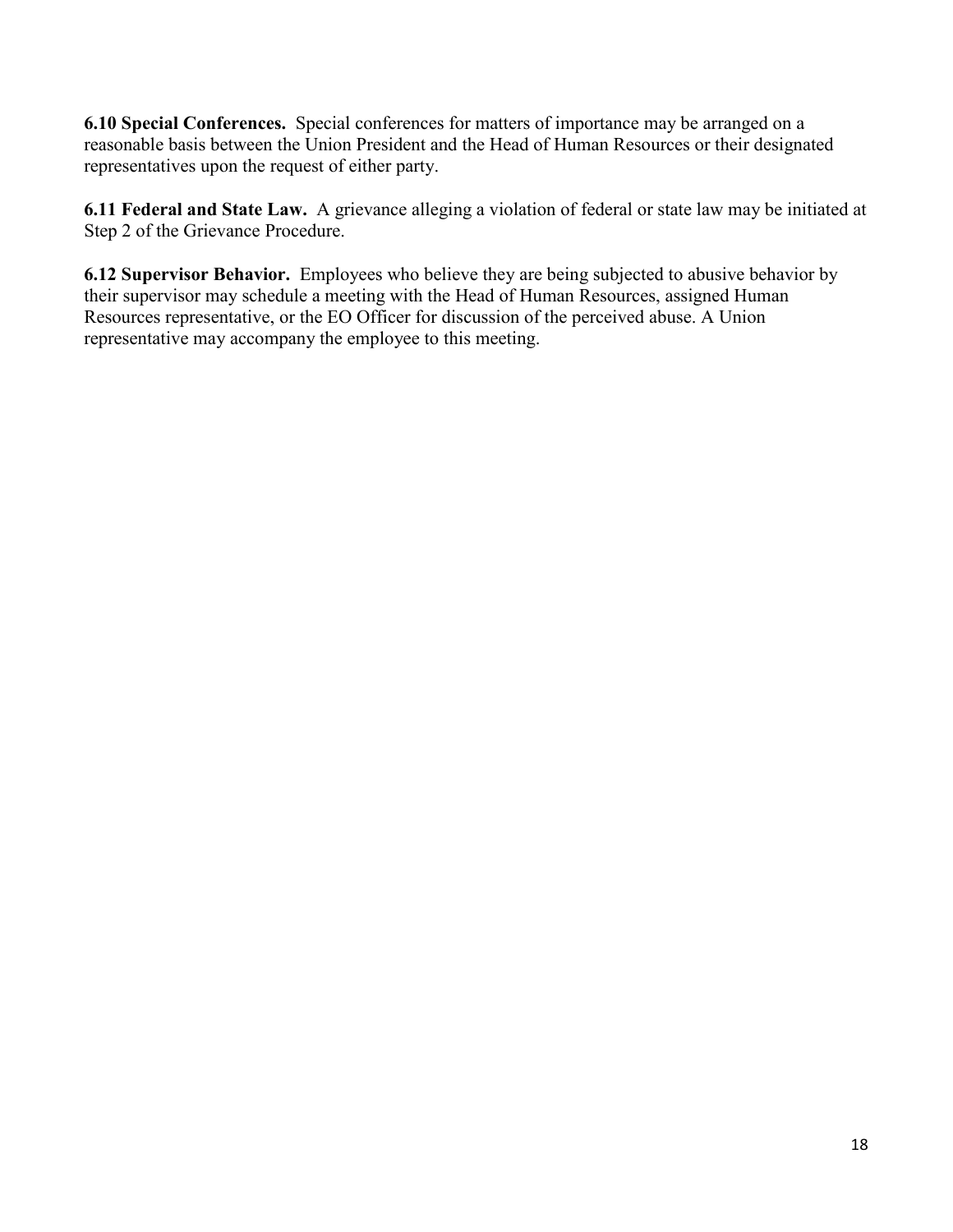**6.10 Special Conferences.** Special conferences for matters of importance may be arranged on a reasonable basis between the Union President and the Head of Human Resources or their designated representatives upon the request of either party.

**6.11 Federal and State Law.** A grievance alleging a violation of federal or state law may be initiated at Step 2 of the Grievance Procedure.

**6.12 Supervisor Behavior.** Employees who believe they are being subjected to abusive behavior by their supervisor may schedule a meeting with the Head of Human Resources, assigned Human Resources representative, or the EO Officer for discussion of the perceived abuse. A Union representative may accompany the employee to this meeting.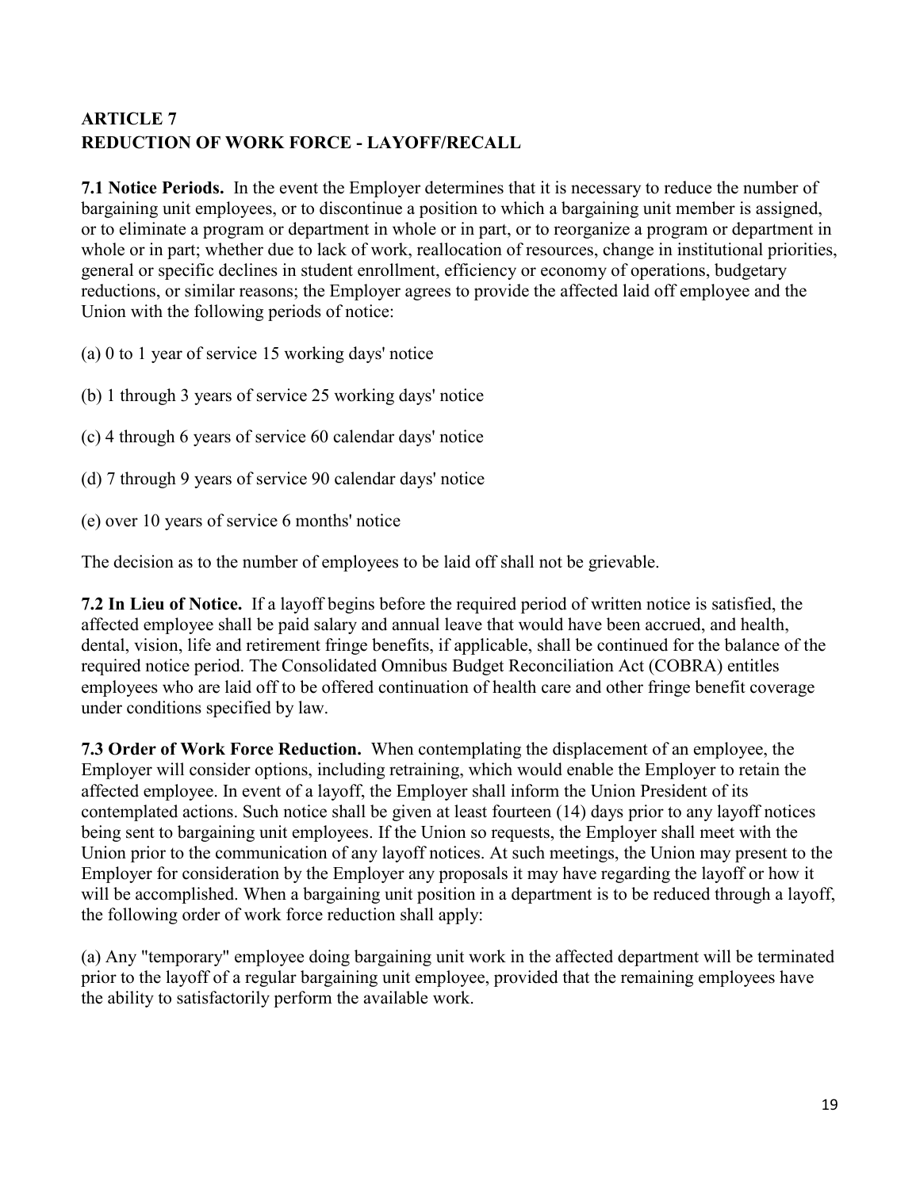## ARTICLE 7
## REDUCTION OF WORK FORCE - LAYOFF/RECALL

**7.1 Notice Periods.** In the event the Employer determines that it is necessary to reduce the number of bargaining unit employees, or to discontinue a position to which a bargaining unit member is assigned, or to eliminate a program or department in whole or in part, or to reorganize a program or department in whole or in part; whether due to lack of work, reallocation of resources, change in institutional priorities, general or specific declines in student enrollment, efficiency or economy of operations, budgetary reductions, or similar reasons; the Employer agrees to provide the affected laid off employee and the Union with the following periods of notice:

(a) 0 to 1 year of service 15 working days' notice

(b) 1 through 3 years of service 25 working days' notice

(c) 4 through 6 years of service 60 calendar days' notice

(d) 7 through 9 years of service 90 calendar days' notice

(e) over 10 years of service 6 months' notice

The decision as to the number of employees to be laid off shall not be grievable.

**7.2 In Lieu of Notice.** If a layoff begins before the required period of written notice is satisfied, the affected employee shall be paid salary and annual leave that would have been accrued, and health, dental, vision, life and retirement fringe benefits, if applicable, shall be continued for the balance of the required notice period. The Consolidated Omnibus Budget Reconciliation Act (COBRA) entitles employees who are laid off to be offered continuation of health care and other fringe benefit coverage under conditions specified by law.

**7.3 Order of Work Force Reduction.** When contemplating the displacement of an employee, the Employer will consider options, including retraining, which would enable the Employer to retain the affected employee. In event of a layoff, the Employer shall inform the Union President of its contemplated actions. Such notice shall be given at least fourteen (14) days prior to any layoff notices being sent to bargaining unit employees. If the Union so requests, the Employer shall meet with the Union prior to the communication of any layoff notices. At such meetings, the Union may present to the Employer for consideration by the Employer any proposals it may have regarding the layoff or how it will be accomplished. When a bargaining unit position in a department is to be reduced through a layoff, the following order of work force reduction shall apply:

(a) Any "temporary" employee doing bargaining unit work in the affected department will be terminated prior to the layoff of a regular bargaining unit employee, provided that the remaining employees have the ability to satisfactorily perform the available work.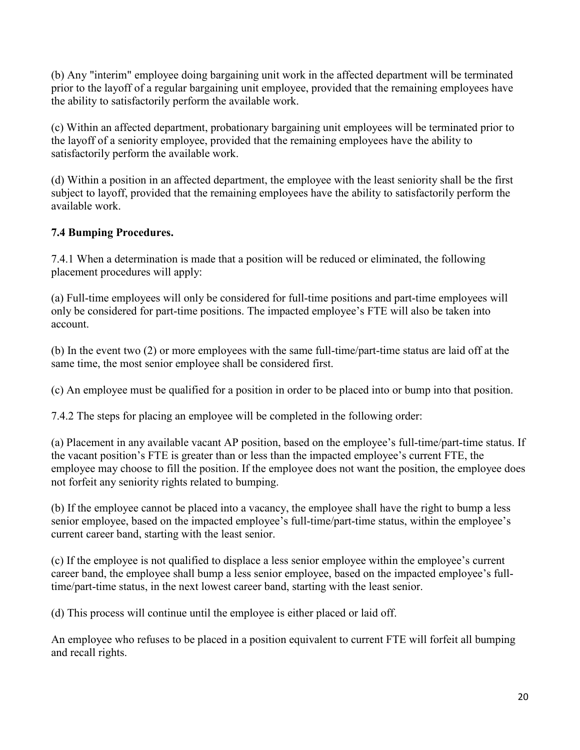(b) Any "interim" employee doing bargaining unit work in the affected department will be terminated prior to the layoff of a regular bargaining unit employee, provided that the remaining employees have the ability to satisfactorily perform the available work.

(c) Within an affected department, probationary bargaining unit employees will be terminated prior to the layoff of a seniority employee, provided that the remaining employees have the ability to satisfactorily perform the available work.

(d) Within a position in an affected department, the employee with the least seniority shall be the first subject to layoff, provided that the remaining employees have the ability to satisfactorily perform the available work.

**7.4 Bumping Procedures.**

7.4.1 When a determination is made that a position will be reduced or eliminated, the following placement procedures will apply:

(a) Full-time employees will only be considered for full-time positions and part-time employees will only be considered for part-time positions. The impacted employee's FTE will also be taken into account.

(b) In the event two (2) or more employees with the same full-time/part-time status are laid off at the same time, the most senior employee shall be considered first.

(c) An employee must be qualified for a position in order to be placed into or bump into that position.

7.4.2 The steps for placing an employee will be completed in the following order:

(a) Placement in any available vacant AP position, based on the employee's full-time/part-time status. If the vacant position's FTE is greater than or less than the impacted employee's current FTE, the employee may choose to fill the position. If the employee does not want the position, the employee does not forfeit any seniority rights related to bumping.

(b) If the employee cannot be placed into a vacancy, the employee shall have the right to bump a less senior employee, based on the impacted employee's full-time/part-time status, within the employee's current career band, starting with the least senior.

(c) If the employee is not qualified to displace a less senior employee within the employee's current career band, the employee shall bump a less senior employee, based on the impacted employee's full-time/part-time status, in the next lowest career band, starting with the least senior.

(d) This process will continue until the employee is either placed or laid off.

An employee who refuses to be placed in a position equivalent to current FTE will forfeit all bumping and recall rights.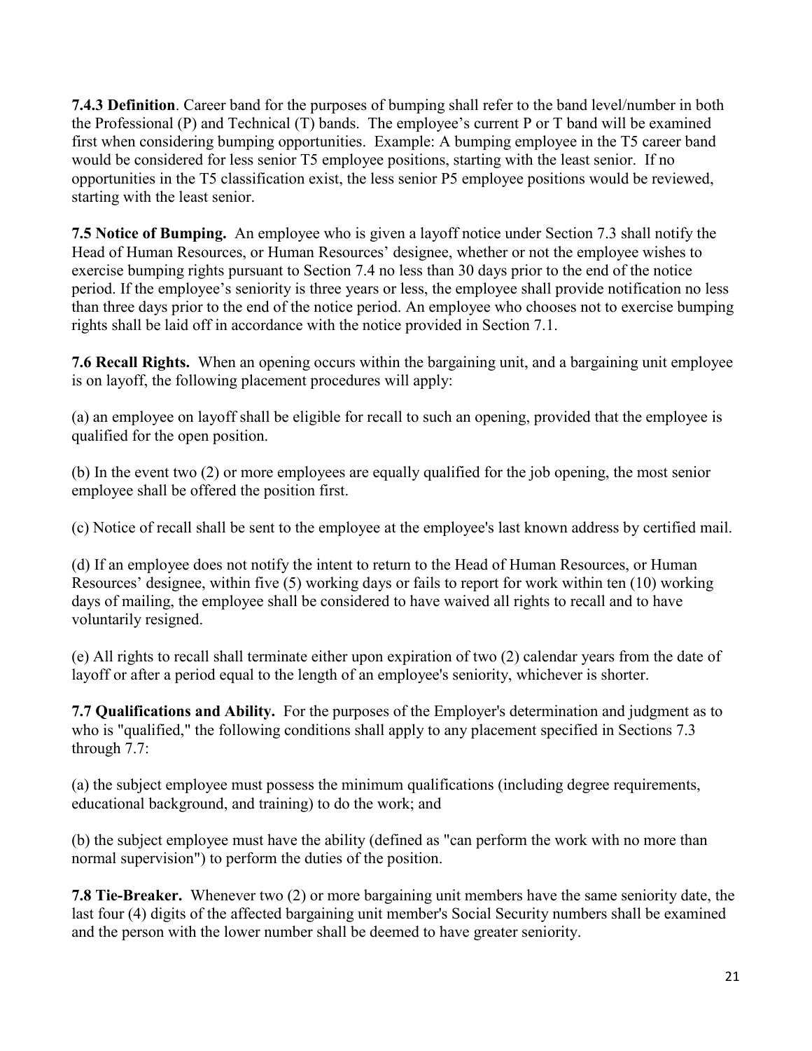**7.4.3 Definition**. Career band for the purposes of bumping shall refer to the band level/number in both the Professional (P) and Technical (T) bands. The employee's current P or T band will be examined first when considering bumping opportunities. Example: A bumping employee in the T5 career band would be considered for less senior T5 employee positions, starting with the least senior. If no opportunities in the T5 classification exist, the less senior P5 employee positions would be reviewed, starting with the least senior.

**7.5 Notice of Bumping.** An employee who is given a layoff notice under Section 7.3 shall notify the Head of Human Resources, or Human Resources' designee, whether or not the employee wishes to exercise bumping rights pursuant to Section 7.4 no less than 30 days prior to the end of the notice period. If the employee's seniority is three years or less, the employee shall provide notification no less than three days prior to the end of the notice period. An employee who chooses not to exercise bumping rights shall be laid off in accordance with the notice provided in Section 7.1.

**7.6 Recall Rights.** When an opening occurs within the bargaining unit, and a bargaining unit employee is on layoff, the following placement procedures will apply:

(a) an employee on layoff shall be eligible for recall to such an opening, provided that the employee is qualified for the open position.

(b) In the event two (2) or more employees are equally qualified for the job opening, the most senior employee shall be offered the position first.

(c) Notice of recall shall be sent to the employee at the employee's last known address by certified mail.

(d) If an employee does not notify the intent to return to the Head of Human Resources, or Human Resources' designee, within five (5) working days or fails to report for work within ten (10) working days of mailing, the employee shall be considered to have waived all rights to recall and to have voluntarily resigned.

(e) All rights to recall shall terminate either upon expiration of two (2) calendar years from the date of layoff or after a period equal to the length of an employee's seniority, whichever is shorter.

**7.7 Qualifications and Ability.** For the purposes of the Employer's determination and judgment as to who is "qualified," the following conditions shall apply to any placement specified in Sections 7.3 through 7.7:

(a) the subject employee must possess the minimum qualifications (including degree requirements, educational background, and training) to do the work; and

(b) the subject employee must have the ability (defined as "can perform the work with no more than normal supervision") to perform the duties of the position.

**7.8 Tie-Breaker.** Whenever two (2) or more bargaining unit members have the same seniority date, the last four (4) digits of the affected bargaining unit member's Social Security numbers shall be examined and the person with the lower number shall be deemed to have greater seniority.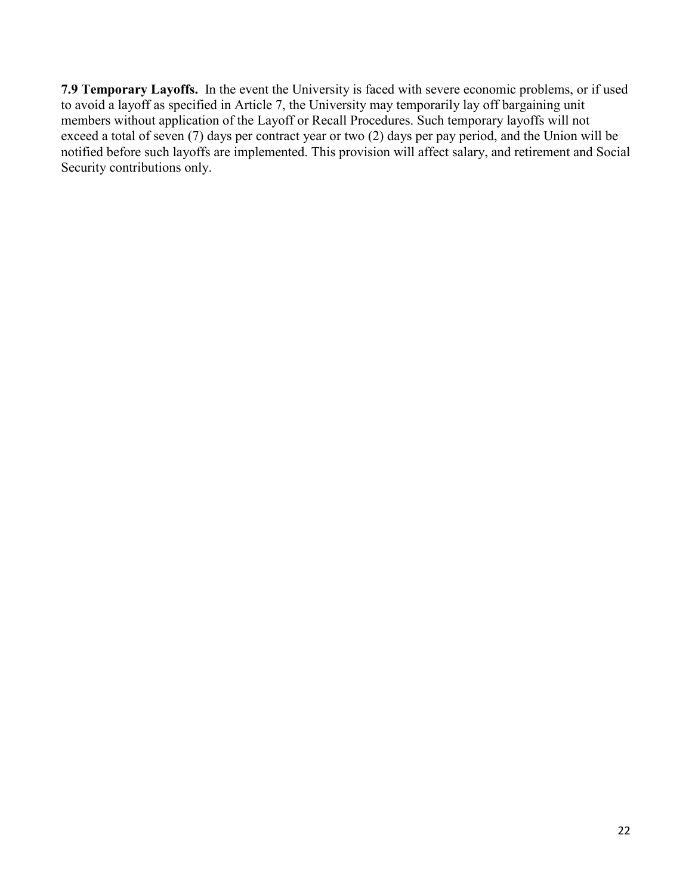**7.9 Temporary Layoffs.** In the event the University is faced with severe economic problems, or if used to avoid a layoff as specified in Article 7, the University may temporarily lay off bargaining unit members without application of the Layoff or Recall Procedures. Such temporary layoffs will not exceed a total of seven (7) days per contract year or two (2) days per pay period, and the Union will be notified before such layoffs are implemented. This provision will affect salary, and retirement and Social Security contributions only.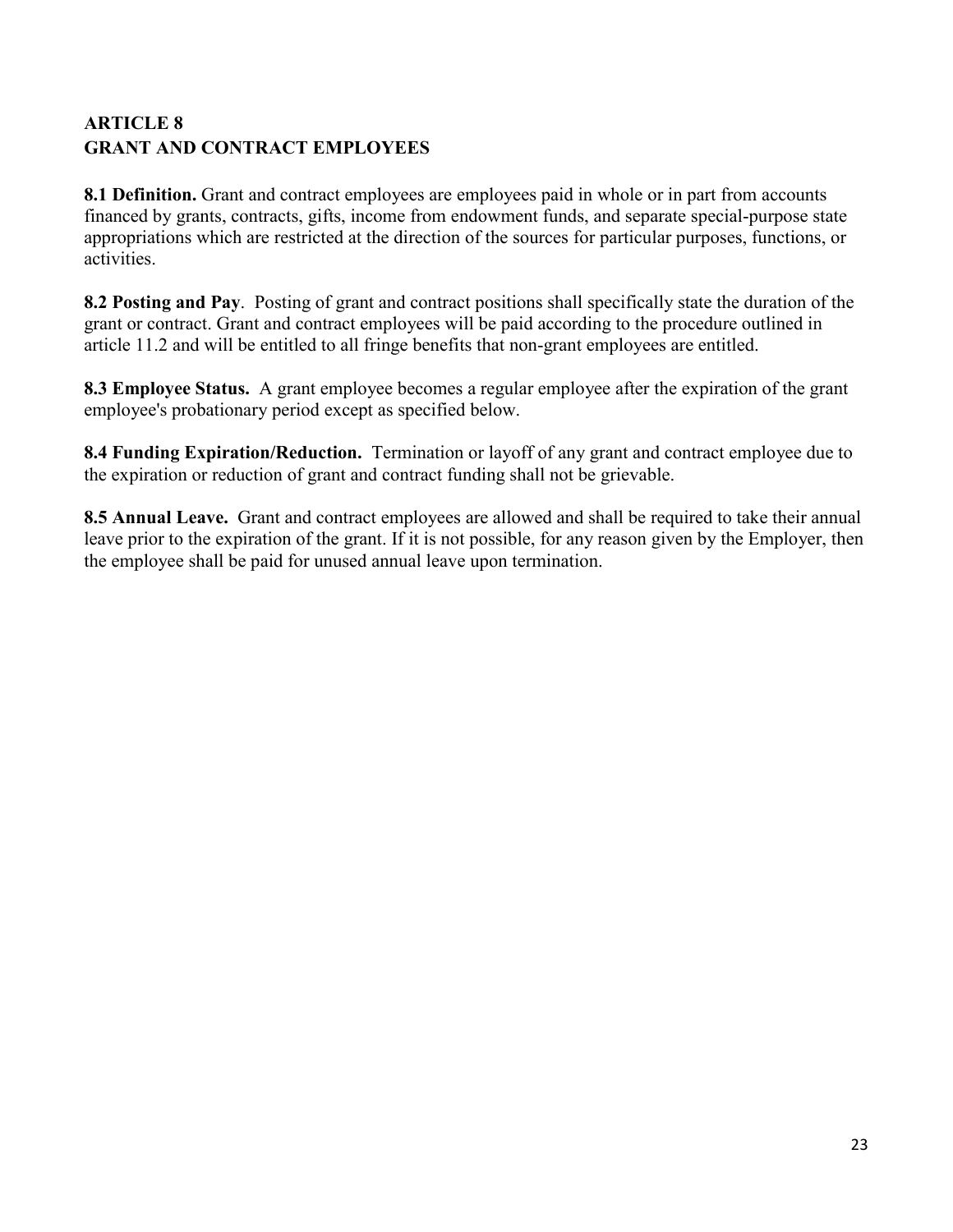## ARTICLE 8
## GRANT AND CONTRACT EMPLOYEES

**8.1 Definition.** Grant and contract employees are employees paid in whole or in part from accounts financed by grants, contracts, gifts, income from endowment funds, and separate special-purpose state appropriations which are restricted at the direction of the sources for particular purposes, functions, or activities.

**8.2 Posting and Pay**. Posting of grant and contract positions shall specifically state the duration of the grant or contract. Grant and contract employees will be paid according to the procedure outlined in article 11.2 and will be entitled to all fringe benefits that non-grant employees are entitled.

**8.3 Employee Status.** A grant employee becomes a regular employee after the expiration of the grant employee's probationary period except as specified below.

**8.4 Funding Expiration/Reduction.** Termination or layoff of any grant and contract employee due to the expiration or reduction of grant and contract funding shall not be grievable.

**8.5 Annual Leave.** Grant and contract employees are allowed and shall be required to take their annual leave prior to the expiration of the grant. If it is not possible, for any reason given by the Employer, then the employee shall be paid for unused annual leave upon termination.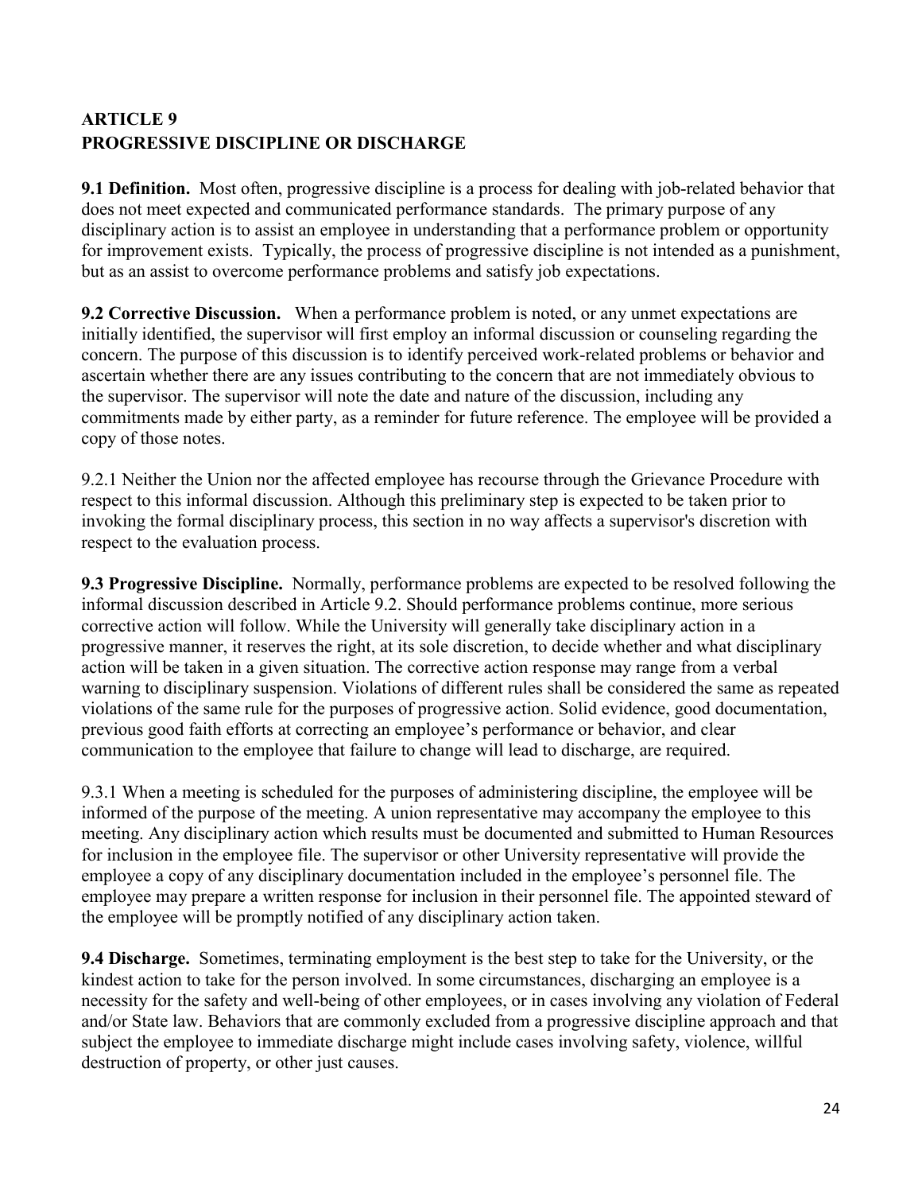## ARTICLE 9
## PROGRESSIVE DISCIPLINE OR DISCHARGE

**9.1 Definition.** Most often, progressive discipline is a process for dealing with job-related behavior that does not meet expected and communicated performance standards. The primary purpose of any disciplinary action is to assist an employee in understanding that a performance problem or opportunity for improvement exists. Typically, the process of progressive discipline is not intended as a punishment, but as an assist to overcome performance problems and satisfy job expectations.

**9.2 Corrective Discussion.** When a performance problem is noted, or any unmet expectations are initially identified, the supervisor will first employ an informal discussion or counseling regarding the concern. The purpose of this discussion is to identify perceived work-related problems or behavior and ascertain whether there are any issues contributing to the concern that are not immediately obvious to the supervisor. The supervisor will note the date and nature of the discussion, including any commitments made by either party, as a reminder for future reference. The employee will be provided a copy of those notes.

9.2.1 Neither the Union nor the affected employee has recourse through the Grievance Procedure with respect to this informal discussion. Although this preliminary step is expected to be taken prior to invoking the formal disciplinary process, this section in no way affects a supervisor's discretion with respect to the evaluation process.

**9.3 Progressive Discipline.** Normally, performance problems are expected to be resolved following the informal discussion described in Article 9.2. Should performance problems continue, more serious corrective action will follow. While the University will generally take disciplinary action in a progressive manner, it reserves the right, at its sole discretion, to decide whether and what disciplinary action will be taken in a given situation. The corrective action response may range from a verbal warning to disciplinary suspension. Violations of different rules shall be considered the same as repeated violations of the same rule for the purposes of progressive action. Solid evidence, good documentation, previous good faith efforts at correcting an employee's performance or behavior, and clear communication to the employee that failure to change will lead to discharge, are required.

9.3.1 When a meeting is scheduled for the purposes of administering discipline, the employee will be informed of the purpose of the meeting. A union representative may accompany the employee to this meeting. Any disciplinary action which results must be documented and submitted to Human Resources for inclusion in the employee file. The supervisor or other University representative will provide the employee a copy of any disciplinary documentation included in the employee's personnel file. The employee may prepare a written response for inclusion in their personnel file. The appointed steward of the employee will be promptly notified of any disciplinary action taken.

**9.4 Discharge.** Sometimes, terminating employment is the best step to take for the University, or the kindest action to take for the person involved. In some circumstances, discharging an employee is a necessity for the safety and well-being of other employees, or in cases involving any violation of Federal and/or State law. Behaviors that are commonly excluded from a progressive discipline approach and that subject the employee to immediate discharge might include cases involving safety, violence, willful destruction of property, or other just causes.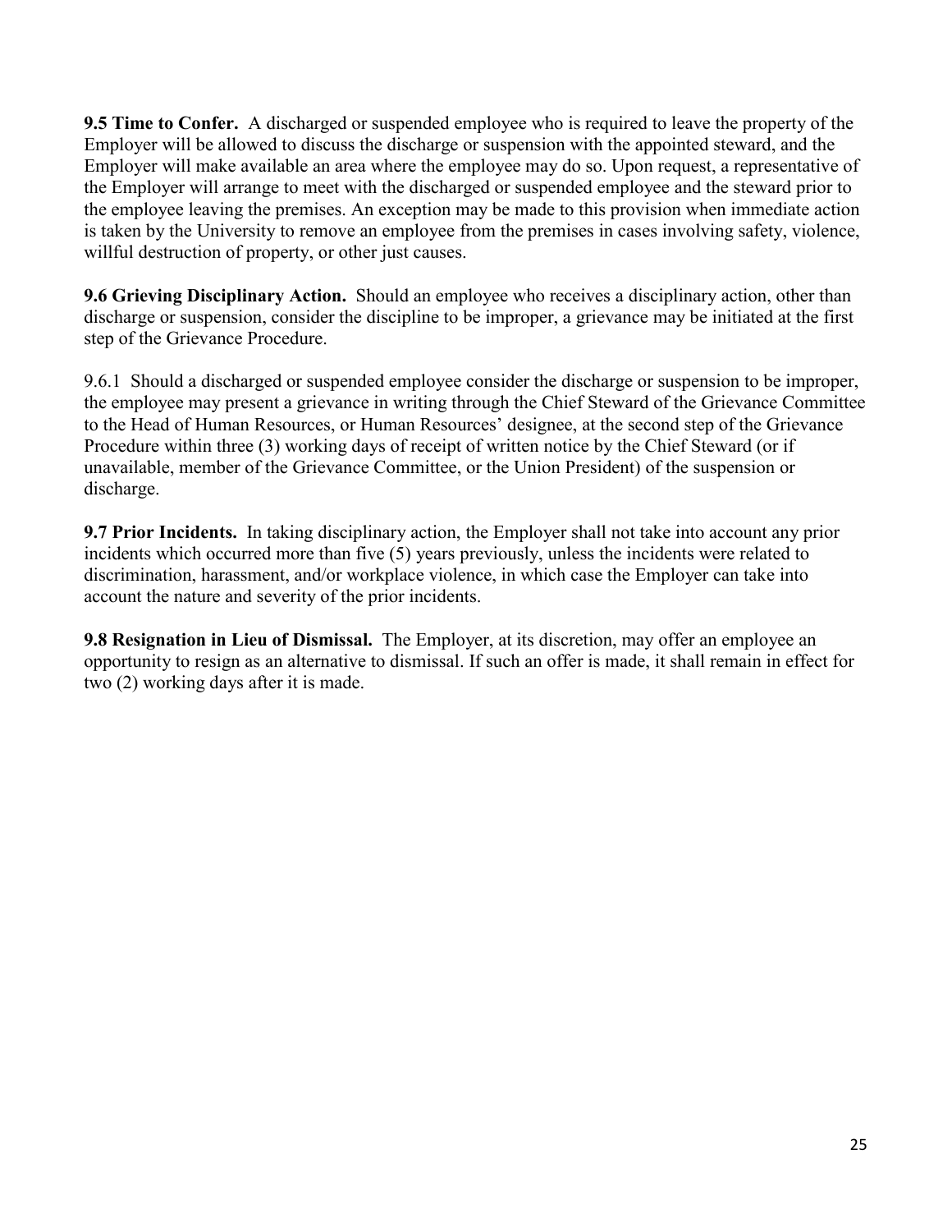**9.5 Time to Confer.** A discharged or suspended employee who is required to leave the property of the Employer will be allowed to discuss the discharge or suspension with the appointed steward, and the Employer will make available an area where the employee may do so. Upon request, a representative of the Employer will arrange to meet with the discharged or suspended employee and the steward prior to the employee leaving the premises. An exception may be made to this provision when immediate action is taken by the University to remove an employee from the premises in cases involving safety, violence, willful destruction of property, or other just causes.

**9.6 Grieving Disciplinary Action.** Should an employee who receives a disciplinary action, other than discharge or suspension, consider the discipline to be improper, a grievance may be initiated at the first step of the Grievance Procedure.

9.6.1 Should a discharged or suspended employee consider the discharge or suspension to be improper, the employee may present a grievance in writing through the Chief Steward of the Grievance Committee to the Head of Human Resources, or Human Resources' designee, at the second step of the Grievance Procedure within three (3) working days of receipt of written notice by the Chief Steward (or if unavailable, member of the Grievance Committee, or the Union President) of the suspension or discharge.

**9.7 Prior Incidents.** In taking disciplinary action, the Employer shall not take into account any prior incidents which occurred more than five (5) years previously, unless the incidents were related to discrimination, harassment, and/or workplace violence, in which case the Employer can take into account the nature and severity of the prior incidents.

**9.8 Resignation in Lieu of Dismissal.** The Employer, at its discretion, may offer an employee an opportunity to resign as an alternative to dismissal. If such an offer is made, it shall remain in effect for two (2) working days after it is made.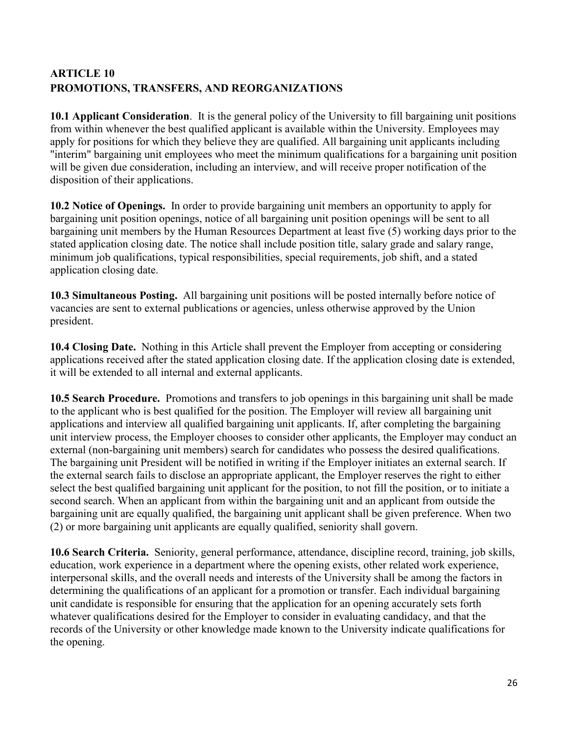## ARTICLE 10
## PROMOTIONS, TRANSFERS, AND REORGANIZATIONS

**10.1 Applicant Consideration**. It is the general policy of the University to fill bargaining unit positions from within whenever the best qualified applicant is available within the University. Employees may apply for positions for which they believe they are qualified. All bargaining unit applicants including "interim" bargaining unit employees who meet the minimum qualifications for a bargaining unit position will be given due consideration, including an interview, and will receive proper notification of the disposition of their applications.

**10.2 Notice of Openings.** In order to provide bargaining unit members an opportunity to apply for bargaining unit position openings, notice of all bargaining unit position openings will be sent to all bargaining unit members by the Human Resources Department at least five (5) working days prior to the stated application closing date. The notice shall include position title, salary grade and salary range, minimum job qualifications, typical responsibilities, special requirements, job shift, and a stated application closing date.

**10.3 Simultaneous Posting.** All bargaining unit positions will be posted internally before notice of vacancies are sent to external publications or agencies, unless otherwise approved by the Union president.

**10.4 Closing Date.** Nothing in this Article shall prevent the Employer from accepting or considering applications received after the stated application closing date. If the application closing date is extended, it will be extended to all internal and external applicants.

**10.5 Search Procedure.** Promotions and transfers to job openings in this bargaining unit shall be made to the applicant who is best qualified for the position. The Employer will review all bargaining unit applications and interview all qualified bargaining unit applicants. If, after completing the bargaining unit interview process, the Employer chooses to consider other applicants, the Employer may conduct an external (non-bargaining unit members) search for candidates who possess the desired qualifications. The bargaining unit President will be notified in writing if the Employer initiates an external search. If the external search fails to disclose an appropriate applicant, the Employer reserves the right to either select the best qualified bargaining unit applicant for the position, to not fill the position, or to initiate a second search. When an applicant from within the bargaining unit and an applicant from outside the bargaining unit are equally qualified, the bargaining unit applicant shall be given preference. When two (2) or more bargaining unit applicants are equally qualified, seniority shall govern.

**10.6 Search Criteria.** Seniority, general performance, attendance, discipline record, training, job skills, education, work experience in a department where the opening exists, other related work experience, interpersonal skills, and the overall needs and interests of the University shall be among the factors in determining the qualifications of an applicant for a promotion or transfer. Each individual bargaining unit candidate is responsible for ensuring that the application for an opening accurately sets forth whatever qualifications desired for the Employer to consider in evaluating candidacy, and that the records of the University or other knowledge made known to the University indicate qualifications for the opening.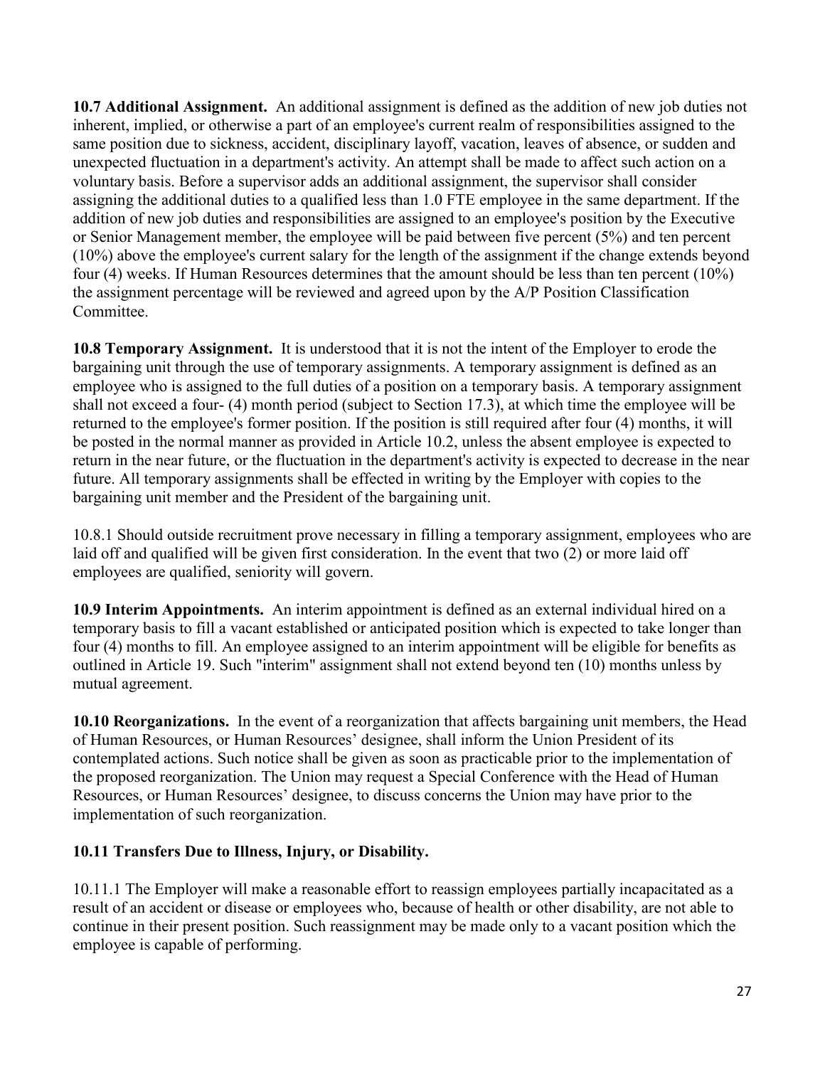**10.7 Additional Assignment.** An additional assignment is defined as the addition of new job duties not inherent, implied, or otherwise a part of an employee's current realm of responsibilities assigned to the same position due to sickness, accident, disciplinary layoff, vacation, leaves of absence, or sudden and unexpected fluctuation in a department's activity. An attempt shall be made to affect such action on a voluntary basis. Before a supervisor adds an additional assignment, the supervisor shall consider assigning the additional duties to a qualified less than 1.0 FTE employee in the same department. If the addition of new job duties and responsibilities are assigned to an employee's position by the Executive or Senior Management member, the employee will be paid between five percent (5%) and ten percent (10%) above the employee's current salary for the length of the assignment if the change extends beyond four (4) weeks. If Human Resources determines that the amount should be less than ten percent (10%) the assignment percentage will be reviewed and agreed upon by the A/P Position Classification Committee.

**10.8 Temporary Assignment.** It is understood that it is not the intent of the Employer to erode the bargaining unit through the use of temporary assignments. A temporary assignment is defined as an employee who is assigned to the full duties of a position on a temporary basis. A temporary assignment shall not exceed a four- (4) month period (subject to Section 17.3), at which time the employee will be returned to the employee's former position. If the position is still required after four (4) months, it will be posted in the normal manner as provided in Article 10.2, unless the absent employee is expected to return in the near future, or the fluctuation in the department's activity is expected to decrease in the near future. All temporary assignments shall be effected in writing by the Employer with copies to the bargaining unit member and the President of the bargaining unit.

10.8.1 Should outside recruitment prove necessary in filling a temporary assignment, employees who are laid off and qualified will be given first consideration. In the event that two (2) or more laid off employees are qualified, seniority will govern.

**10.9 Interim Appointments.** An interim appointment is defined as an external individual hired on a temporary basis to fill a vacant established or anticipated position which is expected to take longer than four (4) months to fill. An employee assigned to an interim appointment will be eligible for benefits as outlined in Article 19. Such "interim" assignment shall not extend beyond ten (10) months unless by mutual agreement.

**10.10 Reorganizations.** In the event of a reorganization that affects bargaining unit members, the Head of Human Resources, or Human Resources' designee, shall inform the Union President of its contemplated actions. Such notice shall be given as soon as practicable prior to the implementation of the proposed reorganization. The Union may request a Special Conference with the Head of Human Resources, or Human Resources' designee, to discuss concerns the Union may have prior to the implementation of such reorganization.

**10.11 Transfers Due to Illness, Injury, or Disability.**

10.11.1 The Employer will make a reasonable effort to reassign employees partially incapacitated as a result of an accident or disease or employees who, because of health or other disability, are not able to continue in their present position. Such reassignment may be made only to a vacant position which the employee is capable of performing.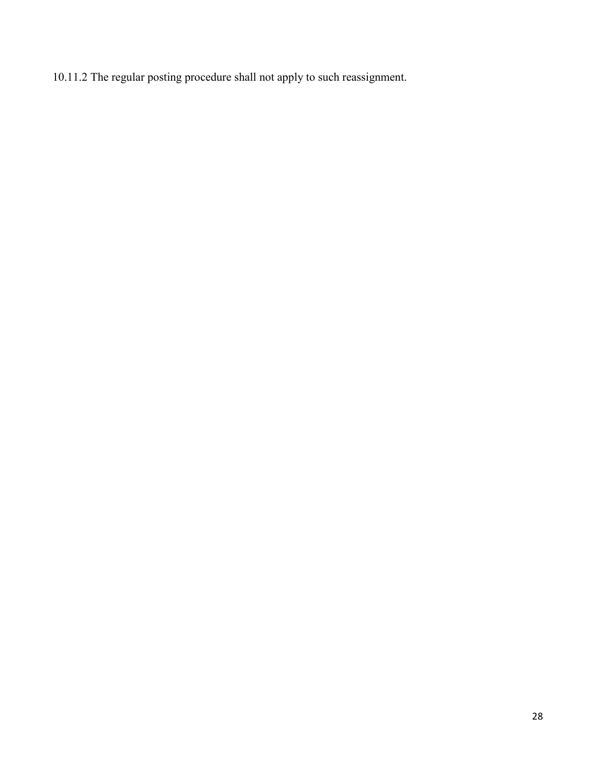10.11.2 The regular posting procedure shall not apply to such reassignment.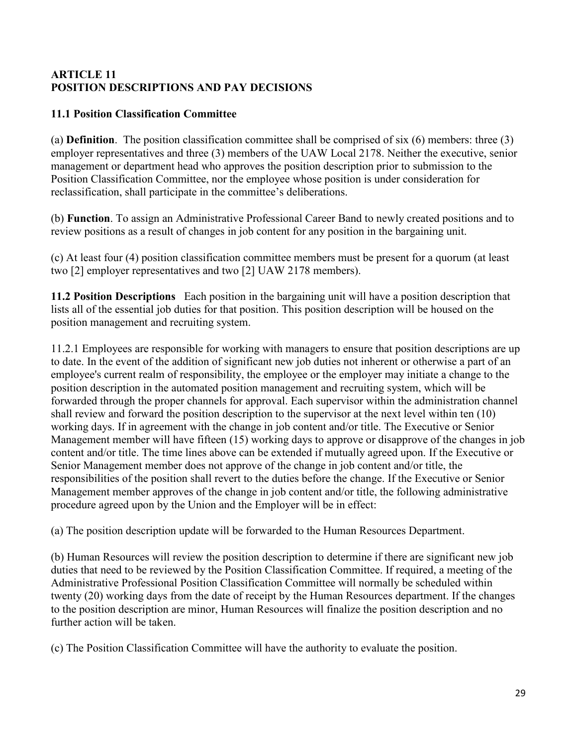## ARTICLE 11
## POSITION DESCRIPTIONS AND PAY DECISIONS

### 11.1 Position Classification Committee

(a) **Definition**. The position classification committee shall be comprised of six (6) members: three (3) employer representatives and three (3) members of the UAW Local 2178. Neither the executive, senior management or department head who approves the position description prior to submission to the Position Classification Committee, nor the employee whose position is under consideration for reclassification, shall participate in the committee's deliberations.

(b) **Function**. To assign an Administrative Professional Career Band to newly created positions and to review positions as a result of changes in job content for any position in the bargaining unit.

(c) At least four (4) position classification committee members must be present for a quorum (at least two [2] employer representatives and two [2] UAW 2178 members).

**11.2 Position Descriptions** Each position in the bargaining unit will have a position description that lists all of the essential job duties for that position. This position description will be housed on the position management and recruiting system.

11.2.1 Employees are responsible for working with managers to ensure that position descriptions are up to date. In the event of the addition of significant new job duties not inherent or otherwise a part of an employee's current realm of responsibility, the employee or the employer may initiate a change to the position description in the automated position management and recruiting system, which will be forwarded through the proper channels for approval. Each supervisor within the administration channel shall review and forward the position description to the supervisor at the next level within ten (10) working days. If in agreement with the change in job content and/or title. The Executive or Senior Management member will have fifteen (15) working days to approve or disapprove of the changes in job content and/or title. The time lines above can be extended if mutually agreed upon. If the Executive or Senior Management member does not approve of the change in job content and/or title, the responsibilities of the position shall revert to the duties before the change. If the Executive or Senior Management member approves of the change in job content and/or title, the following administrative procedure agreed upon by the Union and the Employer will be in effect:

(a) The position description update will be forwarded to the Human Resources Department.

(b) Human Resources will review the position description to determine if there are significant new job duties that need to be reviewed by the Position Classification Committee. If required, a meeting of the Administrative Professional Position Classification Committee will normally be scheduled within twenty (20) working days from the date of receipt by the Human Resources department. If the changes to the position description are minor, Human Resources will finalize the position description and no further action will be taken.

(c) The Position Classification Committee will have the authority to evaluate the position.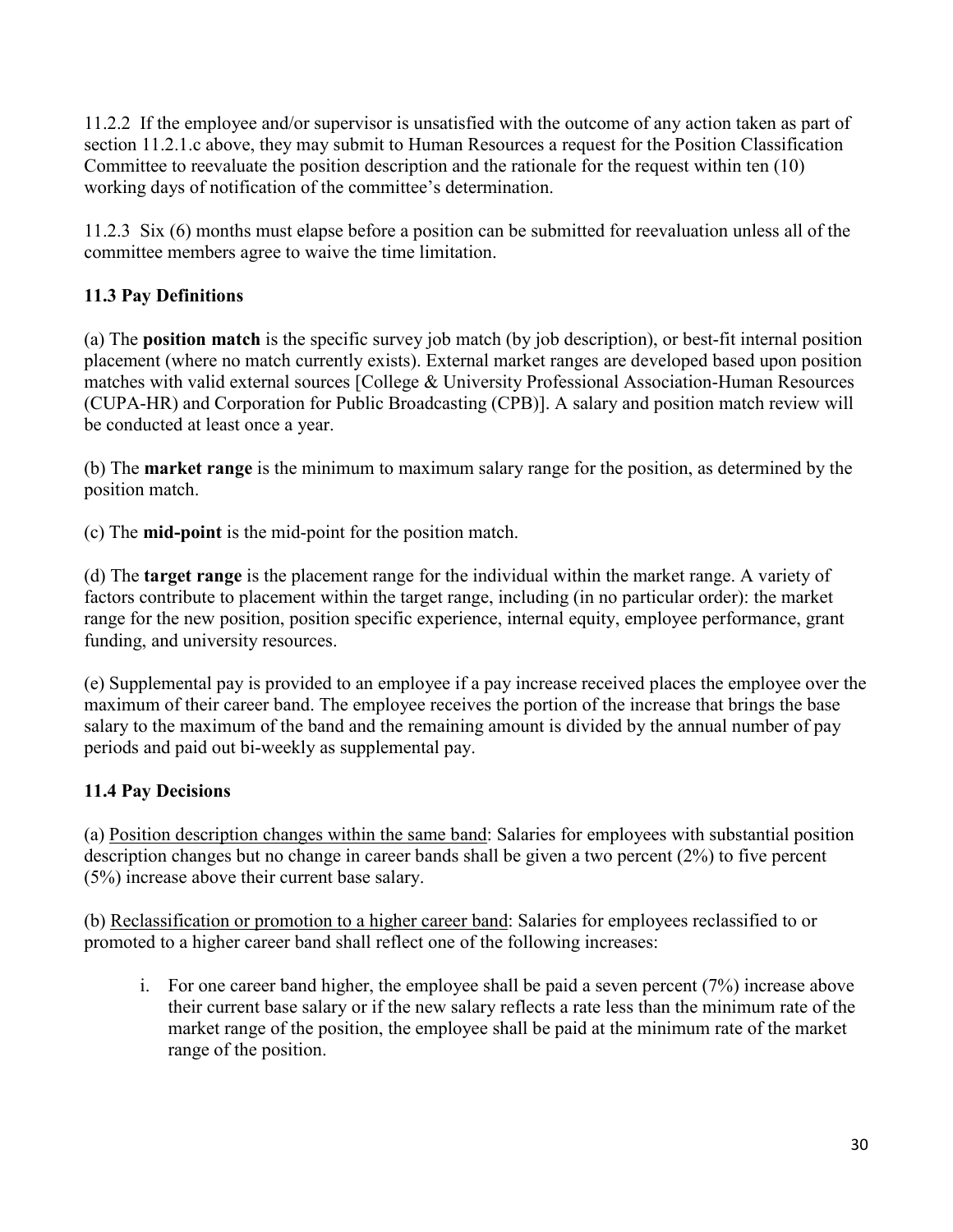11.2.2 If the employee and/or supervisor is unsatisfied with the outcome of any action taken as part of section 11.2.1.c above, they may submit to Human Resources a request for the Position Classification Committee to reevaluate the position description and the rationale for the request within ten (10) working days of notification of the committee's determination.

11.2.3 Six (6) months must elapse before a position can be submitted for reevaluation unless all of the committee members agree to waive the time limitation.

### 11.3 Pay Definitions

(a) The **position match** is the specific survey job match (by job description), or best-fit internal position placement (where no match currently exists). External market ranges are developed based upon position matches with valid external sources [College & University Professional Association-Human Resources (CUPA-HR) and Corporation for Public Broadcasting (CPB)]. A salary and position match review will be conducted at least once a year.

(b) The **market range** is the minimum to maximum salary range for the position, as determined by the position match.

(c) The **mid-point** is the mid-point for the position match.

(d) The **target range** is the placement range for the individual within the market range. A variety of factors contribute to placement within the target range, including (in no particular order): the market range for the new position, position specific experience, internal equity, employee performance, grant funding, and university resources.

(e) Supplemental pay is provided to an employee if a pay increase received places the employee over the maximum of their career band. The employee receives the portion of the increase that brings the base salary to the maximum of the band and the remaining amount is divided by the annual number of pay periods and paid out bi-weekly as supplemental pay.

### 11.4 Pay Decisions

(a) Position description changes within the same band: Salaries for employees with substantial position description changes but no change in career bands shall be given a two percent (2%) to five percent (5%) increase above their current base salary.

(b) Reclassification or promotion to a higher career band: Salaries for employees reclassified to or promoted to a higher career band shall reflect one of the following increases:

i. For one career band higher, the employee shall be paid a seven percent (7%) increase above their current base salary or if the new salary reflects a rate less than the minimum rate of the market range of the position, the employee shall be paid at the minimum rate of the market range of the position.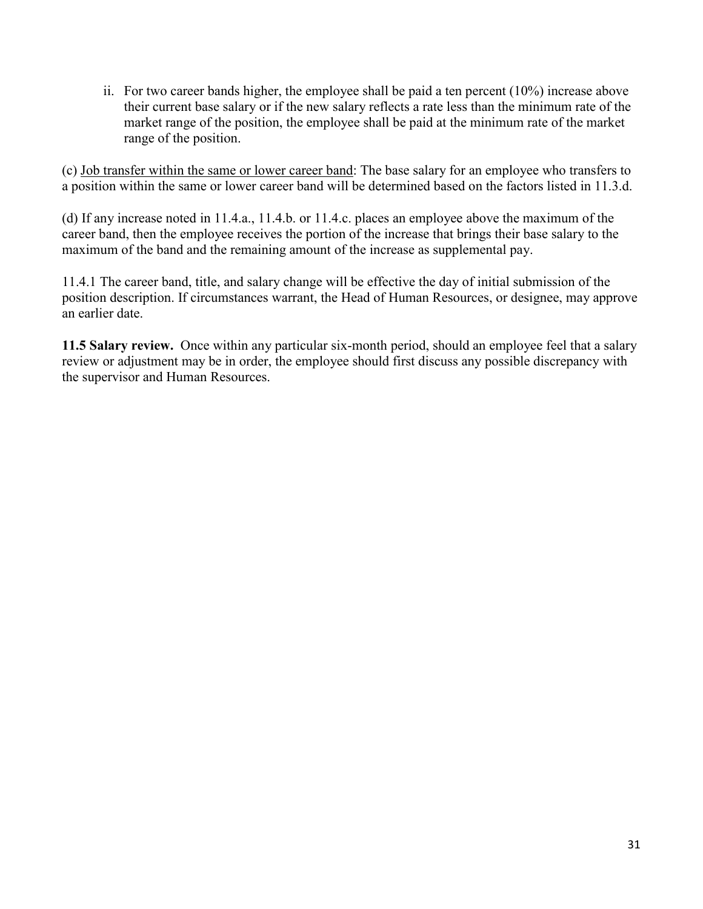ii. For two career bands higher, the employee shall be paid a ten percent (10%) increase above their current base salary or if the new salary reflects a rate less than the minimum rate of the market range of the position, the employee shall be paid at the minimum rate of the market range of the position.

(c) <u>Job transfer within the same or lower career band</u>: The base salary for an employee who transfers to a position within the same or lower career band will be determined based on the factors listed in 11.3.d.

(d) If any increase noted in 11.4.a., 11.4.b. or 11.4.c. places an employee above the maximum of the career band, then the employee receives the portion of the increase that brings their base salary to the maximum of the band and the remaining amount of the increase as supplemental pay.

11.4.1 The career band, title, and salary change will be effective the day of initial submission of the position description. If circumstances warrant, the Head of Human Resources, or designee, may approve an earlier date.

**11.5 Salary review.** Once within any particular six-month period, should an employee feel that a salary review or adjustment may be in order, the employee should first discuss any possible discrepancy with the supervisor and Human Resources.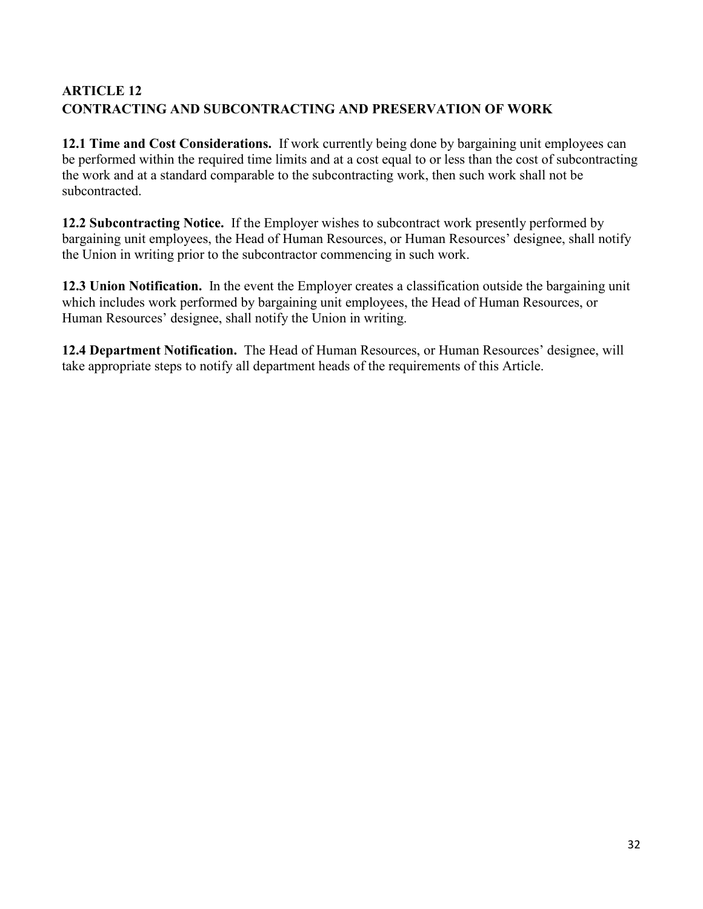## ARTICLE 12
## CONTRACTING AND SUBCONTRACTING AND PRESERVATION OF WORK

**12.1 Time and Cost Considerations.** If work currently being done by bargaining unit employees can be performed within the required time limits and at a cost equal to or less than the cost of subcontracting the work and at a standard comparable to the subcontracting work, then such work shall not be subcontracted.

**12.2 Subcontracting Notice.** If the Employer wishes to subcontract work presently performed by bargaining unit employees, the Head of Human Resources, or Human Resources' designee, shall notify the Union in writing prior to the subcontractor commencing in such work.

**12.3 Union Notification.** In the event the Employer creates a classification outside the bargaining unit which includes work performed by bargaining unit employees, the Head of Human Resources, or Human Resources' designee, shall notify the Union in writing.

**12.4 Department Notification.** The Head of Human Resources, or Human Resources' designee, will take appropriate steps to notify all department heads of the requirements of this Article.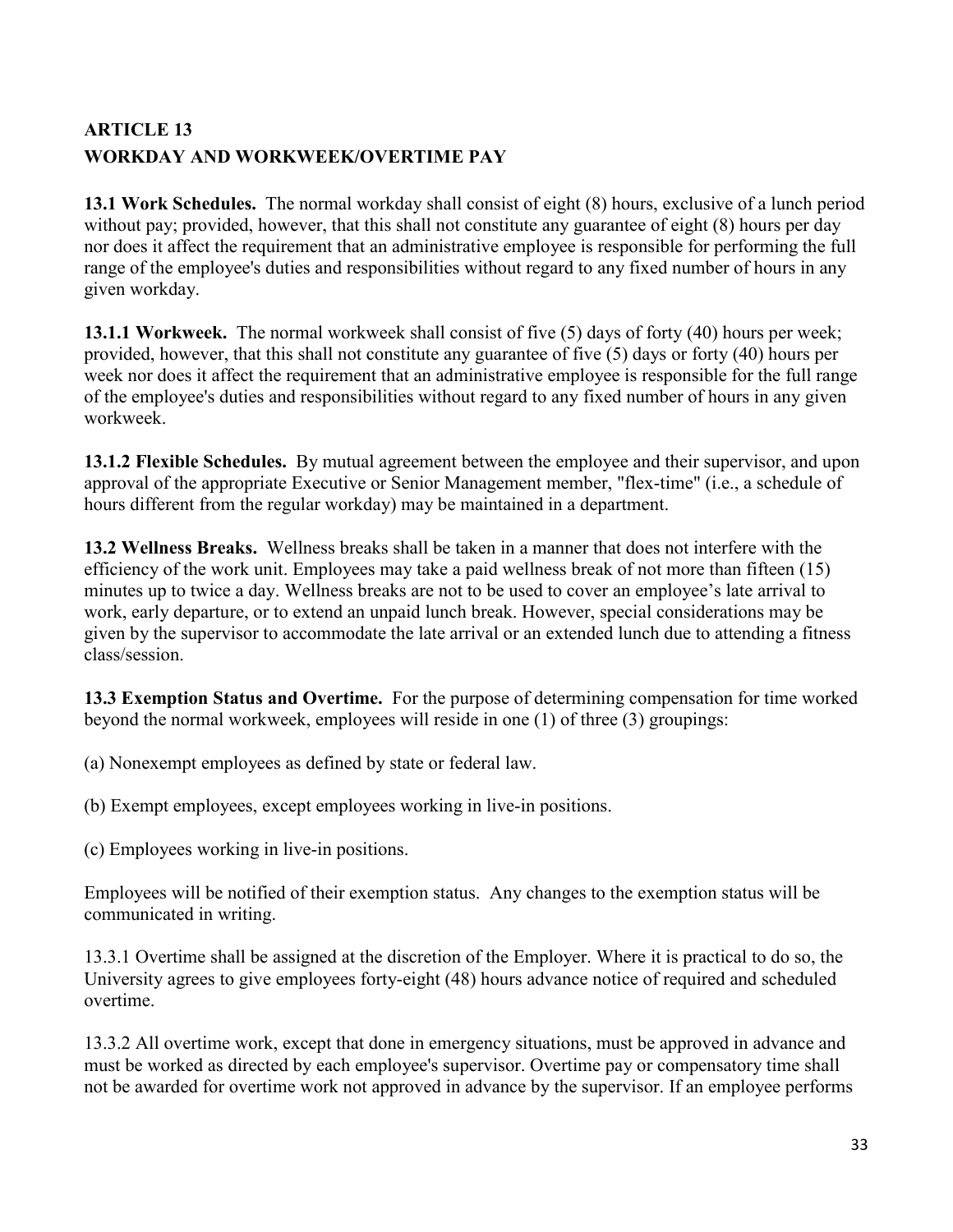## ARTICLE 13
## WORKDAY AND WORKWEEK/OVERTIME PAY

**13.1 Work Schedules.** The normal workday shall consist of eight (8) hours, exclusive of a lunch period without pay; provided, however, that this shall not constitute any guarantee of eight (8) hours per day nor does it affect the requirement that an administrative employee is responsible for performing the full range of the employee's duties and responsibilities without regard to any fixed number of hours in any given workday.

**13.1.1 Workweek.** The normal workweek shall consist of five (5) days of forty (40) hours per week; provided, however, that this shall not constitute any guarantee of five (5) days or forty (40) hours per week nor does it affect the requirement that an administrative employee is responsible for the full range of the employee's duties and responsibilities without regard to any fixed number of hours in any given workweek.

**13.1.2 Flexible Schedules.** By mutual agreement between the employee and their supervisor, and upon approval of the appropriate Executive or Senior Management member, "flex-time" (i.e., a schedule of hours different from the regular workday) may be maintained in a department.

**13.2 Wellness Breaks.** Wellness breaks shall be taken in a manner that does not interfere with the efficiency of the work unit. Employees may take a paid wellness break of not more than fifteen (15) minutes up to twice a day. Wellness breaks are not to be used to cover an employee's late arrival to work, early departure, or to extend an unpaid lunch break. However, special considerations may be given by the supervisor to accommodate the late arrival or an extended lunch due to attending a fitness class/session.

**13.3 Exemption Status and Overtime.** For the purpose of determining compensation for time worked beyond the normal workweek, employees will reside in one (1) of three (3) groupings:

(a) Nonexempt employees as defined by state or federal law.

(b) Exempt employees, except employees working in live-in positions.

(c) Employees working in live-in positions.

Employees will be notified of their exemption status. Any changes to the exemption status will be communicated in writing.

13.3.1 Overtime shall be assigned at the discretion of the Employer. Where it is practical to do so, the University agrees to give employees forty-eight (48) hours advance notice of required and scheduled overtime.

13.3.2 All overtime work, except that done in emergency situations, must be approved in advance and must be worked as directed by each employee's supervisor. Overtime pay or compensatory time shall not be awarded for overtime work not approved in advance by the supervisor. If an employee performs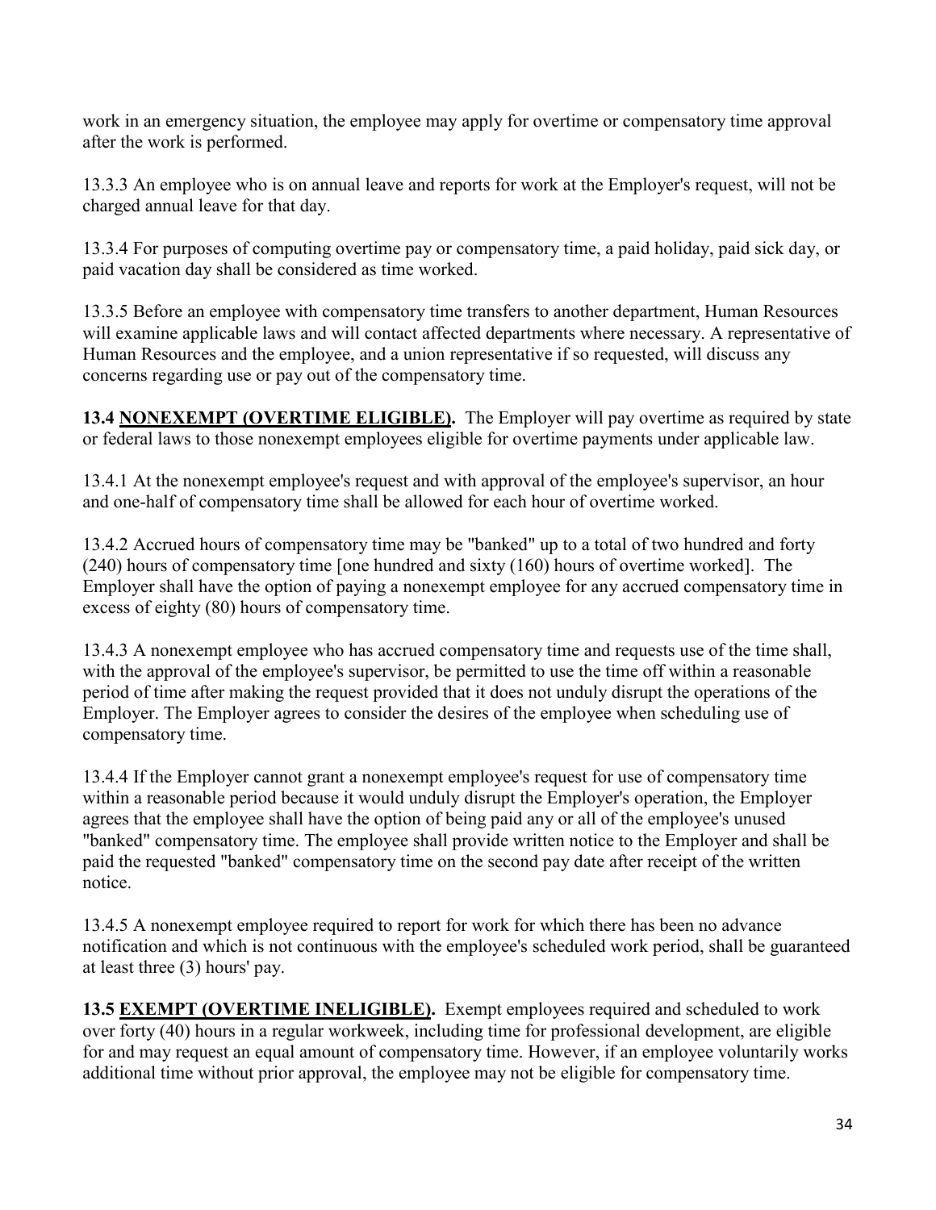work in an emergency situation, the employee may apply for overtime or compensatory time approval after the work is performed.

13.3.3 An employee who is on annual leave and reports for work at the Employer's request, will not be charged annual leave for that day.

13.3.4 For purposes of computing overtime pay or compensatory time, a paid holiday, paid sick day, or paid vacation day shall be considered as time worked.

13.3.5 Before an employee with compensatory time transfers to another department, Human Resources will examine applicable laws and will contact affected departments where necessary. A representative of Human Resources and the employee, and a union representative if so requested, will discuss any concerns regarding use or pay out of the compensatory time.

**13.4 <u>NONEXEMPT (OVERTIME ELIGIBLE)</u>.** The Employer will pay overtime as required by state or federal laws to those nonexempt employees eligible for overtime payments under applicable law.

13.4.1 At the nonexempt employee's request and with approval of the employee's supervisor, an hour and one-half of compensatory time shall be allowed for each hour of overtime worked.

13.4.2 Accrued hours of compensatory time may be "banked" up to a total of two hundred and forty (240) hours of compensatory time [one hundred and sixty (160) hours of overtime worked]. The Employer shall have the option of paying a nonexempt employee for any accrued compensatory time in excess of eighty (80) hours of compensatory time.

13.4.3 A nonexempt employee who has accrued compensatory time and requests use of the time shall, with the approval of the employee's supervisor, be permitted to use the time off within a reasonable period of time after making the request provided that it does not unduly disrupt the operations of the Employer. The Employer agrees to consider the desires of the employee when scheduling use of compensatory time.

13.4.4 If the Employer cannot grant a nonexempt employee's request for use of compensatory time within a reasonable period because it would unduly disrupt the Employer's operation, the Employer agrees that the employee shall have the option of being paid any or all of the employee's unused "banked" compensatory time. The employee shall provide written notice to the Employer and shall be paid the requested "banked" compensatory time on the second pay date after receipt of the written notice.

13.4.5 A nonexempt employee required to report for work for which there has been no advance notification and which is not continuous with the employee's scheduled work period, shall be guaranteed at least three (3) hours' pay.

**13.5 <u>EXEMPT (OVERTIME INELIGIBLE)</u>.** Exempt employees required and scheduled to work over forty (40) hours in a regular workweek, including time for professional development, are eligible for and may request an equal amount of compensatory time. However, if an employee voluntarily works additional time without prior approval, the employee may not be eligible for compensatory time.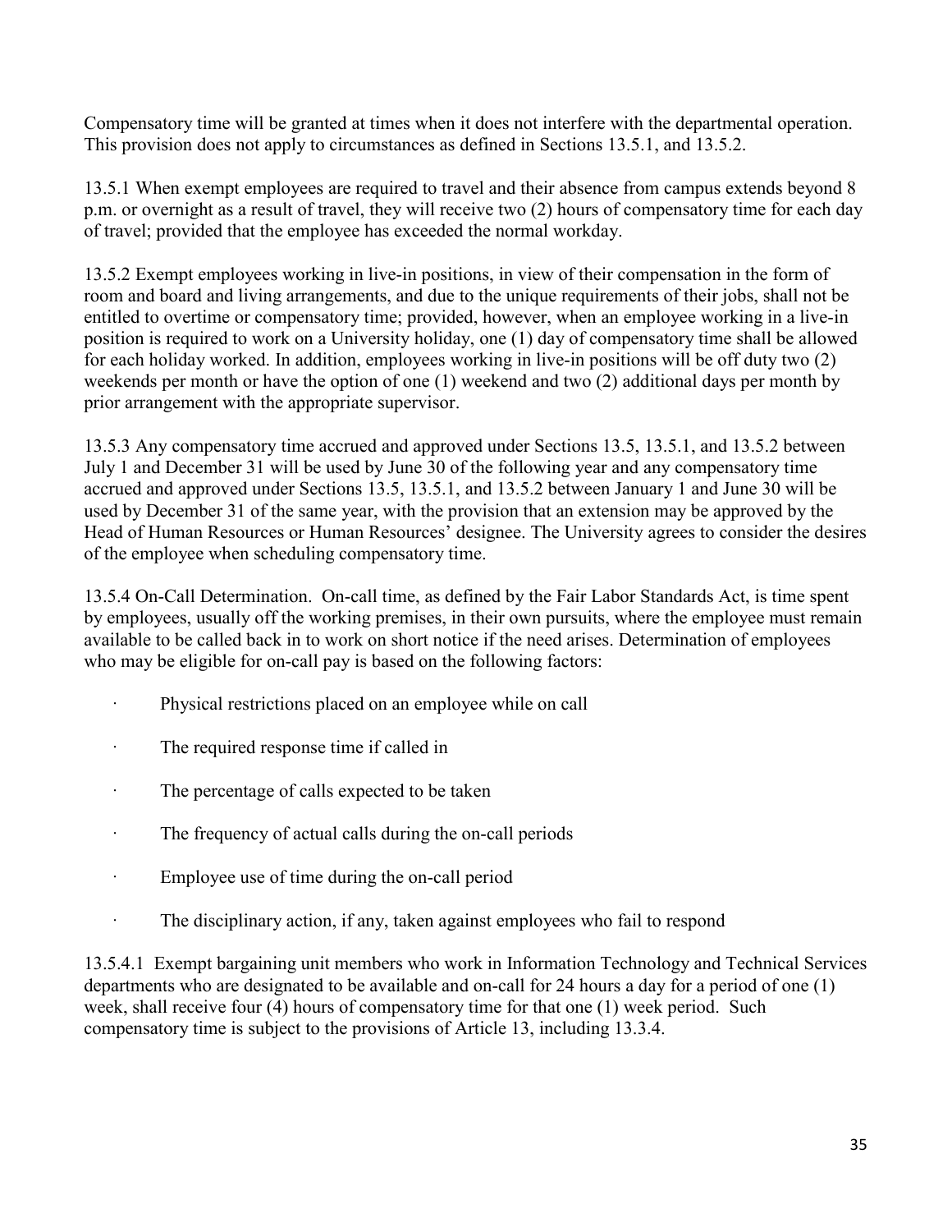Compensatory time will be granted at times when it does not interfere with the departmental operation. This provision does not apply to circumstances as defined in Sections 13.5.1, and 13.5.2.

13.5.1 When exempt employees are required to travel and their absence from campus extends beyond 8 p.m. or overnight as a result of travel, they will receive two (2) hours of compensatory time for each day of travel; provided that the employee has exceeded the normal workday.

13.5.2 Exempt employees working in live-in positions, in view of their compensation in the form of room and board and living arrangements, and due to the unique requirements of their jobs, shall not be entitled to overtime or compensatory time; provided, however, when an employee working in a live-in position is required to work on a University holiday, one (1) day of compensatory time shall be allowed for each holiday worked. In addition, employees working in live-in positions will be off duty two (2) weekends per month or have the option of one (1) weekend and two (2) additional days per month by prior arrangement with the appropriate supervisor.

13.5.3 Any compensatory time accrued and approved under Sections 13.5, 13.5.1, and 13.5.2 between July 1 and December 31 will be used by June 30 of the following year and any compensatory time accrued and approved under Sections 13.5, 13.5.1, and 13.5.2 between January 1 and June 30 will be used by December 31 of the same year, with the provision that an extension may be approved by the Head of Human Resources or Human Resources' designee. The University agrees to consider the desires of the employee when scheduling compensatory time.

13.5.4 On-Call Determination. On-call time, as defined by the Fair Labor Standards Act, is time spent by employees, usually off the working premises, in their own pursuits, where the employee must remain available to be called back in to work on short notice if the need arises. Determination of employees who may be eligible for on-call pay is based on the following factors:

- Physical restrictions placed on an employee while on call
- The required response time if called in
- The percentage of calls expected to be taken
- The frequency of actual calls during the on-call periods
- Employee use of time during the on-call period
- The disciplinary action, if any, taken against employees who fail to respond

13.5.4.1 Exempt bargaining unit members who work in Information Technology and Technical Services departments who are designated to be available and on-call for 24 hours a day for a period of one (1) week, shall receive four (4) hours of compensatory time for that one (1) week period. Such compensatory time is subject to the provisions of Article 13, including 13.3.4.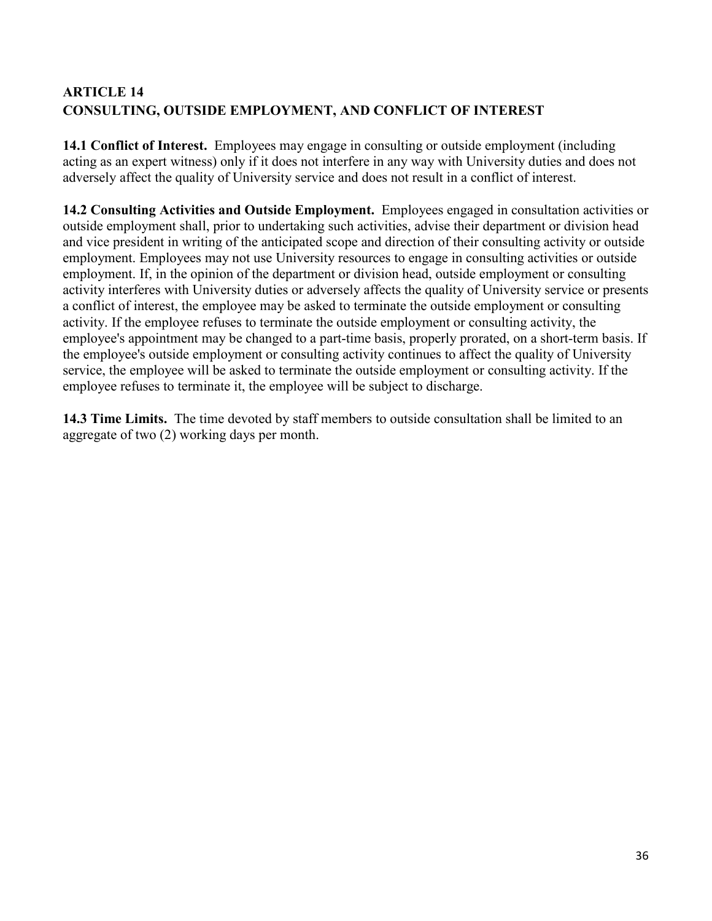## ARTICLE 14
## CONSULTING, OUTSIDE EMPLOYMENT, AND CONFLICT OF INTEREST

**14.1 Conflict of Interest.** Employees may engage in consulting or outside employment (including acting as an expert witness) only if it does not interfere in any way with University duties and does not adversely affect the quality of University service and does not result in a conflict of interest.

**14.2 Consulting Activities and Outside Employment.** Employees engaged in consultation activities or outside employment shall, prior to undertaking such activities, advise their department or division head and vice president in writing of the anticipated scope and direction of their consulting activity or outside employment. Employees may not use University resources to engage in consulting activities or outside employment. If, in the opinion of the department or division head, outside employment or consulting activity interferes with University duties or adversely affects the quality of University service or presents a conflict of interest, the employee may be asked to terminate the outside employment or consulting activity. If the employee refuses to terminate the outside employment or consulting activity, the employee's appointment may be changed to a part-time basis, properly prorated, on a short-term basis. If the employee's outside employment or consulting activity continues to affect the quality of University service, the employee will be asked to terminate the outside employment or consulting activity. If the employee refuses to terminate it, the employee will be subject to discharge.

**14.3 Time Limits.** The time devoted by staff members to outside consultation shall be limited to an aggregate of two (2) working days per month.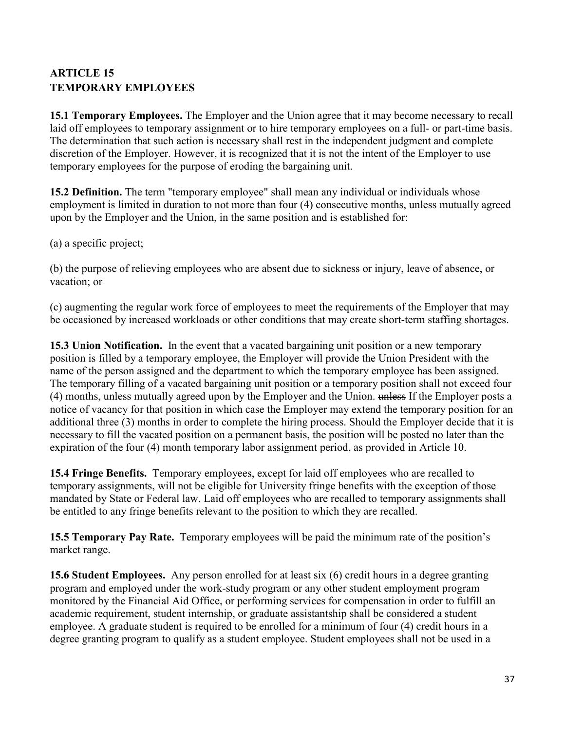**ARTICLE 15**
**TEMPORARY EMPLOYEES**

**15.1 Temporary Employees.** The Employer and the Union agree that it may become necessary to recall laid off employees to temporary assignment or to hire temporary employees on a full- or part-time basis. The determination that such action is necessary shall rest in the independent judgment and complete discretion of the Employer. However, it is recognized that it is not the intent of the Employer to use temporary employees for the purpose of eroding the bargaining unit.

**15.2 Definition.** The term "temporary employee" shall mean any individual or individuals whose employment is limited in duration to not more than four (4) consecutive months, unless mutually agreed upon by the Employer and the Union, in the same position and is established for:

(a) a specific project;

(b) the purpose of relieving employees who are absent due to sickness or injury, leave of absence, or vacation; or

(c) augmenting the regular work force of employees to meet the requirements of the Employer that may be occasioned by increased workloads or other conditions that may create short-term staffing shortages.

**15.3 Union Notification.** In the event that a vacated bargaining unit position or a new temporary position is filled by a temporary employee, the Employer will provide the Union President with the name of the person assigned and the department to which the temporary employee has been assigned. The temporary filling of a vacated bargaining unit position or a temporary position shall not exceed four (4) months, unless mutually agreed upon by the Employer and the Union. ~~unless~~ If the Employer posts a notice of vacancy for that position in which case the Employer may extend the temporary position for an additional three (3) months in order to complete the hiring process. Should the Employer decide that it is necessary to fill the vacated position on a permanent basis, the position will be posted no later than the expiration of the four (4) month temporary labor assignment period, as provided in Article 10.

**15.4 Fringe Benefits.** Temporary employees, except for laid off employees who are recalled to temporary assignments, will not be eligible for University fringe benefits with the exception of those mandated by State or Federal law. Laid off employees who are recalled to temporary assignments shall be entitled to any fringe benefits relevant to the position to which they are recalled.

**15.5 Temporary Pay Rate.** Temporary employees will be paid the minimum rate of the position's market range.

**15.6 Student Employees.** Any person enrolled for at least six (6) credit hours in a degree granting program and employed under the work-study program or any other student employment program monitored by the Financial Aid Office, or performing services for compensation in order to fulfill an academic requirement, student internship, or graduate assistantship shall be considered a student employee. A graduate student is required to be enrolled for a minimum of four (4) credit hours in a degree granting program to qualify as a student employee. Student employees shall not be used in a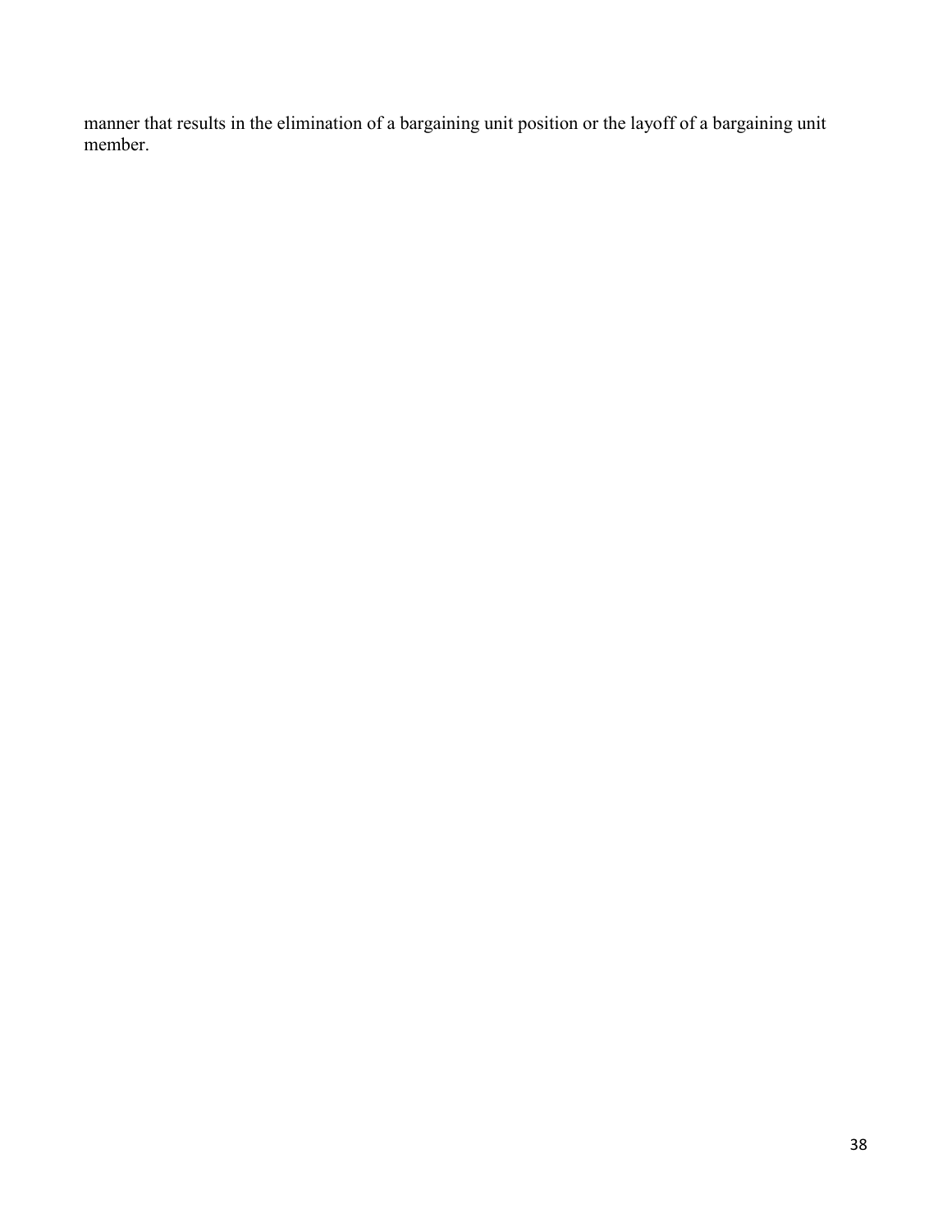manner that results in the elimination of a bargaining unit position or the layoff of a bargaining unit member.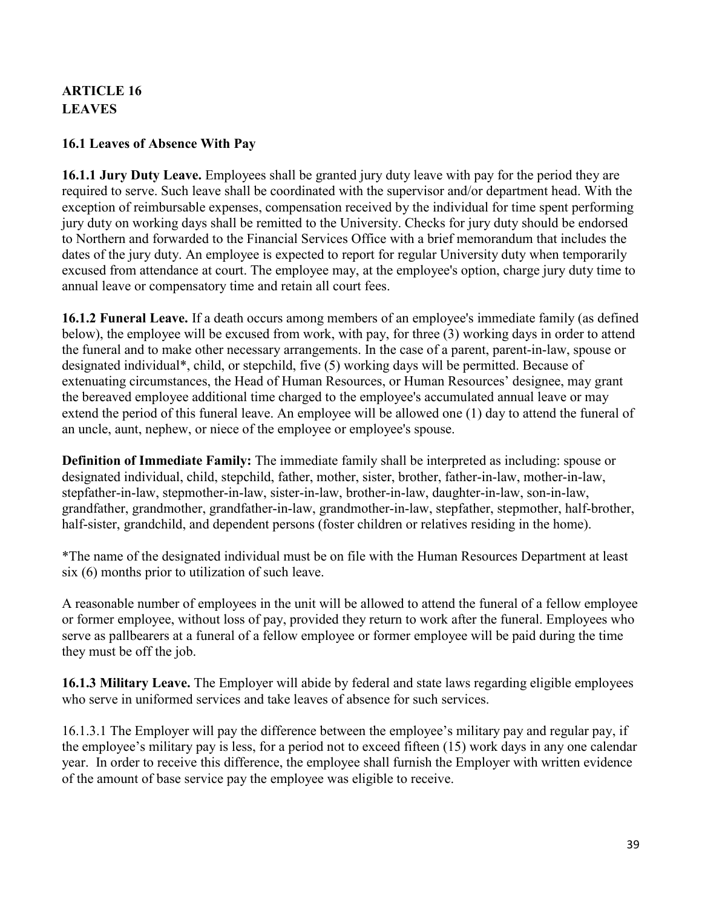## ARTICLE 16
## LEAVES

### 16.1 Leaves of Absence With Pay

**16.1.1 Jury Duty Leave.** Employees shall be granted jury duty leave with pay for the period they are required to serve. Such leave shall be coordinated with the supervisor and/or department head. With the exception of reimbursable expenses, compensation received by the individual for time spent performing jury duty on working days shall be remitted to the University. Checks for jury duty should be endorsed to Northern and forwarded to the Financial Services Office with a brief memorandum that includes the dates of the jury duty. An employee is expected to report for regular University duty when temporarily excused from attendance at court. The employee may, at the employee's option, charge jury duty time to annual leave or compensatory time and retain all court fees.

**16.1.2 Funeral Leave.** If a death occurs among members of an employee's immediate family (as defined below), the employee will be excused from work, with pay, for three (3) working days in order to attend the funeral and to make other necessary arrangements. In the case of a parent, parent-in-law, spouse or designated individual*, child, or stepchild, five (5) working days will be permitted. Because of extenuating circumstances, the Head of Human Resources, or Human Resources' designee, may grant the bereaved employee additional time charged to the employee's accumulated annual leave or may extend the period of this funeral leave. An employee will be allowed one (1) day to attend the funeral of an uncle, aunt, nephew, or niece of the employee or employee's spouse.

**Definition of Immediate Family:** The immediate family shall be interpreted as including: spouse or designated individual, child, stepchild, father, mother, sister, brother, father-in-law, mother-in-law, stepfather-in-law, stepmother-in-law, sister-in-law, brother-in-law, daughter-in-law, son-in-law, grandfather, grandmother, grandfather-in-law, grandmother-in-law, stepfather, stepmother, half-brother, half-sister, grandchild, and dependent persons (foster children or relatives residing in the home).

*The name of the designated individual must be on file with the Human Resources Department at least six (6) months prior to utilization of such leave.

A reasonable number of employees in the unit will be allowed to attend the funeral of a fellow employee or former employee, without loss of pay, provided they return to work after the funeral. Employees who serve as pallbearers at a funeral of a fellow employee or former employee will be paid during the time they must be off the job.

**16.1.3 Military Leave.** The Employer will abide by federal and state laws regarding eligible employees who serve in uniformed services and take leaves of absence for such services.

16.1.3.1 The Employer will pay the difference between the employee's military pay and regular pay, if the employee's military pay is less, for a period not to exceed fifteen (15) work days in any one calendar year. In order to receive this difference, the employee shall furnish the Employer with written evidence of the amount of base service pay the employee was eligible to receive.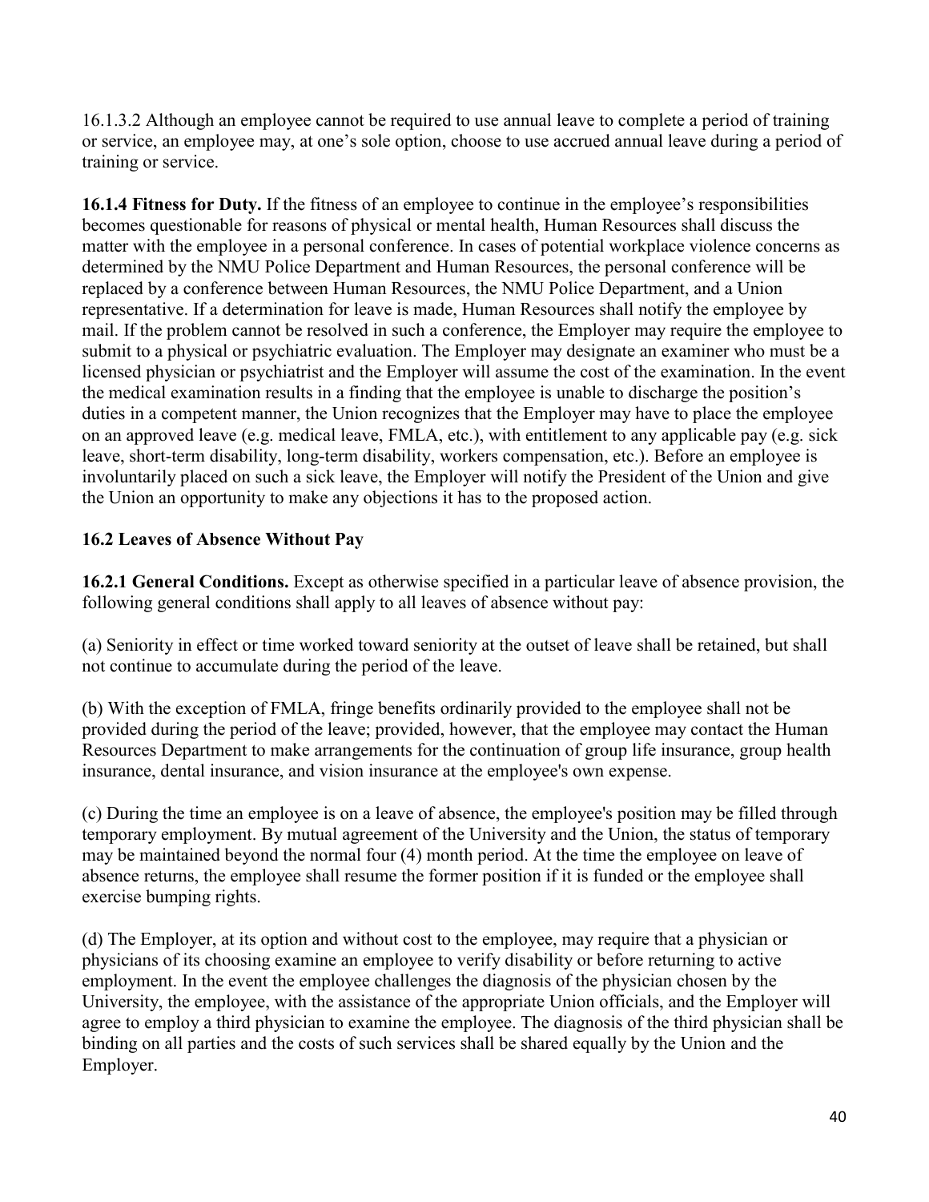16.1.3.2 Although an employee cannot be required to use annual leave to complete a period of training or service, an employee may, at one's sole option, choose to use accrued annual leave during a period of training or service.

**16.1.4 Fitness for Duty.** If the fitness of an employee to continue in the employee's responsibilities becomes questionable for reasons of physical or mental health, Human Resources shall discuss the matter with the employee in a personal conference. In cases of potential workplace violence concerns as determined by the NMU Police Department and Human Resources, the personal conference will be replaced by a conference between Human Resources, the NMU Police Department, and a Union representative. If a determination for leave is made, Human Resources shall notify the employee by mail. If the problem cannot be resolved in such a conference, the Employer may require the employee to submit to a physical or psychiatric evaluation. The Employer may designate an examiner who must be a licensed physician or psychiatrist and the Employer will assume the cost of the examination. In the event the medical examination results in a finding that the employee is unable to discharge the position's duties in a competent manner, the Union recognizes that the Employer may have to place the employee on an approved leave (e.g. medical leave, FMLA, etc.), with entitlement to any applicable pay (e.g. sick leave, short-term disability, long-term disability, workers compensation, etc.). Before an employee is involuntarily placed on such a sick leave, the Employer will notify the President of the Union and give the Union an opportunity to make any objections it has to the proposed action.

### 16.2 Leaves of Absence Without Pay

**16.2.1 General Conditions.** Except as otherwise specified in a particular leave of absence provision, the following general conditions shall apply to all leaves of absence without pay:

(a) Seniority in effect or time worked toward seniority at the outset of leave shall be retained, but shall not continue to accumulate during the period of the leave.

(b) With the exception of FMLA, fringe benefits ordinarily provided to the employee shall not be provided during the period of the leave; provided, however, that the employee may contact the Human Resources Department to make arrangements for the continuation of group life insurance, group health insurance, dental insurance, and vision insurance at the employee's own expense.

(c) During the time an employee is on a leave of absence, the employee's position may be filled through temporary employment. By mutual agreement of the University and the Union, the status of temporary may be maintained beyond the normal four (4) month period. At the time the employee on leave of absence returns, the employee shall resume the former position if it is funded or the employee shall exercise bumping rights.

(d) The Employer, at its option and without cost to the employee, may require that a physician or physicians of its choosing examine an employee to verify disability or before returning to active employment. In the event the employee challenges the diagnosis of the physician chosen by the University, the employee, with the assistance of the appropriate Union officials, and the Employer will agree to employ a third physician to examine the employee. The diagnosis of the third physician shall be binding on all parties and the costs of such services shall be shared equally by the Union and the Employer.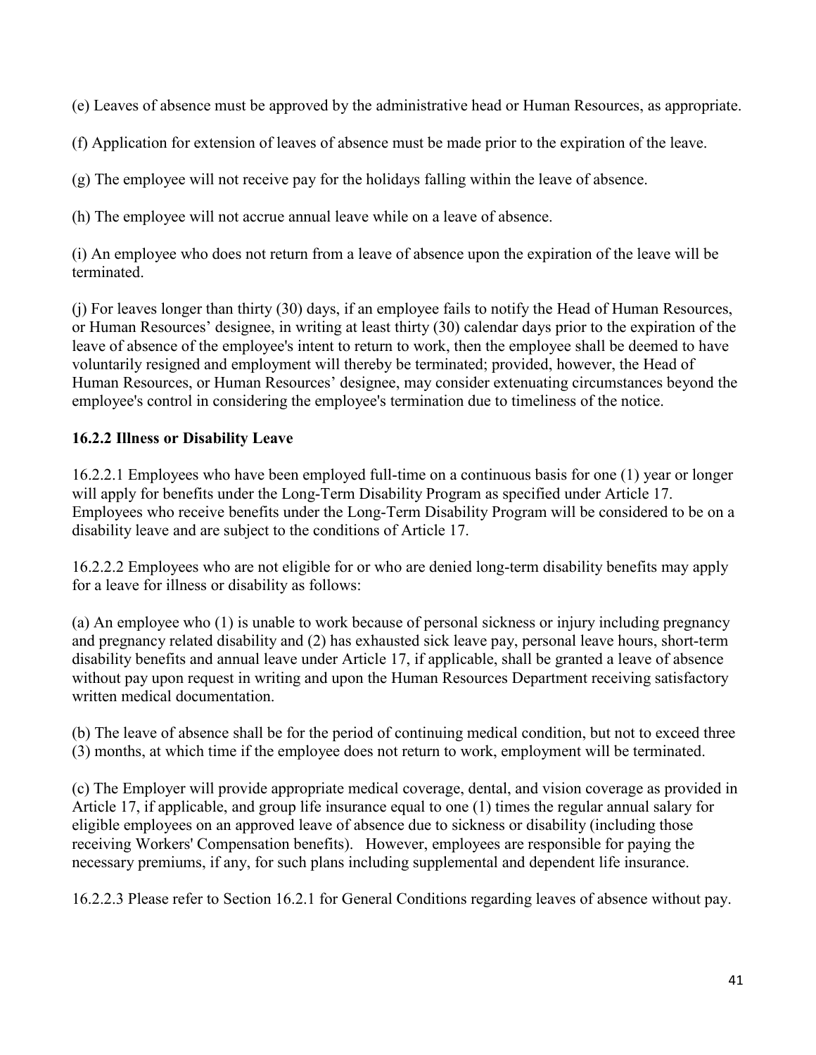(e) Leaves of absence must be approved by the administrative head or Human Resources, as appropriate.

(f) Application for extension of leaves of absence must be made prior to the expiration of the leave.

(g) The employee will not receive pay for the holidays falling within the leave of absence.

(h) The employee will not accrue annual leave while on a leave of absence.

(i) An employee who does not return from a leave of absence upon the expiration of the leave will be terminated.

(j) For leaves longer than thirty (30) days, if an employee fails to notify the Head of Human Resources, or Human Resources' designee, in writing at least thirty (30) calendar days prior to the expiration of the leave of absence of the employee's intent to return to work, then the employee shall be deemed to have voluntarily resigned and employment will thereby be terminated; provided, however, the Head of Human Resources, or Human Resources' designee, may consider extenuating circumstances beyond the employee's control in considering the employee's termination due to timeliness of the notice.

**16.2.2 Illness or Disability Leave**

16.2.2.1 Employees who have been employed full-time on a continuous basis for one (1) year or longer will apply for benefits under the Long-Term Disability Program as specified under Article 17. Employees who receive benefits under the Long-Term Disability Program will be considered to be on a disability leave and are subject to the conditions of Article 17.

16.2.2.2 Employees who are not eligible for or who are denied long-term disability benefits may apply for a leave for illness or disability as follows:

(a) An employee who (1) is unable to work because of personal sickness or injury including pregnancy and pregnancy related disability and (2) has exhausted sick leave pay, personal leave hours, short-term disability benefits and annual leave under Article 17, if applicable, shall be granted a leave of absence without pay upon request in writing and upon the Human Resources Department receiving satisfactory written medical documentation.

(b) The leave of absence shall be for the period of continuing medical condition, but not to exceed three (3) months, at which time if the employee does not return to work, employment will be terminated.

(c) The Employer will provide appropriate medical coverage, dental, and vision coverage as provided in Article 17, if applicable, and group life insurance equal to one (1) times the regular annual salary for eligible employees on an approved leave of absence due to sickness or disability (including those receiving Workers' Compensation benefits). However, employees are responsible for paying the necessary premiums, if any, for such plans including supplemental and dependent life insurance.

16.2.2.3 Please refer to Section 16.2.1 for General Conditions regarding leaves of absence without pay.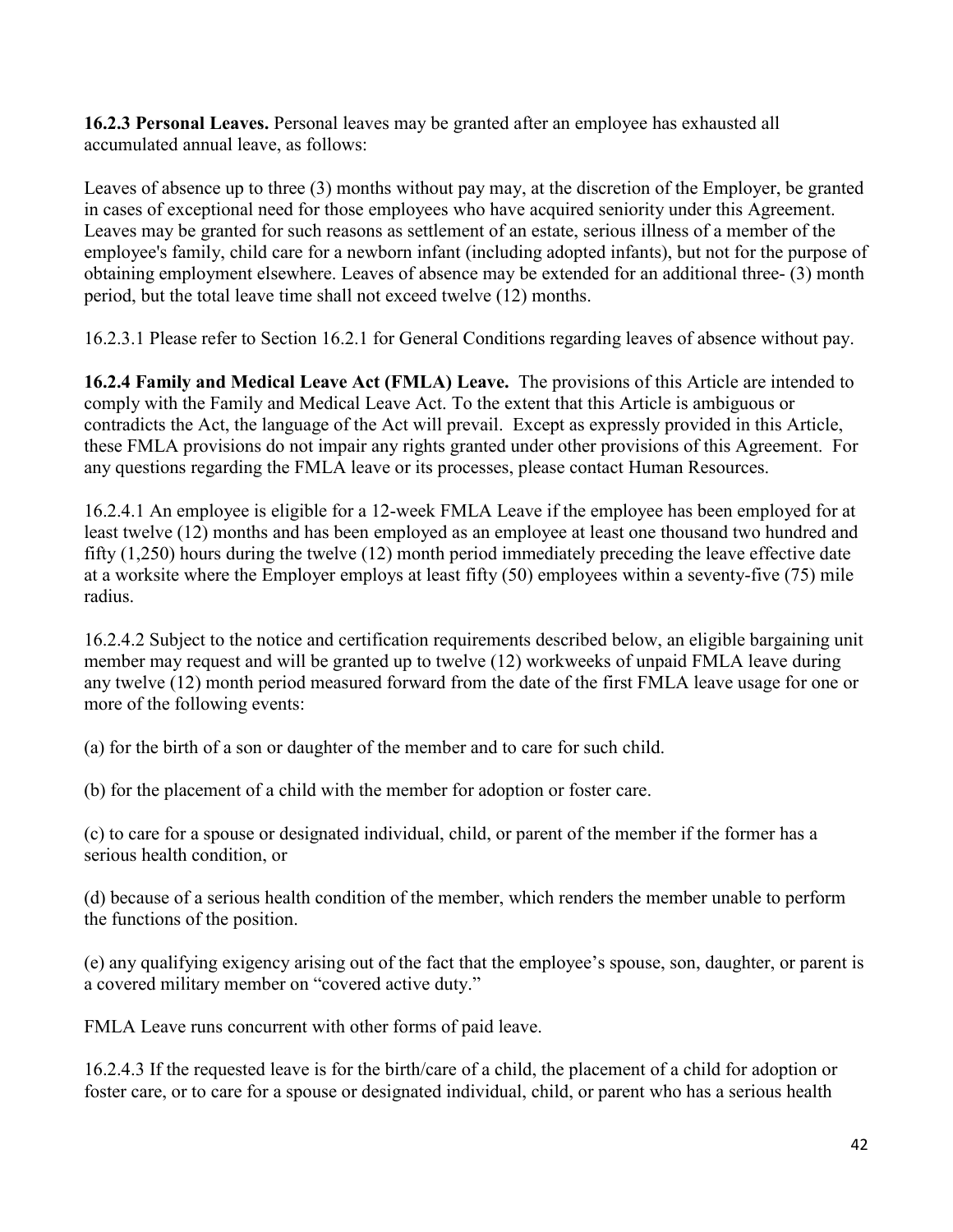**16.2.3 Personal Leaves.** Personal leaves may be granted after an employee has exhausted all accumulated annual leave, as follows:

Leaves of absence up to three (3) months without pay may, at the discretion of the Employer, be granted in cases of exceptional need for those employees who have acquired seniority under this Agreement. Leaves may be granted for such reasons as settlement of an estate, serious illness of a member of the employee's family, child care for a newborn infant (including adopted infants), but not for the purpose of obtaining employment elsewhere. Leaves of absence may be extended for an additional three- (3) month period, but the total leave time shall not exceed twelve (12) months.

16.2.3.1 Please refer to Section 16.2.1 for General Conditions regarding leaves of absence without pay.

**16.2.4 Family and Medical Leave Act (FMLA) Leave.** The provisions of this Article are intended to comply with the Family and Medical Leave Act. To the extent that this Article is ambiguous or contradicts the Act, the language of the Act will prevail. Except as expressly provided in this Article, these FMLA provisions do not impair any rights granted under other provisions of this Agreement. For any questions regarding the FMLA leave or its processes, please contact Human Resources.

16.2.4.1 An employee is eligible for a 12-week FMLA Leave if the employee has been employed for at least twelve (12) months and has been employed as an employee at least one thousand two hundred and fifty (1,250) hours during the twelve (12) month period immediately preceding the leave effective date at a worksite where the Employer employs at least fifty (50) employees within a seventy-five (75) mile radius.

16.2.4.2 Subject to the notice and certification requirements described below, an eligible bargaining unit member may request and will be granted up to twelve (12) workweeks of unpaid FMLA leave during any twelve (12) month period measured forward from the date of the first FMLA leave usage for one or more of the following events:

(a) for the birth of a son or daughter of the member and to care for such child.

(b) for the placement of a child with the member for adoption or foster care.

(c) to care for a spouse or designated individual, child, or parent of the member if the former has a serious health condition, or

(d) because of a serious health condition of the member, which renders the member unable to perform the functions of the position.

(e) any qualifying exigency arising out of the fact that the employee's spouse, son, daughter, or parent is a covered military member on "covered active duty."

FMLA Leave runs concurrent with other forms of paid leave.

16.2.4.3 If the requested leave is for the birth/care of a child, the placement of a child for adoption or foster care, or to care for a spouse or designated individual, child, or parent who has a serious health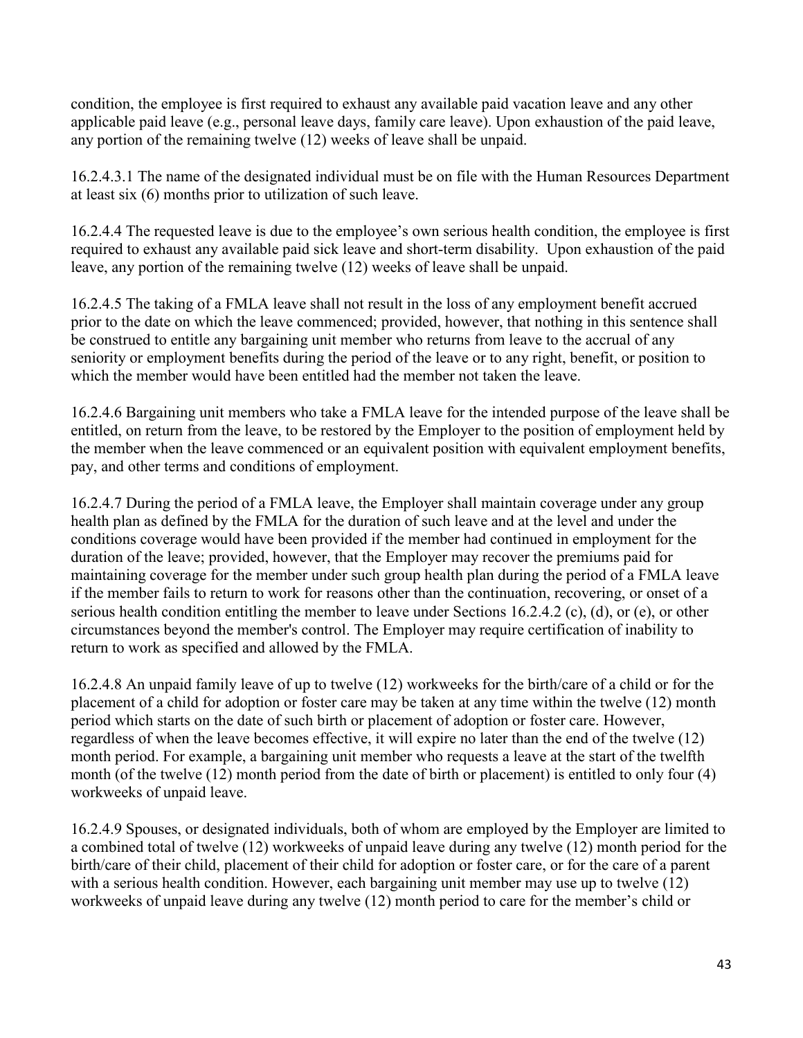condition, the employee is first required to exhaust any available paid vacation leave and any other applicable paid leave (e.g., personal leave days, family care leave). Upon exhaustion of the paid leave, any portion of the remaining twelve (12) weeks of leave shall be unpaid.

16.2.4.3.1 The name of the designated individual must be on file with the Human Resources Department at least six (6) months prior to utilization of such leave.

16.2.4.4 The requested leave is due to the employee's own serious health condition, the employee is first required to exhaust any available paid sick leave and short-term disability. Upon exhaustion of the paid leave, any portion of the remaining twelve (12) weeks of leave shall be unpaid.

16.2.4.5 The taking of a FMLA leave shall not result in the loss of any employment benefit accrued prior to the date on which the leave commenced; provided, however, that nothing in this sentence shall be construed to entitle any bargaining unit member who returns from leave to the accrual of any seniority or employment benefits during the period of the leave or to any right, benefit, or position to which the member would have been entitled had the member not taken the leave.

16.2.4.6 Bargaining unit members who take a FMLA leave for the intended purpose of the leave shall be entitled, on return from the leave, to be restored by the Employer to the position of employment held by the member when the leave commenced or an equivalent position with equivalent employment benefits, pay, and other terms and conditions of employment.

16.2.4.7 During the period of a FMLA leave, the Employer shall maintain coverage under any group health plan as defined by the FMLA for the duration of such leave and at the level and under the conditions coverage would have been provided if the member had continued in employment for the duration of the leave; provided, however, that the Employer may recover the premiums paid for maintaining coverage for the member under such group health plan during the period of a FMLA leave if the member fails to return to work for reasons other than the continuation, recovering, or onset of a serious health condition entitling the member to leave under Sections 16.2.4.2 (c), (d), or (e), or other circumstances beyond the member's control. The Employer may require certification of inability to return to work as specified and allowed by the FMLA.

16.2.4.8 An unpaid family leave of up to twelve (12) workweeks for the birth/care of a child or for the placement of a child for adoption or foster care may be taken at any time within the twelve (12) month period which starts on the date of such birth or placement of adoption or foster care. However, regardless of when the leave becomes effective, it will expire no later than the end of the twelve (12) month period. For example, a bargaining unit member who requests a leave at the start of the twelfth month (of the twelve (12) month period from the date of birth or placement) is entitled to only four (4) workweeks of unpaid leave.

16.2.4.9 Spouses, or designated individuals, both of whom are employed by the Employer are limited to a combined total of twelve (12) workweeks of unpaid leave during any twelve (12) month period for the birth/care of their child, placement of their child for adoption or foster care, or for the care of a parent with a serious health condition. However, each bargaining unit member may use up to twelve (12) workweeks of unpaid leave during any twelve (12) month period to care for the member's child or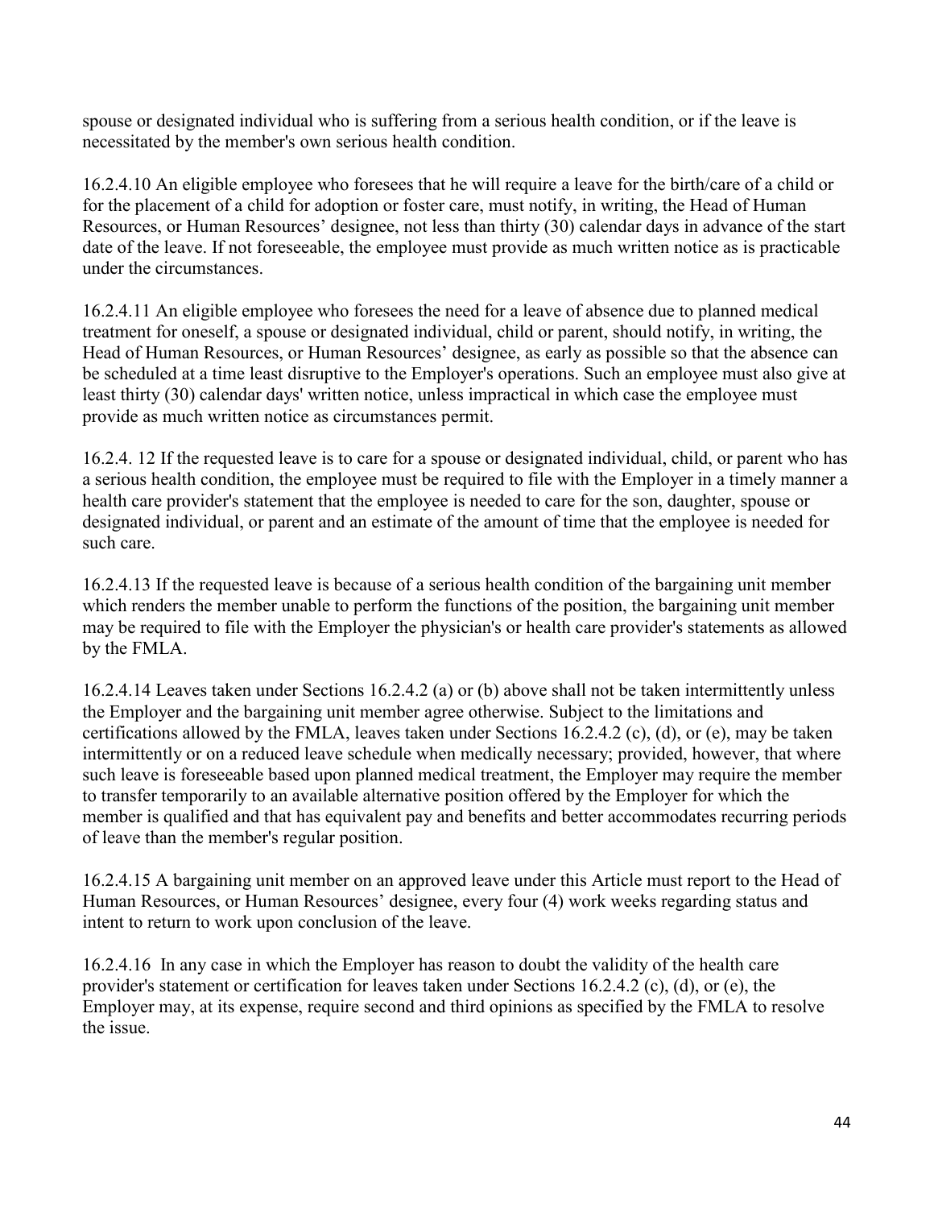spouse or designated individual who is suffering from a serious health condition, or if the leave is necessitated by the member's own serious health condition.

16.2.4.10 An eligible employee who foresees that he will require a leave for the birth/care of a child or for the placement of a child for adoption or foster care, must notify, in writing, the Head of Human Resources, or Human Resources' designee, not less than thirty (30) calendar days in advance of the start date of the leave. If not foreseeable, the employee must provide as much written notice as is practicable under the circumstances.

16.2.4.11 An eligible employee who foresees the need for a leave of absence due to planned medical treatment for oneself, a spouse or designated individual, child or parent, should notify, in writing, the Head of Human Resources, or Human Resources' designee, as early as possible so that the absence can be scheduled at a time least disruptive to the Employer's operations. Such an employee must also give at least thirty (30) calendar days' written notice, unless impractical in which case the employee must provide as much written notice as circumstances permit.

16.2.4. 12 If the requested leave is to care for a spouse or designated individual, child, or parent who has a serious health condition, the employee must be required to file with the Employer in a timely manner a health care provider's statement that the employee is needed to care for the son, daughter, spouse or designated individual, or parent and an estimate of the amount of time that the employee is needed for such care.

16.2.4.13 If the requested leave is because of a serious health condition of the bargaining unit member which renders the member unable to perform the functions of the position, the bargaining unit member may be required to file with the Employer the physician's or health care provider's statements as allowed by the FMLA.

16.2.4.14 Leaves taken under Sections 16.2.4.2 (a) or (b) above shall not be taken intermittently unless the Employer and the bargaining unit member agree otherwise. Subject to the limitations and certifications allowed by the FMLA, leaves taken under Sections 16.2.4.2 (c), (d), or (e), may be taken intermittently or on a reduced leave schedule when medically necessary; provided, however, that where such leave is foreseeable based upon planned medical treatment, the Employer may require the member to transfer temporarily to an available alternative position offered by the Employer for which the member is qualified and that has equivalent pay and benefits and better accommodates recurring periods of leave than the member's regular position.

16.2.4.15 A bargaining unit member on an approved leave under this Article must report to the Head of Human Resources, or Human Resources' designee, every four (4) work weeks regarding status and intent to return to work upon conclusion of the leave.

16.2.4.16 In any case in which the Employer has reason to doubt the validity of the health care provider's statement or certification for leaves taken under Sections 16.2.4.2 (c), (d), or (e), the Employer may, at its expense, require second and third opinions as specified by the FMLA to resolve the issue.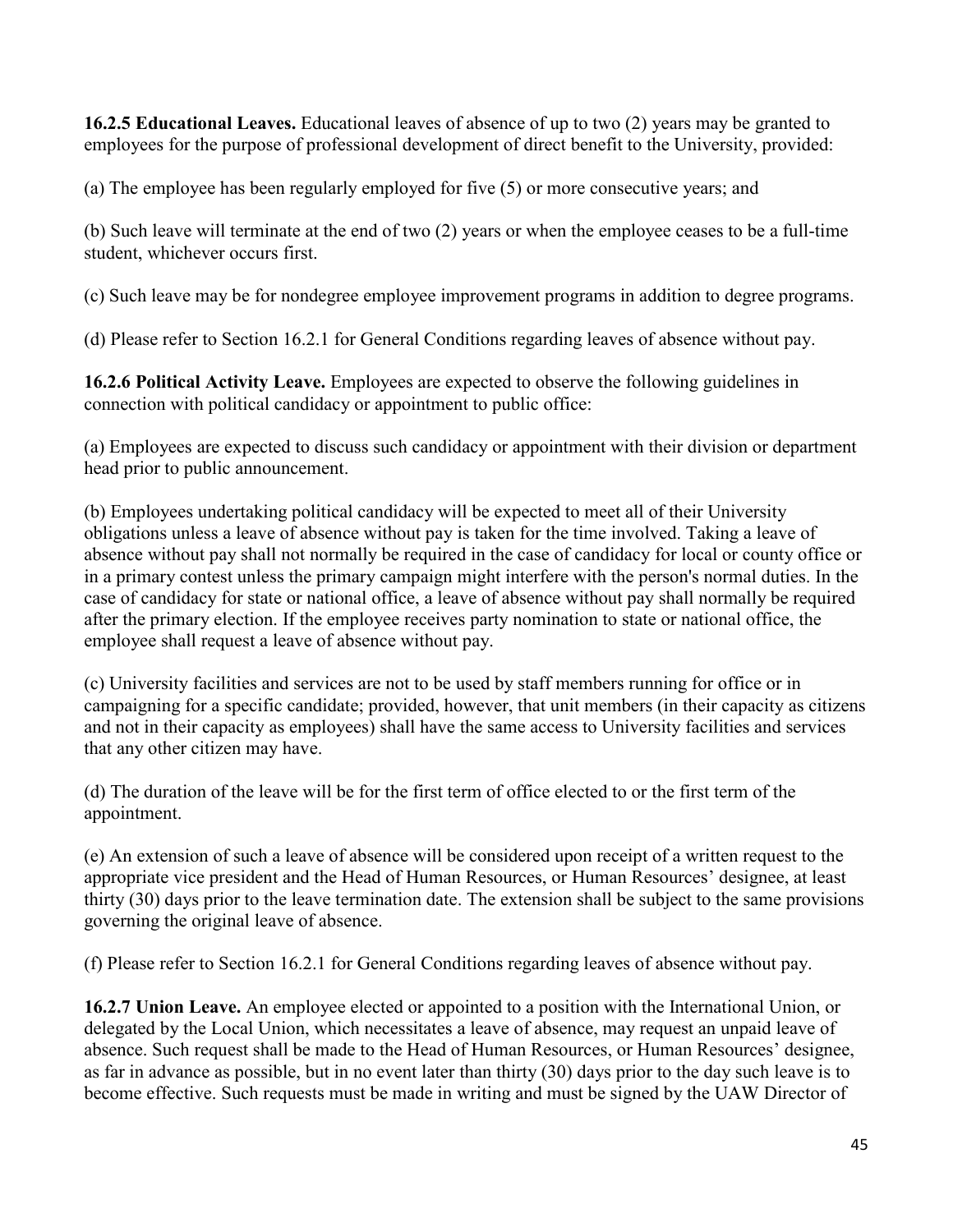**16.2.5 Educational Leaves.** Educational leaves of absence of up to two (2) years may be granted to employees for the purpose of professional development of direct benefit to the University, provided:

(a) The employee has been regularly employed for five (5) or more consecutive years; and

(b) Such leave will terminate at the end of two (2) years or when the employee ceases to be a full-time student, whichever occurs first.

(c) Such leave may be for nondegree employee improvement programs in addition to degree programs.

(d) Please refer to Section 16.2.1 for General Conditions regarding leaves of absence without pay.

**16.2.6 Political Activity Leave.** Employees are expected to observe the following guidelines in connection with political candidacy or appointment to public office:

(a) Employees are expected to discuss such candidacy or appointment with their division or department head prior to public announcement.

(b) Employees undertaking political candidacy will be expected to meet all of their University obligations unless a leave of absence without pay is taken for the time involved. Taking a leave of absence without pay shall not normally be required in the case of candidacy for local or county office or in a primary contest unless the primary campaign might interfere with the person's normal duties. In the case of candidacy for state or national office, a leave of absence without pay shall normally be required after the primary election. If the employee receives party nomination to state or national office, the employee shall request a leave of absence without pay.

(c) University facilities and services are not to be used by staff members running for office or in campaigning for a specific candidate; provided, however, that unit members (in their capacity as citizens and not in their capacity as employees) shall have the same access to University facilities and services that any other citizen may have.

(d) The duration of the leave will be for the first term of office elected to or the first term of the appointment.

(e) An extension of such a leave of absence will be considered upon receipt of a written request to the appropriate vice president and the Head of Human Resources, or Human Resources' designee, at least thirty (30) days prior to the leave termination date. The extension shall be subject to the same provisions governing the original leave of absence.

(f) Please refer to Section 16.2.1 for General Conditions regarding leaves of absence without pay.

**16.2.7 Union Leave.** An employee elected or appointed to a position with the International Union, or delegated by the Local Union, which necessitates a leave of absence, may request an unpaid leave of absence. Such request shall be made to the Head of Human Resources, or Human Resources' designee, as far in advance as possible, but in no event later than thirty (30) days prior to the day such leave is to become effective. Such requests must be made in writing and must be signed by the UAW Director of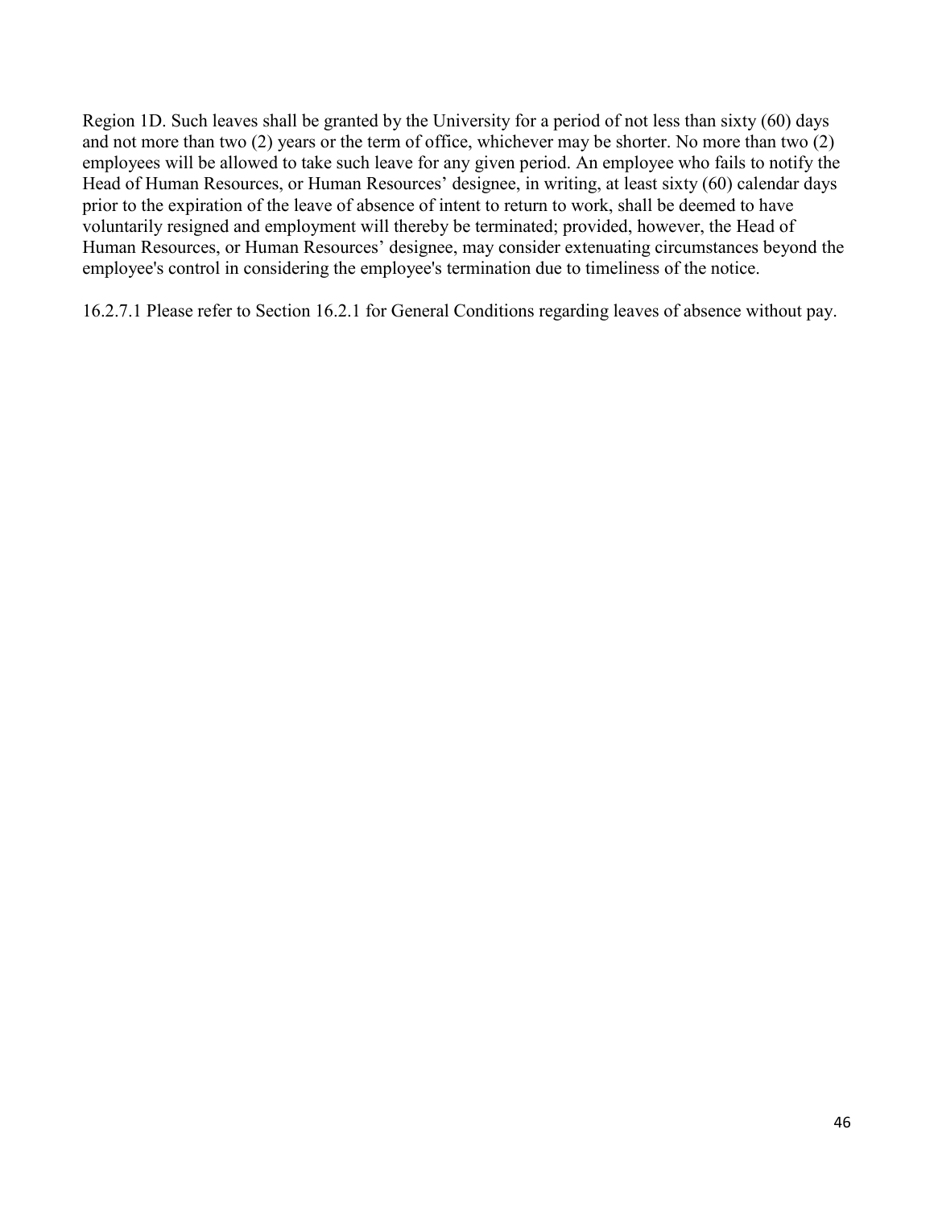Region 1D. Such leaves shall be granted by the University for a period of not less than sixty (60) days and not more than two (2) years or the term of office, whichever may be shorter. No more than two (2) employees will be allowed to take such leave for any given period. An employee who fails to notify the Head of Human Resources, or Human Resources' designee, in writing, at least sixty (60) calendar days prior to the expiration of the leave of absence of intent to return to work, shall be deemed to have voluntarily resigned and employment will thereby be terminated; provided, however, the Head of Human Resources, or Human Resources' designee, may consider extenuating circumstances beyond the employee's control in considering the employee's termination due to timeliness of the notice.

16.2.7.1 Please refer to Section 16.2.1 for General Conditions regarding leaves of absence without pay.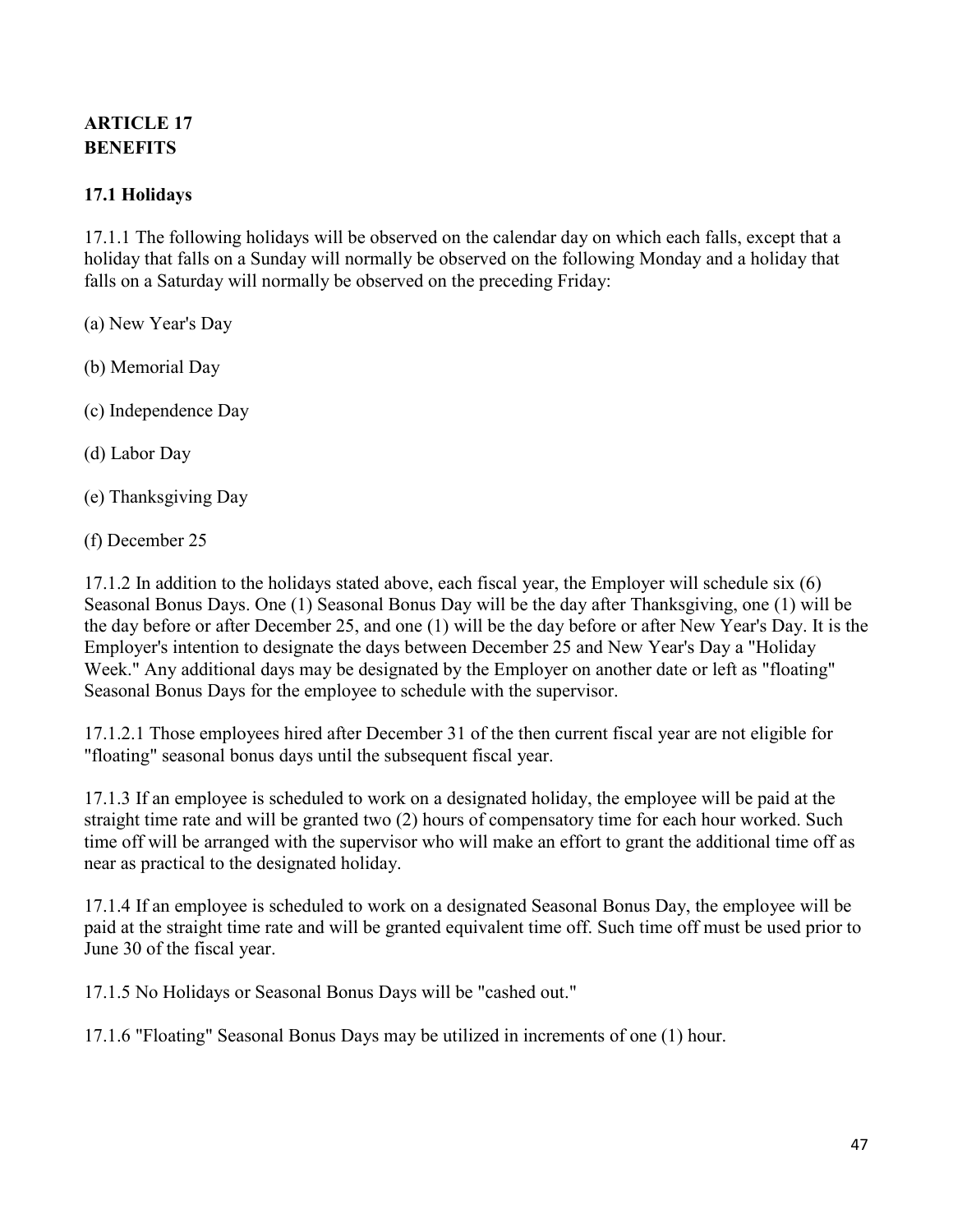## ARTICLE 17
## BENEFITS

### 17.1 Holidays

17.1.1 The following holidays will be observed on the calendar day on which each falls, except that a holiday that falls on a Sunday will normally be observed on the following Monday and a holiday that falls on a Saturday will normally be observed on the preceding Friday:

(a) New Year's Day

(b) Memorial Day

(c) Independence Day

(d) Labor Day

(e) Thanksgiving Day

(f) December 25

17.1.2 In addition to the holidays stated above, each fiscal year, the Employer will schedule six (6) Seasonal Bonus Days. One (1) Seasonal Bonus Day will be the day after Thanksgiving, one (1) will be the day before or after December 25, and one (1) will be the day before or after New Year's Day. It is the Employer's intention to designate the days between December 25 and New Year's Day a "Holiday Week." Any additional days may be designated by the Employer on another date or left as "floating" Seasonal Bonus Days for the employee to schedule with the supervisor.

17.1.2.1 Those employees hired after December 31 of the then current fiscal year are not eligible for "floating" seasonal bonus days until the subsequent fiscal year.

17.1.3 If an employee is scheduled to work on a designated holiday, the employee will be paid at the straight time rate and will be granted two (2) hours of compensatory time for each hour worked. Such time off will be arranged with the supervisor who will make an effort to grant the additional time off as near as practical to the designated holiday.

17.1.4 If an employee is scheduled to work on a designated Seasonal Bonus Day, the employee will be paid at the straight time rate and will be granted equivalent time off. Such time off must be used prior to June 30 of the fiscal year.

17.1.5 No Holidays or Seasonal Bonus Days will be "cashed out."

17.1.6 "Floating" Seasonal Bonus Days may be utilized in increments of one (1) hour.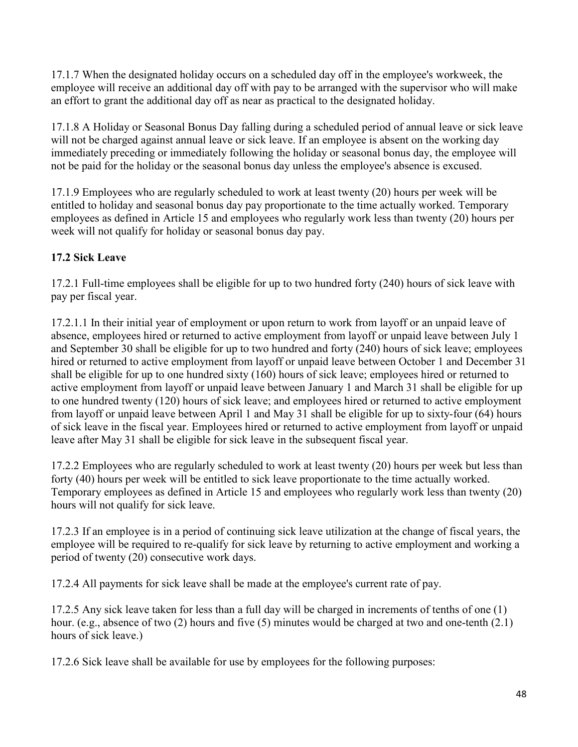17.1.7 When the designated holiday occurs on a scheduled day off in the employee's workweek, the employee will receive an additional day off with pay to be arranged with the supervisor who will make an effort to grant the additional day off as near as practical to the designated holiday.

17.1.8 A Holiday or Seasonal Bonus Day falling during a scheduled period of annual leave or sick leave will not be charged against annual leave or sick leave. If an employee is absent on the working day immediately preceding or immediately following the holiday or seasonal bonus day, the employee will not be paid for the holiday or the seasonal bonus day unless the employee's absence is excused.

17.1.9 Employees who are regularly scheduled to work at least twenty (20) hours per week will be entitled to holiday and seasonal bonus day pay proportionate to the time actually worked. Temporary employees as defined in Article 15 and employees who regularly work less than twenty (20) hours per week will not qualify for holiday or seasonal bonus day pay.

**17.2 Sick Leave**

17.2.1 Full-time employees shall be eligible for up to two hundred forty (240) hours of sick leave with pay per fiscal year.

17.2.1.1 In their initial year of employment or upon return to work from layoff or an unpaid leave of absence, employees hired or returned to active employment from layoff or unpaid leave between July 1 and September 30 shall be eligible for up to two hundred and forty (240) hours of sick leave; employees hired or returned to active employment from layoff or unpaid leave between October 1 and December 31 shall be eligible for up to one hundred sixty (160) hours of sick leave; employees hired or returned to active employment from layoff or unpaid leave between January 1 and March 31 shall be eligible for up to one hundred twenty (120) hours of sick leave; and employees hired or returned to active employment from layoff or unpaid leave between April 1 and May 31 shall be eligible for up to sixty-four (64) hours of sick leave in the fiscal year. Employees hired or returned to active employment from layoff or unpaid leave after May 31 shall be eligible for sick leave in the subsequent fiscal year.

17.2.2 Employees who are regularly scheduled to work at least twenty (20) hours per week but less than forty (40) hours per week will be entitled to sick leave proportionate to the time actually worked. Temporary employees as defined in Article 15 and employees who regularly work less than twenty (20) hours will not qualify for sick leave.

17.2.3 If an employee is in a period of continuing sick leave utilization at the change of fiscal years, the employee will be required to re-qualify for sick leave by returning to active employment and working a period of twenty (20) consecutive work days.

17.2.4 All payments for sick leave shall be made at the employee's current rate of pay.

17.2.5 Any sick leave taken for less than a full day will be charged in increments of tenths of one (1) hour. (e.g., absence of two (2) hours and five (5) minutes would be charged at two and one-tenth (2.1) hours of sick leave.)

17.2.6 Sick leave shall be available for use by employees for the following purposes: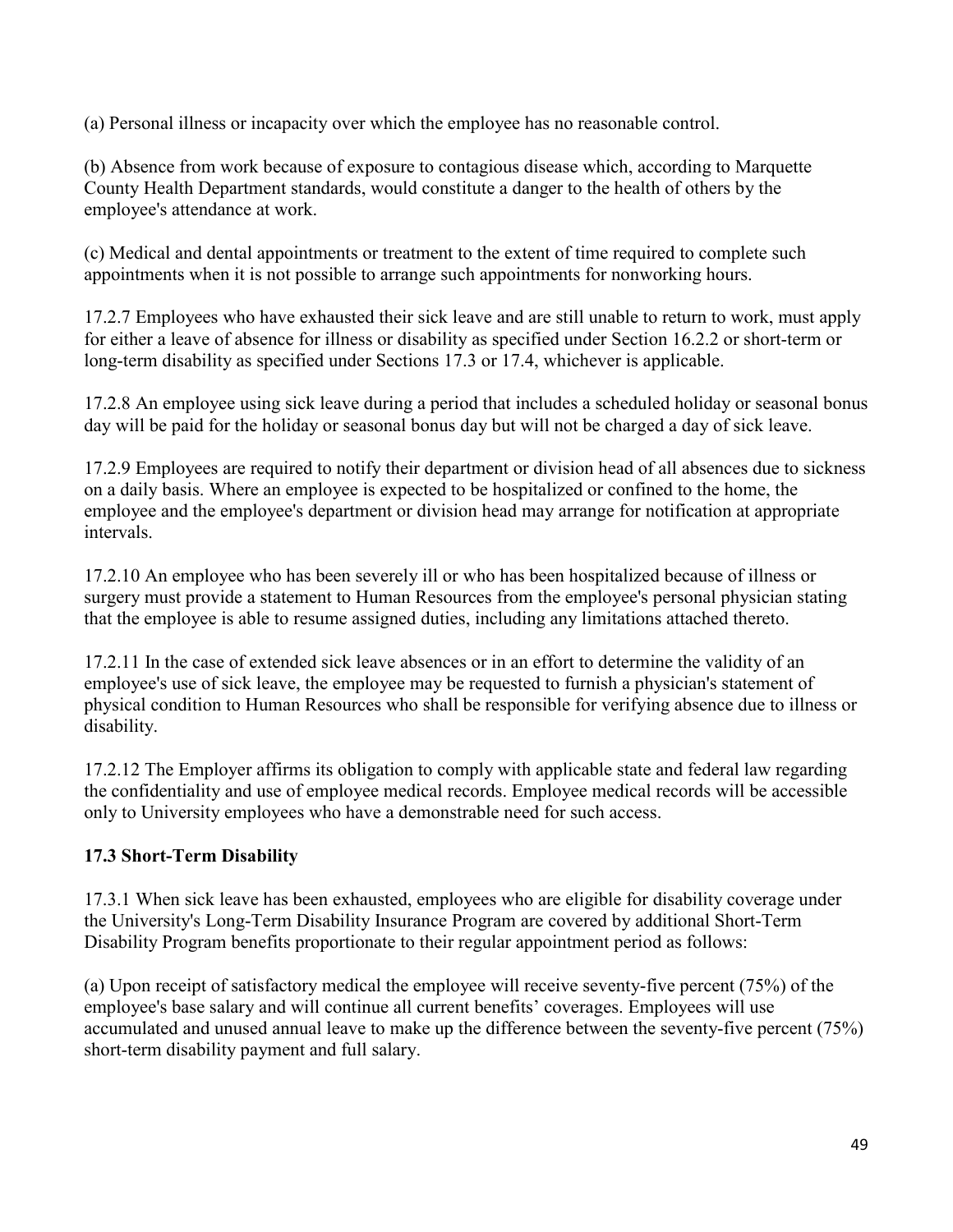(a) Personal illness or incapacity over which the employee has no reasonable control.

(b) Absence from work because of exposure to contagious disease which, according to Marquette County Health Department standards, would constitute a danger to the health of others by the employee's attendance at work.

(c) Medical and dental appointments or treatment to the extent of time required to complete such appointments when it is not possible to arrange such appointments for nonworking hours.

17.2.7 Employees who have exhausted their sick leave and are still unable to return to work, must apply for either a leave of absence for illness or disability as specified under Section 16.2.2 or short-term or long-term disability as specified under Sections 17.3 or 17.4, whichever is applicable.

17.2.8 An employee using sick leave during a period that includes a scheduled holiday or seasonal bonus day will be paid for the holiday or seasonal bonus day but will not be charged a day of sick leave.

17.2.9 Employees are required to notify their department or division head of all absences due to sickness on a daily basis. Where an employee is expected to be hospitalized or confined to the home, the employee and the employee's department or division head may arrange for notification at appropriate intervals.

17.2.10 An employee who has been severely ill or who has been hospitalized because of illness or surgery must provide a statement to Human Resources from the employee's personal physician stating that the employee is able to resume assigned duties, including any limitations attached thereto.

17.2.11 In the case of extended sick leave absences or in an effort to determine the validity of an employee's use of sick leave, the employee may be requested to furnish a physician's statement of physical condition to Human Resources who shall be responsible for verifying absence due to illness or disability.

17.2.12 The Employer affirms its obligation to comply with applicable state and federal law regarding the confidentiality and use of employee medical records. Employee medical records will be accessible only to University employees who have a demonstrable need for such access.

**17.3 Short-Term Disability**

17.3.1 When sick leave has been exhausted, employees who are eligible for disability coverage under the University's Long-Term Disability Insurance Program are covered by additional Short-Term Disability Program benefits proportionate to their regular appointment period as follows:

(a) Upon receipt of satisfactory medical the employee will receive seventy-five percent (75%) of the employee's base salary and will continue all current benefits' coverages. Employees will use accumulated and unused annual leave to make up the difference between the seventy-five percent (75%) short-term disability payment and full salary.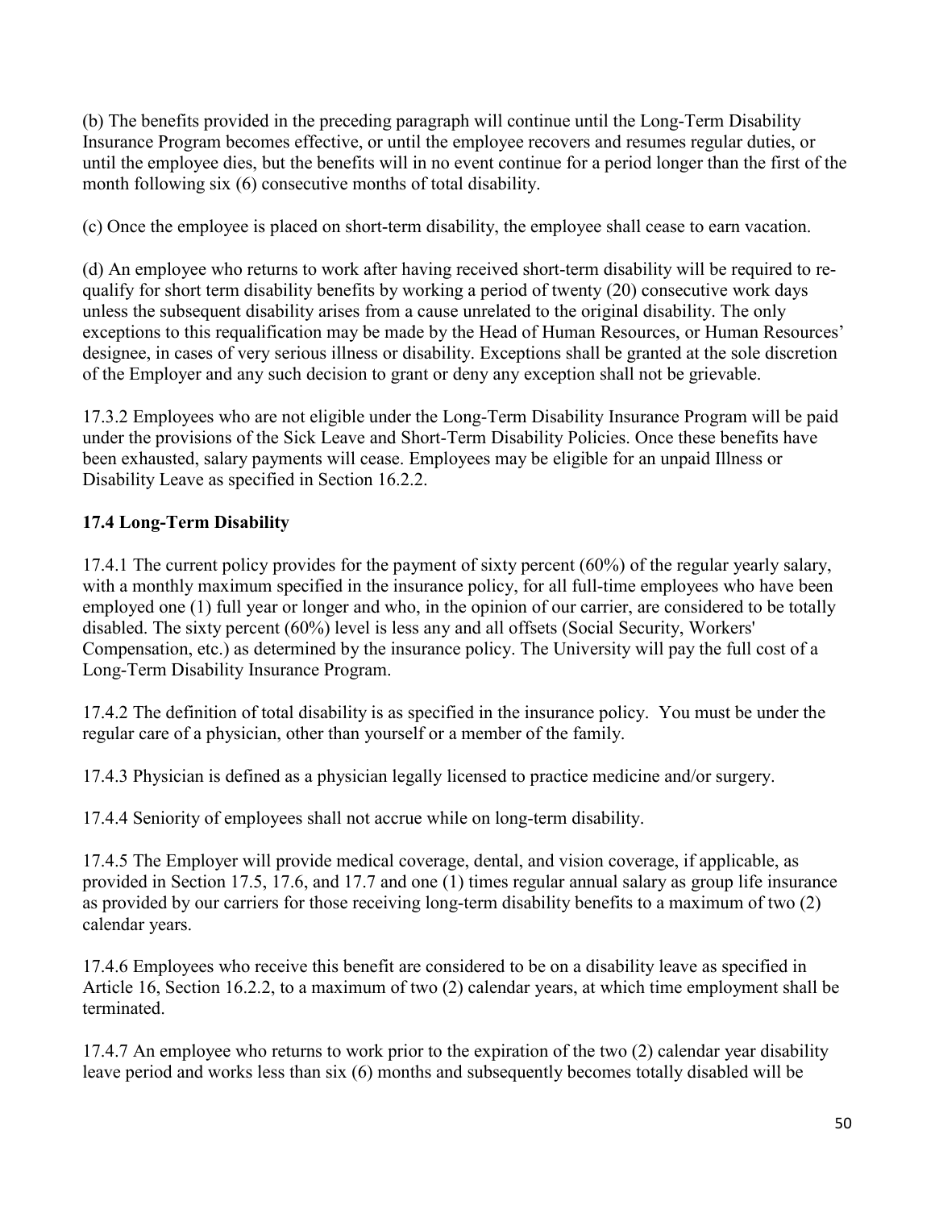(b) The benefits provided in the preceding paragraph will continue until the Long-Term Disability Insurance Program becomes effective, or until the employee recovers and resumes regular duties, or until the employee dies, but the benefits will in no event continue for a period longer than the first of the month following six (6) consecutive months of total disability.

(c) Once the employee is placed on short-term disability, the employee shall cease to earn vacation.

(d) An employee who returns to work after having received short-term disability will be required to re-qualify for short term disability benefits by working a period of twenty (20) consecutive work days unless the subsequent disability arises from a cause unrelated to the original disability. The only exceptions to this requalification may be made by the Head of Human Resources, or Human Resources' designee, in cases of very serious illness or disability. Exceptions shall be granted at the sole discretion of the Employer and any such decision to grant or deny any exception shall not be grievable.

17.3.2 Employees who are not eligible under the Long-Term Disability Insurance Program will be paid under the provisions of the Sick Leave and Short-Term Disability Policies. Once these benefits have been exhausted, salary payments will cease. Employees may be eligible for an unpaid Illness or Disability Leave as specified in Section 16.2.2.

**17.4 Long-Term Disability**

17.4.1 The current policy provides for the payment of sixty percent (60%) of the regular yearly salary, with a monthly maximum specified in the insurance policy, for all full-time employees who have been employed one (1) full year or longer and who, in the opinion of our carrier, are considered to be totally disabled. The sixty percent (60%) level is less any and all offsets (Social Security, Workers' Compensation, etc.) as determined by the insurance policy. The University will pay the full cost of a Long-Term Disability Insurance Program.

17.4.2 The definition of total disability is as specified in the insurance policy. You must be under the regular care of a physician, other than yourself or a member of the family.

17.4.3 Physician is defined as a physician legally licensed to practice medicine and/or surgery.

17.4.4 Seniority of employees shall not accrue while on long-term disability.

17.4.5 The Employer will provide medical coverage, dental, and vision coverage, if applicable, as provided in Section 17.5, 17.6, and 17.7 and one (1) times regular annual salary as group life insurance as provided by our carriers for those receiving long-term disability benefits to a maximum of two (2) calendar years.

17.4.6 Employees who receive this benefit are considered to be on a disability leave as specified in Article 16, Section 16.2.2, to a maximum of two (2) calendar years, at which time employment shall be terminated.

17.4.7 An employee who returns to work prior to the expiration of the two (2) calendar year disability leave period and works less than six (6) months and subsequently becomes totally disabled will be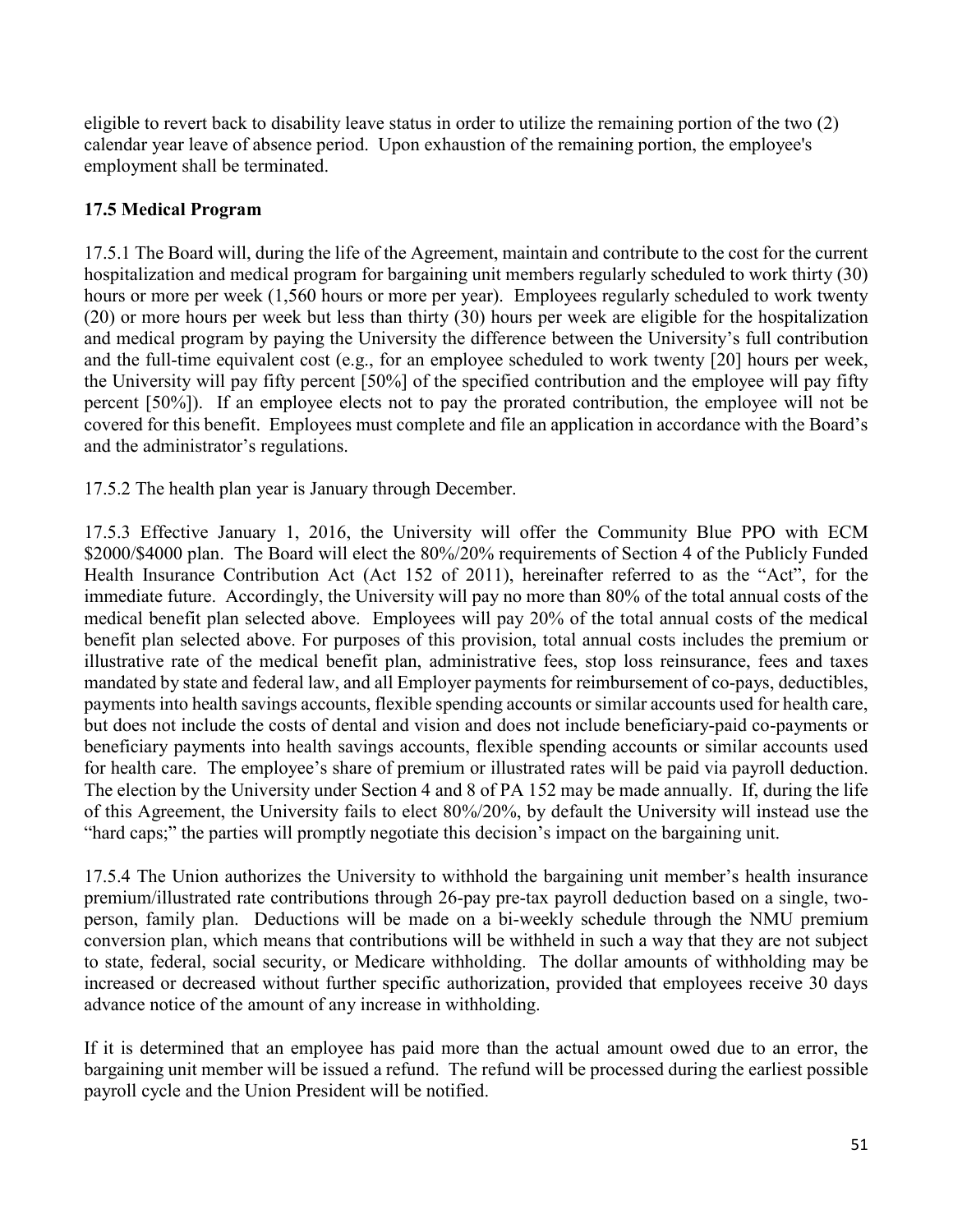eligible to revert back to disability leave status in order to utilize the remaining portion of the two (2) calendar year leave of absence period. Upon exhaustion of the remaining portion, the employee's employment shall be terminated.

### 17.5 Medical Program

17.5.1 The Board will, during the life of the Agreement, maintain and contribute to the cost for the current hospitalization and medical program for bargaining unit members regularly scheduled to work thirty (30) hours or more per week (1,560 hours or more per year). Employees regularly scheduled to work twenty (20) or more hours per week but less than thirty (30) hours per week are eligible for the hospitalization and medical program by paying the University the difference between the University's full contribution and the full-time equivalent cost (e.g., for an employee scheduled to work twenty [20] hours per week, the University will pay fifty percent [50%] of the specified contribution and the employee will pay fifty percent [50%]). If an employee elects not to pay the prorated contribution, the employee will not be covered for this benefit. Employees must complete and file an application in accordance with the Board's and the administrator's regulations.

17.5.2 The health plan year is January through December.

17.5.3 Effective January 1, 2016, the University will offer the Community Blue PPO with ECM \$2000/\$4000 plan. The Board will elect the 80%/20% requirements of Section 4 of the Publicly Funded Health Insurance Contribution Act (Act 152 of 2011), hereinafter referred to as the "Act", for the immediate future. Accordingly, the University will pay no more than 80% of the total annual costs of the medical benefit plan selected above. Employees will pay 20% of the total annual costs of the medical benefit plan selected above. For purposes of this provision, total annual costs includes the premium or illustrative rate of the medical benefit plan, administrative fees, stop loss reinsurance, fees and taxes mandated by state and federal law, and all Employer payments for reimbursement of co-pays, deductibles, payments into health savings accounts, flexible spending accounts or similar accounts used for health care, but does not include the costs of dental and vision and does not include beneficiary-paid co-payments or beneficiary payments into health savings accounts, flexible spending accounts or similar accounts used for health care. The employee's share of premium or illustrated rates will be paid via payroll deduction. The election by the University under Section 4 and 8 of PA 152 may be made annually. If, during the life of this Agreement, the University fails to elect 80%/20%, by default the University will instead use the "hard caps;" the parties will promptly negotiate this decision's impact on the bargaining unit.

17.5.4 The Union authorizes the University to withhold the bargaining unit member's health insurance premium/illustrated rate contributions through 26-pay pre-tax payroll deduction based on a single, two-person, family plan. Deductions will be made on a bi-weekly schedule through the NMU premium conversion plan, which means that contributions will be withheld in such a way that they are not subject to state, federal, social security, or Medicare withholding. The dollar amounts of withholding may be increased or decreased without further specific authorization, provided that employees receive 30 days advance notice of the amount of any increase in withholding.

If it is determined that an employee has paid more than the actual amount owed due to an error, the bargaining unit member will be issued a refund. The refund will be processed during the earliest possible payroll cycle and the Union President will be notified.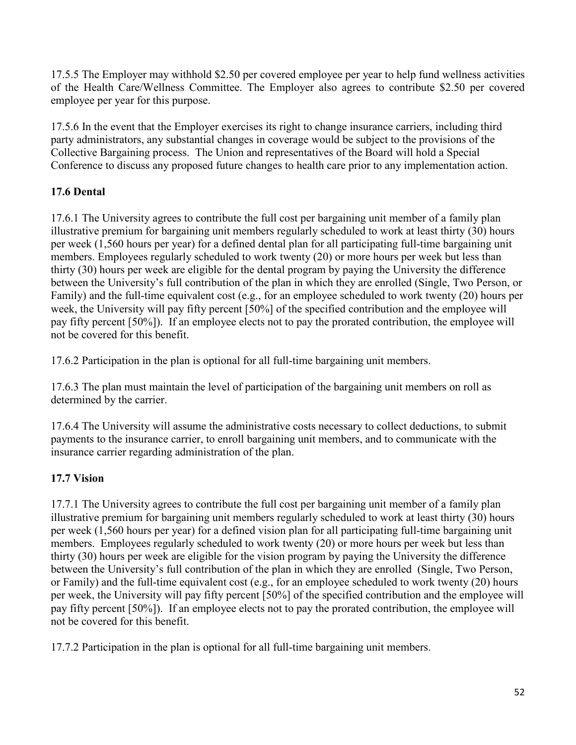17.5.5 The Employer may withhold $2.50 per covered employee per year to help fund wellness activities of the Health Care/Wellness Committee. The Employer also agrees to contribute $2.50 per covered employee per year for this purpose.

17.5.6 In the event that the Employer exercises its right to change insurance carriers, including third party administrators, any substantial changes in coverage would be subject to the provisions of the Collective Bargaining process. The Union and representatives of the Board will hold a Special Conference to discuss any proposed future changes to health care prior to any implementation action.

**17.6 Dental**

17.6.1 The University agrees to contribute the full cost per bargaining unit member of a family plan illustrative premium for bargaining unit members regularly scheduled to work at least thirty (30) hours per week (1,560 hours per year) for a defined dental plan for all participating full-time bargaining unit members. Employees regularly scheduled to work twenty (20) or more hours per week but less than thirty (30) hours per week are eligible for the dental program by paying the University the difference between the University's full contribution of the plan in which they are enrolled (Single, Two Person, or Family) and the full-time equivalent cost (e.g., for an employee scheduled to work twenty (20) hours per week, the University will pay fifty percent [50%] of the specified contribution and the employee will pay fifty percent [50%]). If an employee elects not to pay the prorated contribution, the employee will not be covered for this benefit.

17.6.2 Participation in the plan is optional for all full-time bargaining unit members.

17.6.3 The plan must maintain the level of participation of the bargaining unit members on roll as determined by the carrier.

17.6.4 The University will assume the administrative costs necessary to collect deductions, to submit payments to the insurance carrier, to enroll bargaining unit members, and to communicate with the insurance carrier regarding administration of the plan.

**17.7 Vision**

17.7.1 The University agrees to contribute the full cost per bargaining unit member of a family plan illustrative premium for bargaining unit members regularly scheduled to work at least thirty (30) hours per week (1,560 hours per year) for a defined vision plan for all participating full-time bargaining unit members. Employees regularly scheduled to work twenty (20) or more hours per week but less than thirty (30) hours per week are eligible for the vision program by paying the University the difference between the University's full contribution of the plan in which they are enrolled (Single, Two Person, or Family) and the full-time equivalent cost (e.g., for an employee scheduled to work twenty (20) hours per week, the University will pay fifty percent [50%] of the specified contribution and the employee will pay fifty percent [50%]). If an employee elects not to pay the prorated contribution, the employee will not be covered for this benefit.

17.7.2 Participation in the plan is optional for all full-time bargaining unit members.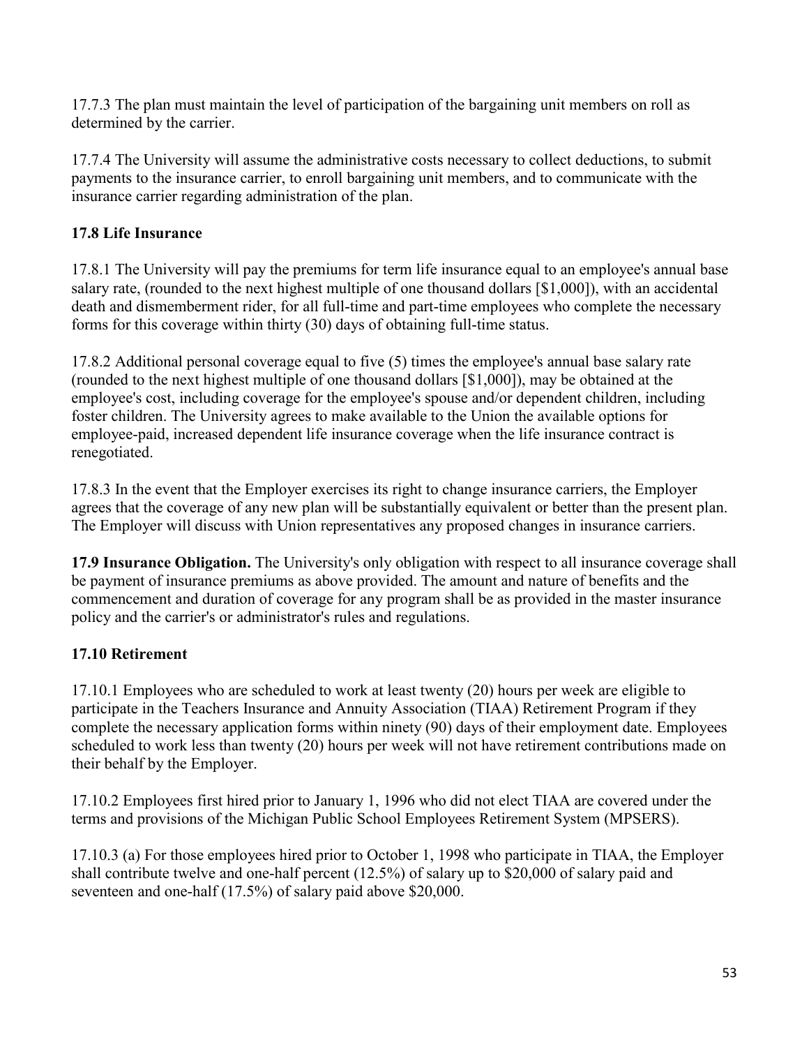17.7.3 The plan must maintain the level of participation of the bargaining unit members on roll as determined by the carrier.

17.7.4 The University will assume the administrative costs necessary to collect deductions, to submit payments to the insurance carrier, to enroll bargaining unit members, and to communicate with the insurance carrier regarding administration of the plan.

### 17.8 Life Insurance

17.8.1 The University will pay the premiums for term life insurance equal to an employee's annual base salary rate, (rounded to the next highest multiple of one thousand dollars [$1,000]), with an accidental death and dismemberment rider, for all full-time and part-time employees who complete the necessary forms for this coverage within thirty (30) days of obtaining full-time status.

17.8.2 Additional personal coverage equal to five (5) times the employee's annual base salary rate (rounded to the next highest multiple of one thousand dollars [$1,000]), may be obtained at the employee's cost, including coverage for the employee's spouse and/or dependent children, including foster children. The University agrees to make available to the Union the available options for employee-paid, increased dependent life insurance coverage when the life insurance contract is renegotiated.

17.8.3 In the event that the Employer exercises its right to change insurance carriers, the Employer agrees that the coverage of any new plan will be substantially equivalent or better than the present plan. The Employer will discuss with Union representatives any proposed changes in insurance carriers.

**17.9 Insurance Obligation.** The University's only obligation with respect to all insurance coverage shall be payment of insurance premiums as above provided. The amount and nature of benefits and the commencement and duration of coverage for any program shall be as provided in the master insurance policy and the carrier's or administrator's rules and regulations.

### 17.10 Retirement

17.10.1 Employees who are scheduled to work at least twenty (20) hours per week are eligible to participate in the Teachers Insurance and Annuity Association (TIAA) Retirement Program if they complete the necessary application forms within ninety (90) days of their employment date. Employees scheduled to work less than twenty (20) hours per week will not have retirement contributions made on their behalf by the Employer.

17.10.2 Employees first hired prior to January 1, 1996 who did not elect TIAA are covered under the terms and provisions of the Michigan Public School Employees Retirement System (MPSERS).

17.10.3 (a) For those employees hired prior to October 1, 1998 who participate in TIAA, the Employer shall contribute twelve and one-half percent (12.5%) of salary up to $20,000 of salary paid and seventeen and one-half (17.5%) of salary paid above $20,000.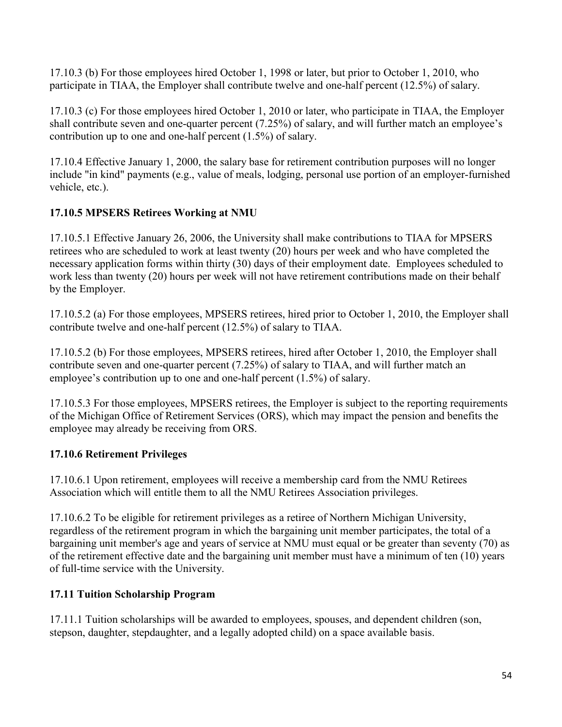17.10.3 (b) For those employees hired October 1, 1998 or later, but prior to October 1, 2010, who participate in TIAA, the Employer shall contribute twelve and one-half percent (12.5%) of salary.

17.10.3 (c) For those employees hired October 1, 2010 or later, who participate in TIAA, the Employer shall contribute seven and one-quarter percent (7.25%) of salary, and will further match an employee's contribution up to one and one-half percent (1.5%) of salary.

17.10.4 Effective January 1, 2000, the salary base for retirement contribution purposes will no longer include "in kind" payments (e.g., value of meals, lodging, personal use portion of an employer-furnished vehicle, etc.).

**17.10.5 MPSERS Retirees Working at NMU**

17.10.5.1 Effective January 26, 2006, the University shall make contributions to TIAA for MPSERS retirees who are scheduled to work at least twenty (20) hours per week and who have completed the necessary application forms within thirty (30) days of their employment date. Employees scheduled to work less than twenty (20) hours per week will not have retirement contributions made on their behalf by the Employer.

17.10.5.2 (a) For those employees, MPSERS retirees, hired prior to October 1, 2010, the Employer shall contribute twelve and one-half percent (12.5%) of salary to TIAA.

17.10.5.2 (b) For those employees, MPSERS retirees, hired after October 1, 2010, the Employer shall contribute seven and one-quarter percent (7.25%) of salary to TIAA, and will further match an employee's contribution up to one and one-half percent (1.5%) of salary.

17.10.5.3 For those employees, MPSERS retirees, the Employer is subject to the reporting requirements of the Michigan Office of Retirement Services (ORS), which may impact the pension and benefits the employee may already be receiving from ORS.

**17.10.6 Retirement Privileges**

17.10.6.1 Upon retirement, employees will receive a membership card from the NMU Retirees Association which will entitle them to all the NMU Retirees Association privileges.

17.10.6.2 To be eligible for retirement privileges as a retiree of Northern Michigan University, regardless of the retirement program in which the bargaining unit member participates, the total of a bargaining unit member's age and years of service at NMU must equal or be greater than seventy (70) as of the retirement effective date and the bargaining unit member must have a minimum of ten (10) years of full-time service with the University.

**17.11 Tuition Scholarship Program**

17.11.1 Tuition scholarships will be awarded to employees, spouses, and dependent children (son, stepson, daughter, stepdaughter, and a legally adopted child) on a space available basis.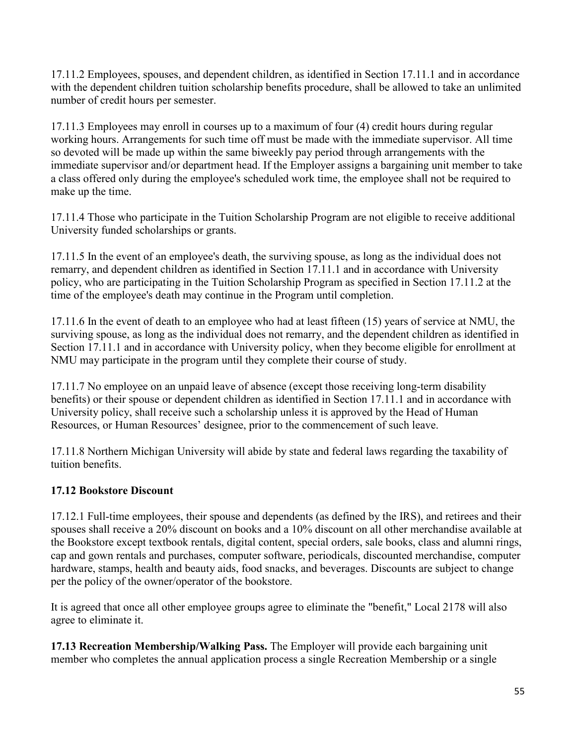17.11.2 Employees, spouses, and dependent children, as identified in Section 17.11.1 and in accordance with the dependent children tuition scholarship benefits procedure, shall be allowed to take an unlimited number of credit hours per semester.

17.11.3 Employees may enroll in courses up to a maximum of four (4) credit hours during regular working hours. Arrangements for such time off must be made with the immediate supervisor. All time so devoted will be made up within the same biweekly pay period through arrangements with the immediate supervisor and/or department head. If the Employer assigns a bargaining unit member to take a class offered only during the employee's scheduled work time, the employee shall not be required to make up the time.

17.11.4 Those who participate in the Tuition Scholarship Program are not eligible to receive additional University funded scholarships or grants.

17.11.5 In the event of an employee's death, the surviving spouse, as long as the individual does not remarry, and dependent children as identified in Section 17.11.1 and in accordance with University policy, who are participating in the Tuition Scholarship Program as specified in Section 17.11.2 at the time of the employee's death may continue in the Program until completion.

17.11.6 In the event of death to an employee who had at least fifteen (15) years of service at NMU, the surviving spouse, as long as the individual does not remarry, and the dependent children as identified in Section 17.11.1 and in accordance with University policy, when they become eligible for enrollment at NMU may participate in the program until they complete their course of study.

17.11.7 No employee on an unpaid leave of absence (except those receiving long-term disability benefits) or their spouse or dependent children as identified in Section 17.11.1 and in accordance with University policy, shall receive such a scholarship unless it is approved by the Head of Human Resources, or Human Resources' designee, prior to the commencement of such leave.

17.11.8 Northern Michigan University will abide by state and federal laws regarding the taxability of tuition benefits.

**17.12 Bookstore Discount**

17.12.1 Full-time employees, their spouse and dependents (as defined by the IRS), and retirees and their spouses shall receive a 20% discount on books and a 10% discount on all other merchandise available at the Bookstore except textbook rentals, digital content, special orders, sale books, class and alumni rings, cap and gown rentals and purchases, computer software, periodicals, discounted merchandise, computer hardware, stamps, health and beauty aids, food snacks, and beverages. Discounts are subject to change per the policy of the owner/operator of the bookstore.

It is agreed that once all other employee groups agree to eliminate the "benefit," Local 2178 will also agree to eliminate it.

**17.13 Recreation Membership/Walking Pass.** The Employer will provide each bargaining unit member who completes the annual application process a single Recreation Membership or a single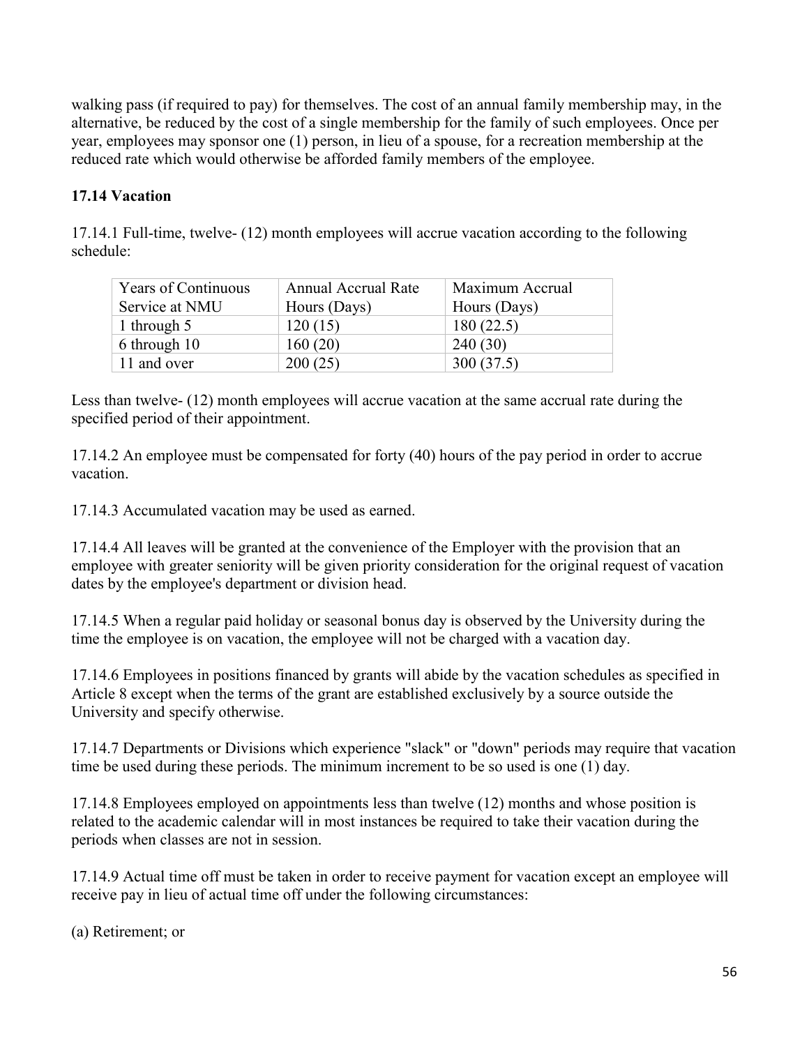walking pass (if required to pay) for themselves. The cost of an annual family membership may, in the alternative, be reduced by the cost of a single membership for the family of such employees. Once per year, employees may sponsor one (1) person, in lieu of a spouse, for a recreation membership at the reduced rate which would otherwise be afforded family members of the employee.

### 17.14 Vacation

17.14.1 Full-time, twelve- (12) month employees will accrue vacation according to the following schedule:

| Years of Continuous Service at NMU | Annual Accrual Rate Hours (Days) | Maximum Accrual Hours (Days) |
|---|---|---|
| 1 through 5 | 120 (15) | 180 (22.5) |
| 6 through 10 | 160 (20) | 240 (30) |
| 11 and over | 200 (25) | 300 (37.5) |

Less than twelve- (12) month employees will accrue vacation at the same accrual rate during the specified period of their appointment.

17.14.2 An employee must be compensated for forty (40) hours of the pay period in order to accrue vacation.

17.14.3 Accumulated vacation may be used as earned.

17.14.4 All leaves will be granted at the convenience of the Employer with the provision that an employee with greater seniority will be given priority consideration for the original request of vacation dates by the employee's department or division head.

17.14.5 When a regular paid holiday or seasonal bonus day is observed by the University during the time the employee is on vacation, the employee will not be charged with a vacation day.

17.14.6 Employees in positions financed by grants will abide by the vacation schedules as specified in Article 8 except when the terms of the grant are established exclusively by a source outside the University and specify otherwise.

17.14.7 Departments or Divisions which experience "slack" or "down" periods may require that vacation time be used during these periods. The minimum increment to be so used is one (1) day.

17.14.8 Employees employed on appointments less than twelve (12) months and whose position is related to the academic calendar will in most instances be required to take their vacation during the periods when classes are not in session.

17.14.9 Actual time off must be taken in order to receive payment for vacation except an employee will receive pay in lieu of actual time off under the following circumstances:

(a) Retirement; or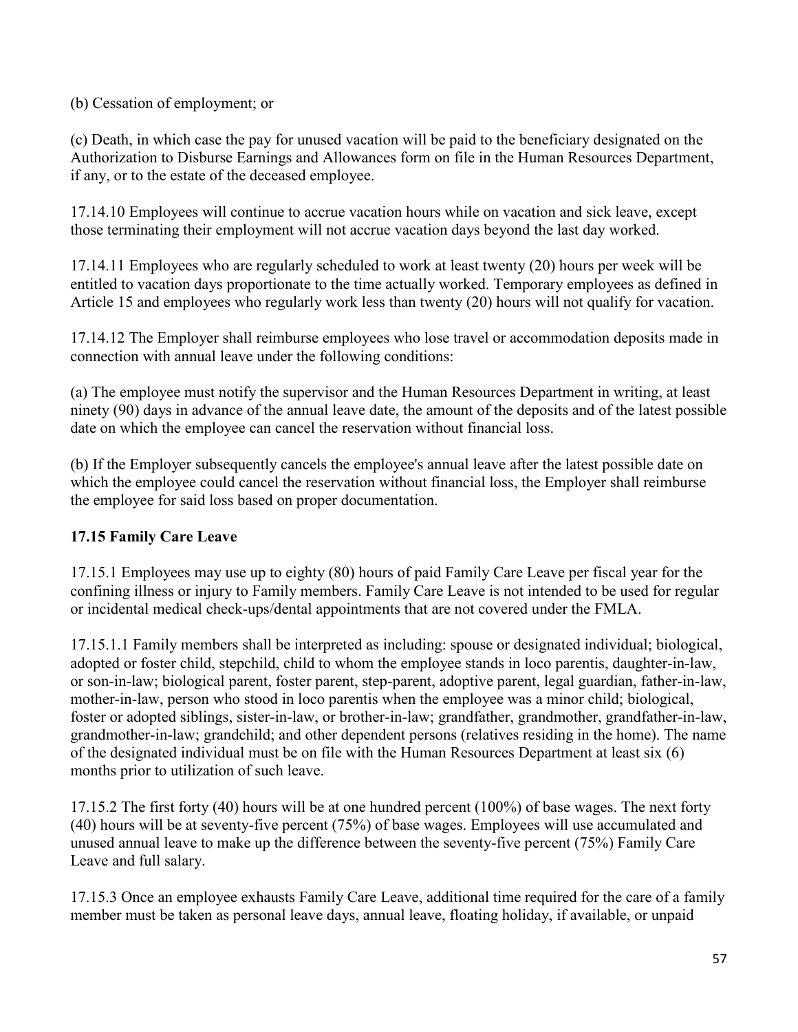(b) Cessation of employment; or

(c) Death, in which case the pay for unused vacation will be paid to the beneficiary designated on the Authorization to Disburse Earnings and Allowances form on file in the Human Resources Department, if any, or to the estate of the deceased employee.

17.14.10 Employees will continue to accrue vacation hours while on vacation and sick leave, except those terminating their employment will not accrue vacation days beyond the last day worked.

17.14.11 Employees who are regularly scheduled to work at least twenty (20) hours per week will be entitled to vacation days proportionate to the time actually worked. Temporary employees as defined in Article 15 and employees who regularly work less than twenty (20) hours will not qualify for vacation.

17.14.12 The Employer shall reimburse employees who lose travel or accommodation deposits made in connection with annual leave under the following conditions:

(a) The employee must notify the supervisor and the Human Resources Department in writing, at least ninety (90) days in advance of the annual leave date, the amount of the deposits and of the latest possible date on which the employee can cancel the reservation without financial loss.

(b) If the Employer subsequently cancels the employee's annual leave after the latest possible date on which the employee could cancel the reservation without financial loss, the Employer shall reimburse the employee for said loss based on proper documentation.

**17.15 Family Care Leave**

17.15.1 Employees may use up to eighty (80) hours of paid Family Care Leave per fiscal year for the confining illness or injury to Family members. Family Care Leave is not intended to be used for regular or incidental medical check-ups/dental appointments that are not covered under the FMLA.

17.15.1.1 Family members shall be interpreted as including: spouse or designated individual; biological, adopted or foster child, stepchild, child to whom the employee stands in loco parentis, daughter-in-law, or son-in-law; biological parent, foster parent, step-parent, adoptive parent, legal guardian, father-in-law, mother-in-law, person who stood in loco parentis when the employee was a minor child; biological, foster or adopted siblings, sister-in-law, or brother-in-law; grandfather, grandmother, grandfather-in-law, grandmother-in-law; grandchild; and other dependent persons (relatives residing in the home). The name of the designated individual must be on file with the Human Resources Department at least six (6) months prior to utilization of such leave.

17.15.2 The first forty (40) hours will be at one hundred percent (100%) of base wages. The next forty (40) hours will be at seventy-five percent (75%) of base wages. Employees will use accumulated and unused annual leave to make up the difference between the seventy-five percent (75%) Family Care Leave and full salary.

17.15.3 Once an employee exhausts Family Care Leave, additional time required for the care of a family member must be taken as personal leave days, annual leave, floating holiday, if available, or unpaid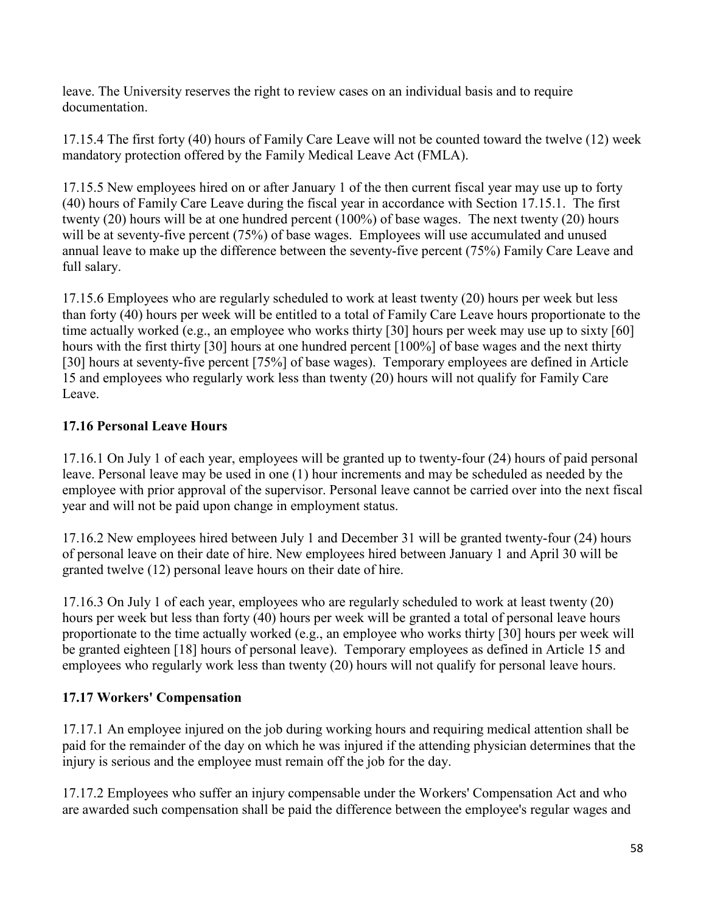leave. The University reserves the right to review cases on an individual basis and to require documentation.

17.15.4 The first forty (40) hours of Family Care Leave will not be counted toward the twelve (12) week mandatory protection offered by the Family Medical Leave Act (FMLA).

17.15.5 New employees hired on or after January 1 of the then current fiscal year may use up to forty (40) hours of Family Care Leave during the fiscal year in accordance with Section 17.15.1. The first twenty (20) hours will be at one hundred percent (100%) of base wages. The next twenty (20) hours will be at seventy-five percent (75%) of base wages. Employees will use accumulated and unused annual leave to make up the difference between the seventy-five percent (75%) Family Care Leave and full salary.

17.15.6 Employees who are regularly scheduled to work at least twenty (20) hours per week but less than forty (40) hours per week will be entitled to a total of Family Care Leave hours proportionate to the time actually worked (e.g., an employee who works thirty [30] hours per week may use up to sixty [60] hours with the first thirty [30] hours at one hundred percent [100%] of base wages and the next thirty [30] hours at seventy-five percent [75%] of base wages). Temporary employees are defined in Article 15 and employees who regularly work less than twenty (20) hours will not qualify for Family Care Leave.

### 17.16 Personal Leave Hours

17.16.1 On July 1 of each year, employees will be granted up to twenty-four (24) hours of paid personal leave. Personal leave may be used in one (1) hour increments and may be scheduled as needed by the employee with prior approval of the supervisor. Personal leave cannot be carried over into the next fiscal year and will not be paid upon change in employment status.

17.16.2 New employees hired between July 1 and December 31 will be granted twenty-four (24) hours of personal leave on their date of hire. New employees hired between January 1 and April 30 will be granted twelve (12) personal leave hours on their date of hire.

17.16.3 On July 1 of each year, employees who are regularly scheduled to work at least twenty (20) hours per week but less than forty (40) hours per week will be granted a total of personal leave hours proportionate to the time actually worked (e.g., an employee who works thirty [30] hours per week will be granted eighteen [18] hours of personal leave). Temporary employees as defined in Article 15 and employees who regularly work less than twenty (20) hours will not qualify for personal leave hours.

### 17.17 Workers' Compensation

17.17.1 An employee injured on the job during working hours and requiring medical attention shall be paid for the remainder of the day on which he was injured if the attending physician determines that the injury is serious and the employee must remain off the job for the day.

17.17.2 Employees who suffer an injury compensable under the Workers' Compensation Act and who are awarded such compensation shall be paid the difference between the employee's regular wages and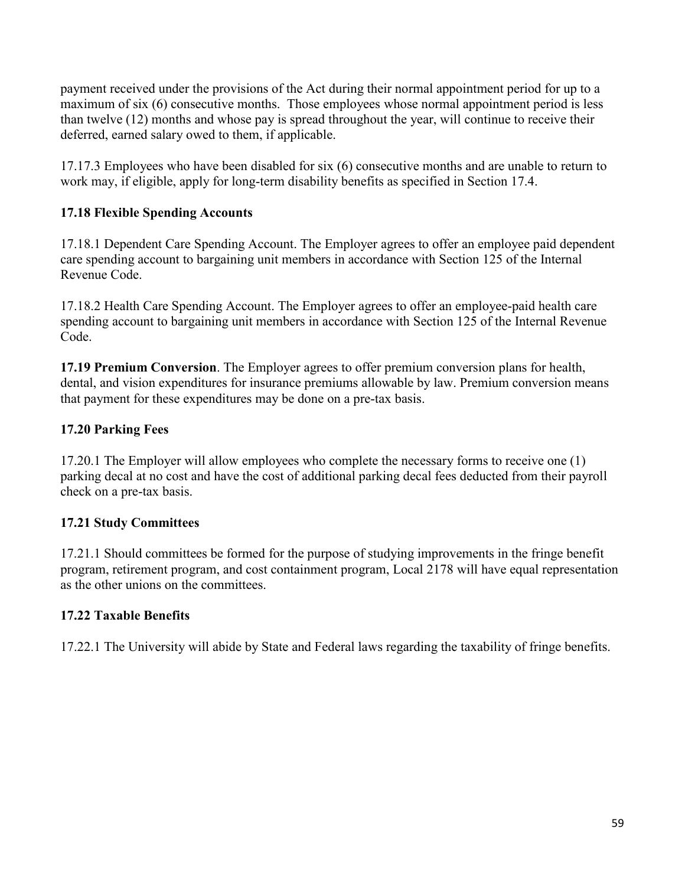payment received under the provisions of the Act during their normal appointment period for up to a maximum of six (6) consecutive months. Those employees whose normal appointment period is less than twelve (12) months and whose pay is spread throughout the year, will continue to receive their deferred, earned salary owed to them, if applicable.

17.17.3 Employees who have been disabled for six (6) consecutive months and are unable to return to work may, if eligible, apply for long-term disability benefits as specified in Section 17.4.

### 17.18 Flexible Spending Accounts

17.18.1 Dependent Care Spending Account. The Employer agrees to offer an employee paid dependent care spending account to bargaining unit members in accordance with Section 125 of the Internal Revenue Code.

17.18.2 Health Care Spending Account. The Employer agrees to offer an employee-paid health care spending account to bargaining unit members in accordance with Section 125 of the Internal Revenue Code.

**17.19 Premium Conversion**. The Employer agrees to offer premium conversion plans for health, dental, and vision expenditures for insurance premiums allowable by law. Premium conversion means that payment for these expenditures may be done on a pre-tax basis.

### 17.20 Parking Fees

17.20.1 The Employer will allow employees who complete the necessary forms to receive one (1) parking decal at no cost and have the cost of additional parking decal fees deducted from their payroll check on a pre-tax basis.

### 17.21 Study Committees

17.21.1 Should committees be formed for the purpose of studying improvements in the fringe benefit program, retirement program, and cost containment program, Local 2178 will have equal representation as the other unions on the committees.

### 17.22 Taxable Benefits

17.22.1 The University will abide by State and Federal laws regarding the taxability of fringe benefits.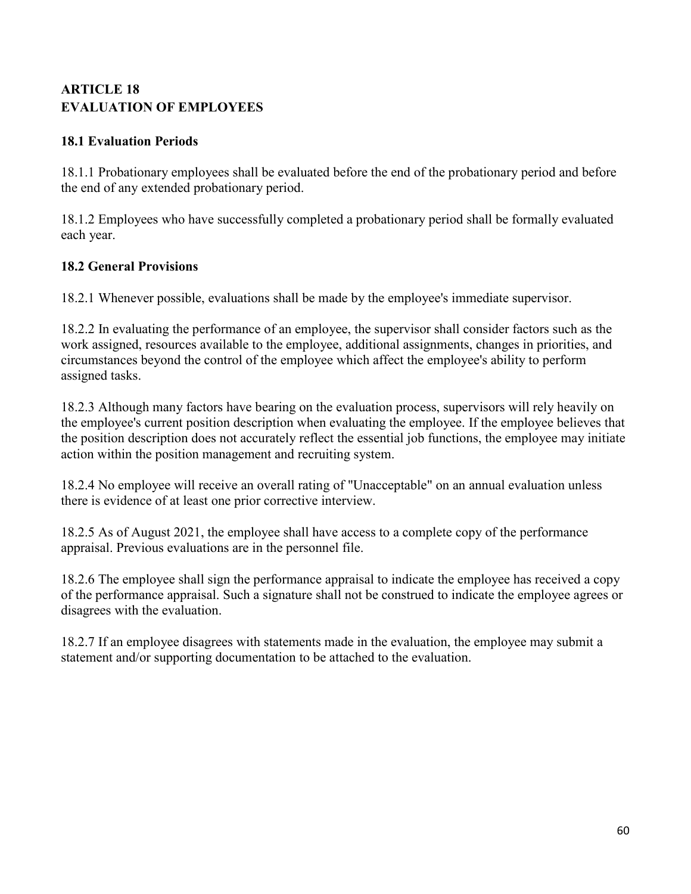# ARTICLE 18
# EVALUATION OF EMPLOYEES

## 18.1 Evaluation Periods

18.1.1 Probationary employees shall be evaluated before the end of the probationary period and before the end of any extended probationary period.

18.1.2 Employees who have successfully completed a probationary period shall be formally evaluated each year.

## 18.2 General Provisions

18.2.1 Whenever possible, evaluations shall be made by the employee's immediate supervisor.

18.2.2 In evaluating the performance of an employee, the supervisor shall consider factors such as the work assigned, resources available to the employee, additional assignments, changes in priorities, and circumstances beyond the control of the employee which affect the employee's ability to perform assigned tasks.

18.2.3 Although many factors have bearing on the evaluation process, supervisors will rely heavily on the employee's current position description when evaluating the employee. If the employee believes that the position description does not accurately reflect the essential job functions, the employee may initiate action within the position management and recruiting system.

18.2.4 No employee will receive an overall rating of "Unacceptable" on an annual evaluation unless there is evidence of at least one prior corrective interview.

18.2.5 As of August 2021, the employee shall have access to a complete copy of the performance appraisal. Previous evaluations are in the personnel file.

18.2.6 The employee shall sign the performance appraisal to indicate the employee has received a copy of the performance appraisal. Such a signature shall not be construed to indicate the employee agrees or disagrees with the evaluation.

18.2.7 If an employee disagrees with statements made in the evaluation, the employee may submit a statement and/or supporting documentation to be attached to the evaluation.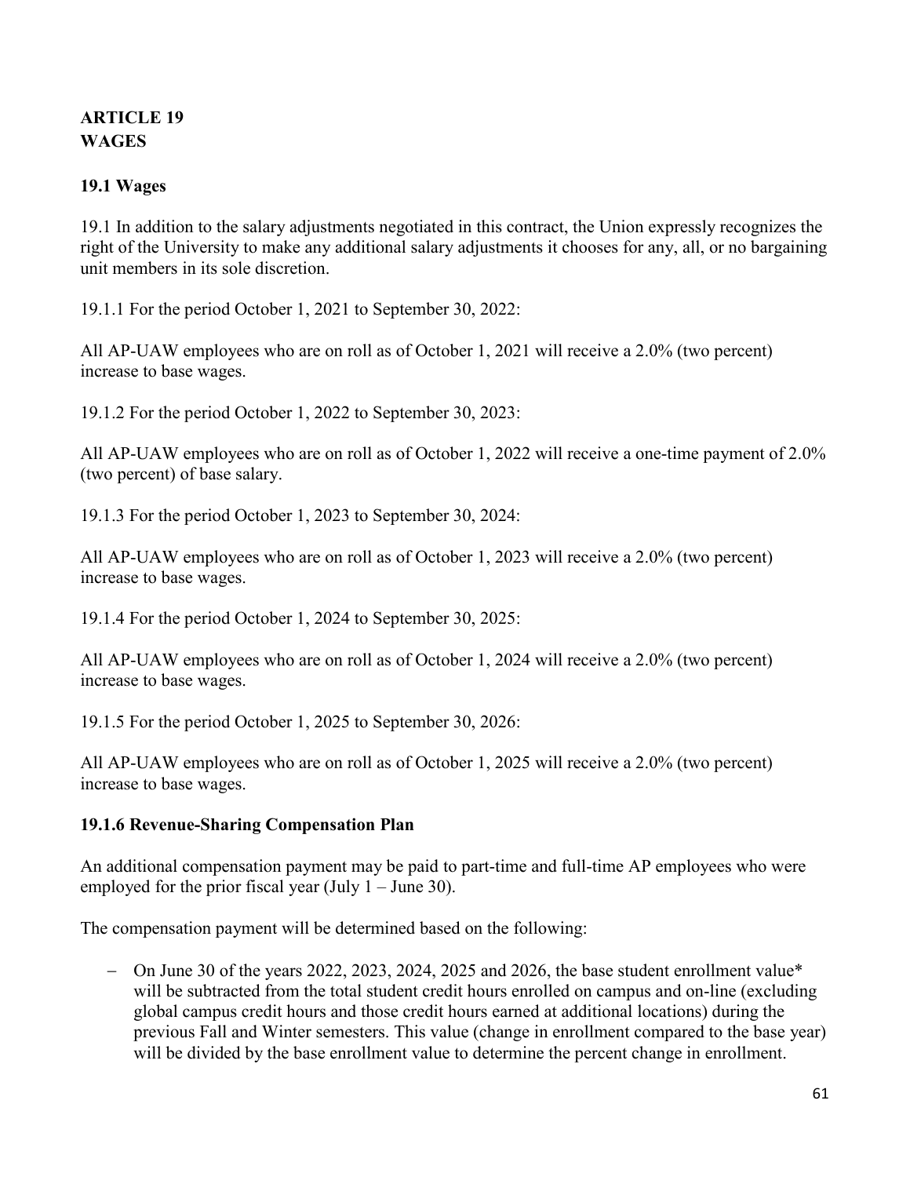# ARTICLE 19
# WAGES

## 19.1 Wages

19.1 In addition to the salary adjustments negotiated in this contract, the Union expressly recognizes the right of the University to make any additional salary adjustments it chooses for any, all, or no bargaining unit members in its sole discretion.

19.1.1 For the period October 1, 2021 to September 30, 2022:

All AP-UAW employees who are on roll as of October 1, 2021 will receive a 2.0% (two percent) increase to base wages.

19.1.2 For the period October 1, 2022 to September 30, 2023:

All AP-UAW employees who are on roll as of October 1, 2022 will receive a one-time payment of 2.0% (two percent) of base salary.

19.1.3 For the period October 1, 2023 to September 30, 2024:

All AP-UAW employees who are on roll as of October 1, 2023 will receive a 2.0% (two percent) increase to base wages.

19.1.4 For the period October 1, 2024 to September 30, 2025:

All AP-UAW employees who are on roll as of October 1, 2024 will receive a 2.0% (two percent) increase to base wages.

19.1.5 For the period October 1, 2025 to September 30, 2026:

All AP-UAW employees who are on roll as of October 1, 2025 will receive a 2.0% (two percent) increase to base wages.

### 19.1.6 Revenue-Sharing Compensation Plan

An additional compensation payment may be paid to part-time and full-time AP employees who were employed for the prior fiscal year (July 1 – June 30).

The compensation payment will be determined based on the following:

- On June 30 of the years 2022, 2023, 2024, 2025 and 2026, the base student enrollment value* will be subtracted from the total student credit hours enrolled on campus and on-line (excluding global campus credit hours and those credit hours earned at additional locations) during the previous Fall and Winter semesters. This value (change in enrollment compared to the base year) will be divided by the base enrollment value to determine the percent change in enrollment.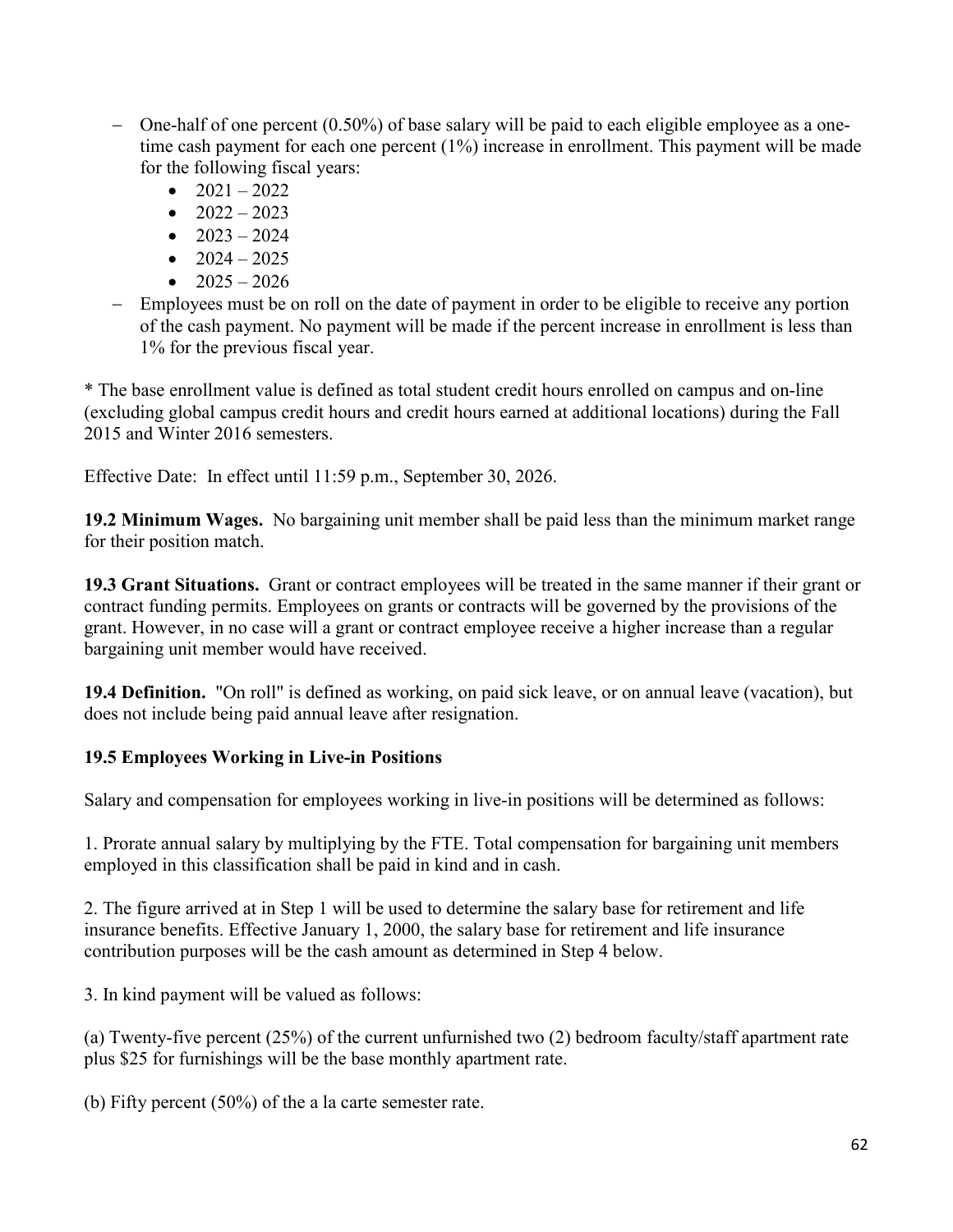- One-half of one percent (0.50%) of base salary will be paid to each eligible employee as a one-time cash payment for each one percent (1%) increase in enrollment. This payment will be made for the following fiscal years:
  - 2021 – 2022
  - 2022 – 2023
  - 2023 – 2024
  - 2024 – 2025
  - 2025 – 2026
- Employees must be on roll on the date of payment in order to be eligible to receive any portion of the cash payment. No payment will be made if the percent increase in enrollment is less than 1% for the previous fiscal year.

* The base enrollment value is defined as total student credit hours enrolled on campus and on-line (excluding global campus credit hours and credit hours earned at additional locations) during the Fall 2015 and Winter 2016 semesters.

Effective Date: In effect until 11:59 p.m., September 30, 2026.

**19.2 Minimum Wages.** No bargaining unit member shall be paid less than the minimum market range for their position match.

**19.3 Grant Situations.** Grant or contract employees will be treated in the same manner if their grant or contract funding permits. Employees on grants or contracts will be governed by the provisions of the grant. However, in no case will a grant or contract employee receive a higher increase than a regular bargaining unit member would have received.

**19.4 Definition.** "On roll" is defined as working, on paid sick leave, or on annual leave (vacation), but does not include being paid annual leave after resignation.

**19.5 Employees Working in Live-in Positions**

Salary and compensation for employees working in live-in positions will be determined as follows:

1. Prorate annual salary by multiplying by the FTE. Total compensation for bargaining unit members employed in this classification shall be paid in kind and in cash.

2. The figure arrived at in Step 1 will be used to determine the salary base for retirement and life insurance benefits. Effective January 1, 2000, the salary base for retirement and life insurance contribution purposes will be the cash amount as determined in Step 4 below.

3. In kind payment will be valued as follows:

(a) Twenty-five percent (25%) of the current unfurnished two (2) bedroom faculty/staff apartment rate plus $25 for furnishings will be the base monthly apartment rate.

(b) Fifty percent (50%) of the a la carte semester rate.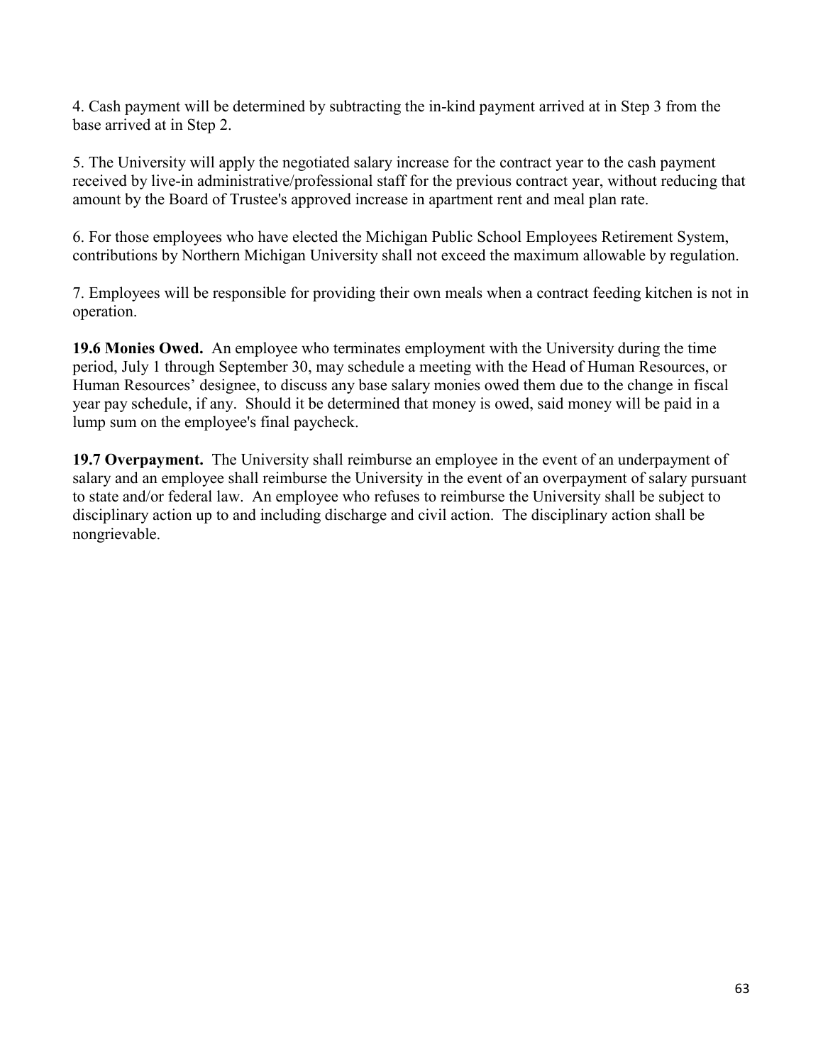4. Cash payment will be determined by subtracting the in-kind payment arrived at in Step 3 from the base arrived at in Step 2.

5. The University will apply the negotiated salary increase for the contract year to the cash payment received by live-in administrative/professional staff for the previous contract year, without reducing that amount by the Board of Trustee's approved increase in apartment rent and meal plan rate.

6. For those employees who have elected the Michigan Public School Employees Retirement System, contributions by Northern Michigan University shall not exceed the maximum allowable by regulation.

7. Employees will be responsible for providing their own meals when a contract feeding kitchen is not in operation.

**19.6 Monies Owed.** An employee who terminates employment with the University during the time period, July 1 through September 30, may schedule a meeting with the Head of Human Resources, or Human Resources' designee, to discuss any base salary monies owed them due to the change in fiscal year pay schedule, if any. Should it be determined that money is owed, said money will be paid in a lump sum on the employee's final paycheck.

**19.7 Overpayment.** The University shall reimburse an employee in the event of an underpayment of salary and an employee shall reimburse the University in the event of an overpayment of salary pursuant to state and/or federal law. An employee who refuses to reimburse the University shall be subject to disciplinary action up to and including discharge and civil action. The disciplinary action shall be nongrievable.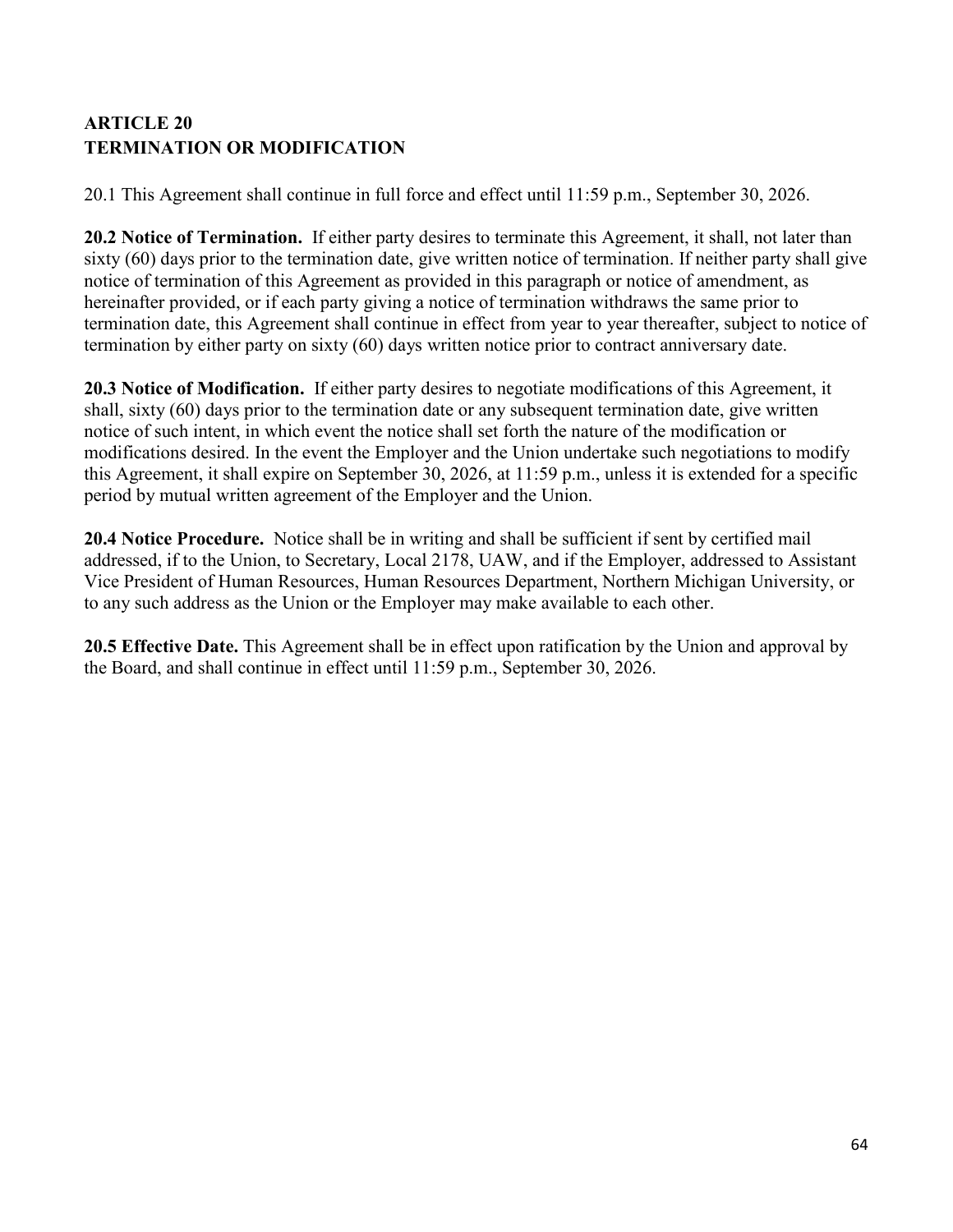## ARTICLE 20
## TERMINATION OR MODIFICATION

20.1 This Agreement shall continue in full force and effect until 11:59 p.m., September 30, 2026.

**20.2 Notice of Termination.** If either party desires to terminate this Agreement, it shall, not later than sixty (60) days prior to the termination date, give written notice of termination. If neither party shall give notice of termination of this Agreement as provided in this paragraph or notice of amendment, as hereinafter provided, or if each party giving a notice of termination withdraws the same prior to termination date, this Agreement shall continue in effect from year to year thereafter, subject to notice of termination by either party on sixty (60) days written notice prior to contract anniversary date.

**20.3 Notice of Modification.** If either party desires to negotiate modifications of this Agreement, it shall, sixty (60) days prior to the termination date or any subsequent termination date, give written notice of such intent, in which event the notice shall set forth the nature of the modification or modifications desired. In the event the Employer and the Union undertake such negotiations to modify this Agreement, it shall expire on September 30, 2026, at 11:59 p.m., unless it is extended for a specific period by mutual written agreement of the Employer and the Union.

**20.4 Notice Procedure.** Notice shall be in writing and shall be sufficient if sent by certified mail addressed, if to the Union, to Secretary, Local 2178, UAW, and if the Employer, addressed to Assistant Vice President of Human Resources, Human Resources Department, Northern Michigan University, or to any such address as the Union or the Employer may make available to each other.

**20.5 Effective Date.** This Agreement shall be in effect upon ratification by the Union and approval by the Board, and shall continue in effect until 11:59 p.m., September 30, 2026.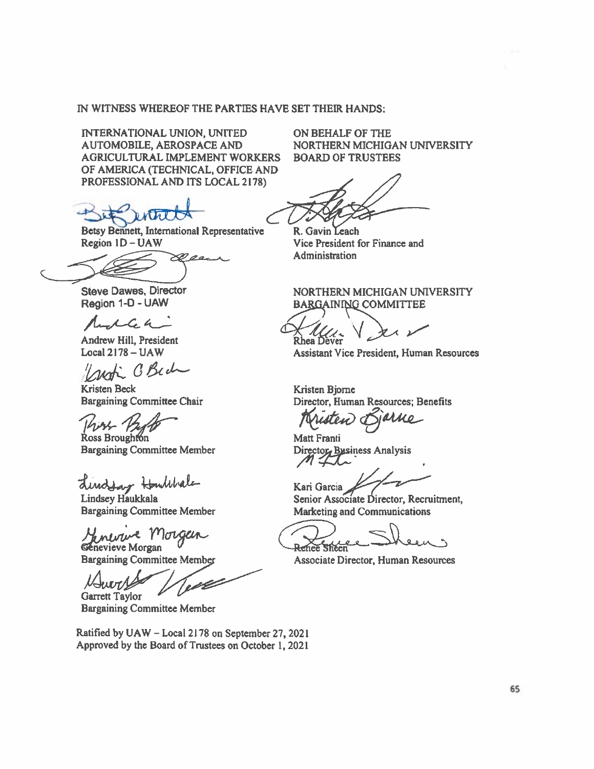IN WITNESS WHEREOF THE PARTIES HAVE SET THEIR HANDS:

INTERNATIONAL UNION, UNITED AUTOMOBILE, AEROSPACE AND AGRICULTURAL IMPLEMENT WORKERS OF AMERICA (TECHNICAL, OFFICE AND PROFESSIONAL AND ITS LOCAL 2178)

Betsy Bennett, International Representative
Region 1D – UAW

Steve Dawes, Director
Region 1-D - UAW

Andrew Hill, President
Local 2178 – UAW

Kristen Beck
Bargaining Committee Chair

Ross Broughton
Bargaining Committee Member

Lindsey Haukkala
Bargaining Committee Member

Genevieve Morgan
Bargaining Committee Member

Garrett Taylor
Bargaining Committee Member

ON BEHALF OF THE NORTHERN MICHIGAN UNIVERSITY BOARD OF TRUSTEES

R. Gavin Leach
Vice President for Finance and Administration

NORTHERN MICHIGAN UNIVERSITY BARGAINING COMMITTEE

Rhea Dever
Assistant Vice President, Human Resources

Kristen Bjorne
Director, Human Resources; Benefits

Matt Franti
Director, Business Analysis

Kari Garcia
Senior Associate Director, Recruitment, Marketing and Communications

Renee Sheen
Associate Director, Human Resources

Ratified by UAW – Local 2178 on September 27, 2021
Approved by the Board of Trustees on October 1, 2021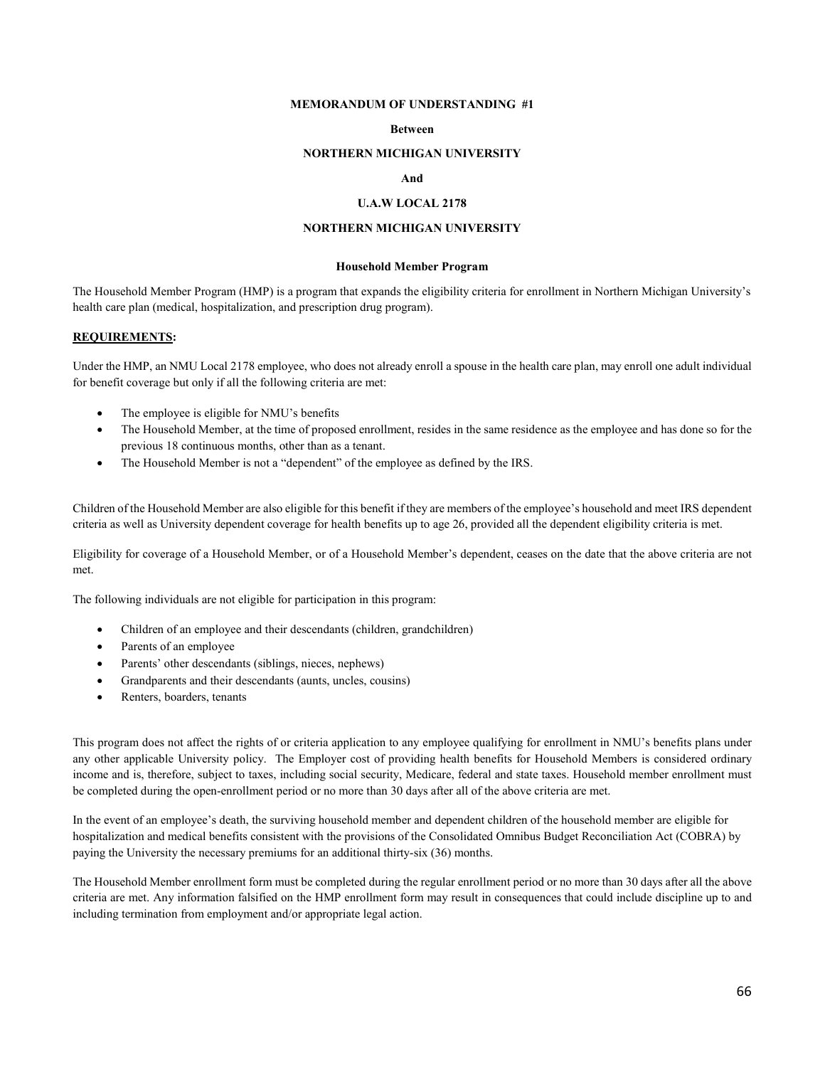**MEMORANDUM OF UNDERSTANDING #1**

**Between**

**NORTHERN MICHIGAN UNIVERSITY**

**And**

**U.A.W LOCAL 2178**

**NORTHERN MICHIGAN UNIVERSITY**

**Household Member Program**

The Household Member Program (HMP) is a program that expands the eligibility criteria for enrollment in Northern Michigan University's health care plan (medical, hospitalization, and prescription drug program).

**REQUIREMENTS:**

Under the HMP, an NMU Local 2178 employee, who does not already enroll a spouse in the health care plan, may enroll one adult individual for benefit coverage but only if all the following criteria are met:

- The employee is eligible for NMU's benefits
- The Household Member, at the time of proposed enrollment, resides in the same residence as the employee and has done so for the previous 18 continuous months, other than as a tenant.
- The Household Member is not a "dependent" of the employee as defined by the IRS.

Children of the Household Member are also eligible for this benefit if they are members of the employee's household and meet IRS dependent criteria as well as University dependent coverage for health benefits up to age 26, provided all the dependent eligibility criteria is met.

Eligibility for coverage of a Household Member, or of a Household Member's dependent, ceases on the date that the above criteria are not met.

The following individuals are not eligible for participation in this program:

- Children of an employee and their descendants (children, grandchildren)
- Parents of an employee
- Parents' other descendants (siblings, nieces, nephews)
- Grandparents and their descendants (aunts, uncles, cousins)
- Renters, boarders, tenants

This program does not affect the rights of or criteria application to any employee qualifying for enrollment in NMU's benefits plans under any other applicable University policy. The Employer cost of providing health benefits for Household Members is considered ordinary income and is, therefore, subject to taxes, including social security, Medicare, federal and state taxes. Household member enrollment must be completed during the open-enrollment period or no more than 30 days after all of the above criteria are met.

In the event of an employee's death, the surviving household member and dependent children of the household member are eligible for hospitalization and medical benefits consistent with the provisions of the Consolidated Omnibus Budget Reconciliation Act (COBRA) by paying the University the necessary premiums for an additional thirty-six (36) months.

The Household Member enrollment form must be completed during the regular enrollment period or no more than 30 days after all the above criteria are met. Any information falsified on the HMP enrollment form may result in consequences that could include discipline up to and including termination from employment and/or appropriate legal action.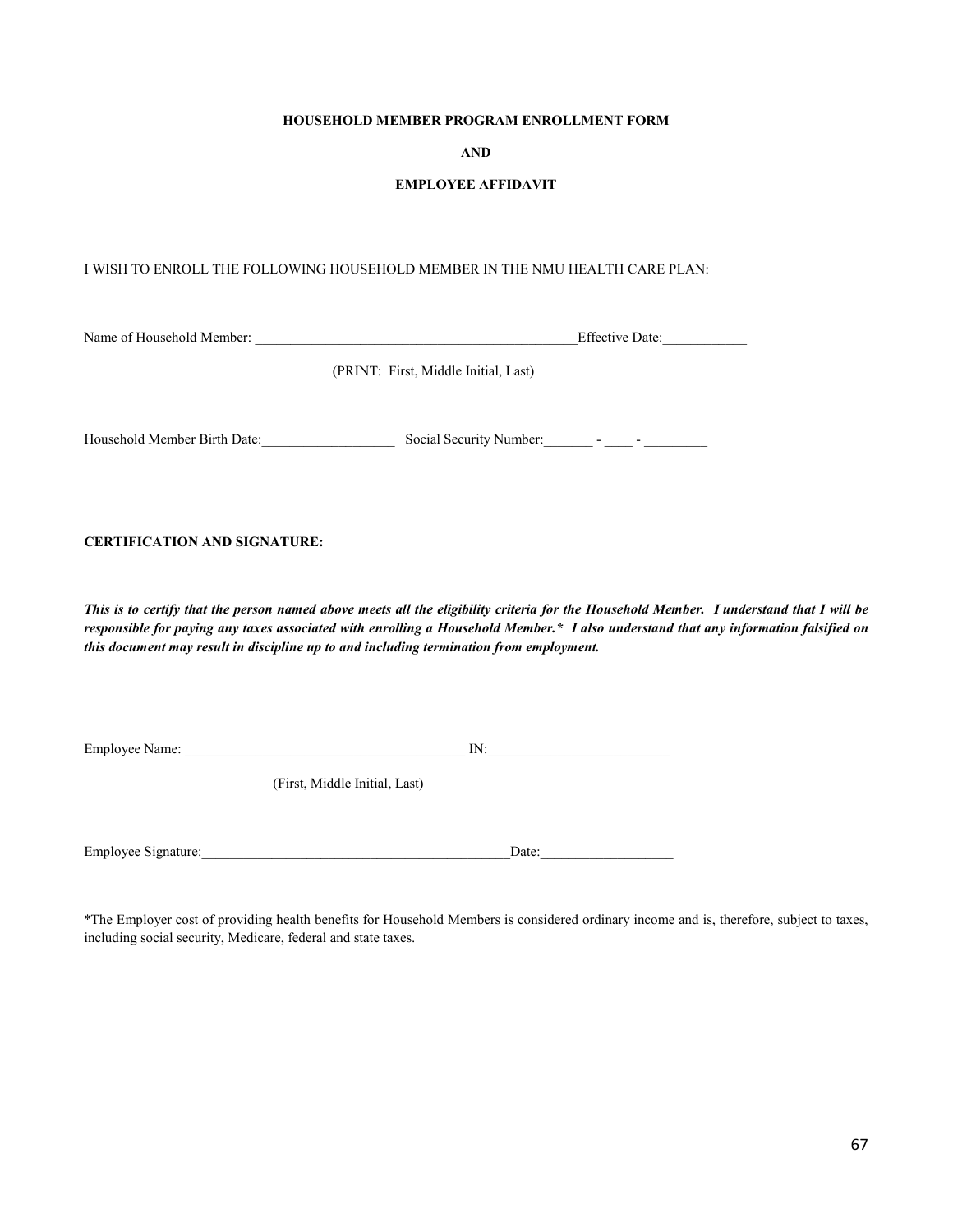**HOUSEHOLD MEMBER PROGRAM ENROLLMENT FORM**

**AND**

**EMPLOYEE AFFIDAVIT**

I WISH TO ENROLL THE FOLLOWING HOUSEHOLD MEMBER IN THE NMU HEALTH CARE PLAN:

Name of Household Member: _______________________________________________Effective Date:____________

(PRINT: First, Middle Initial, Last)

Household Member Birth Date:___________________ Social Security Number:_______ - ____ - _________

**CERTIFICATION AND SIGNATURE:**

***This is to certify that the person named above meets all the eligibility criteria for the Household Member. I understand that I will be responsible for paying any taxes associated with enrolling a Household Member.\* I also understand that any information falsified on this document may result in discipline up to and including termination from employment.***

Employee Name: ________________________________________ IN:__________________________

(First, Middle Initial, Last)

Employee Signature:_____________________________________________Date:___________________

*The Employer cost of providing health benefits for Household Members is considered ordinary income and is, therefore, subject to taxes, including social security, Medicare, federal and state taxes.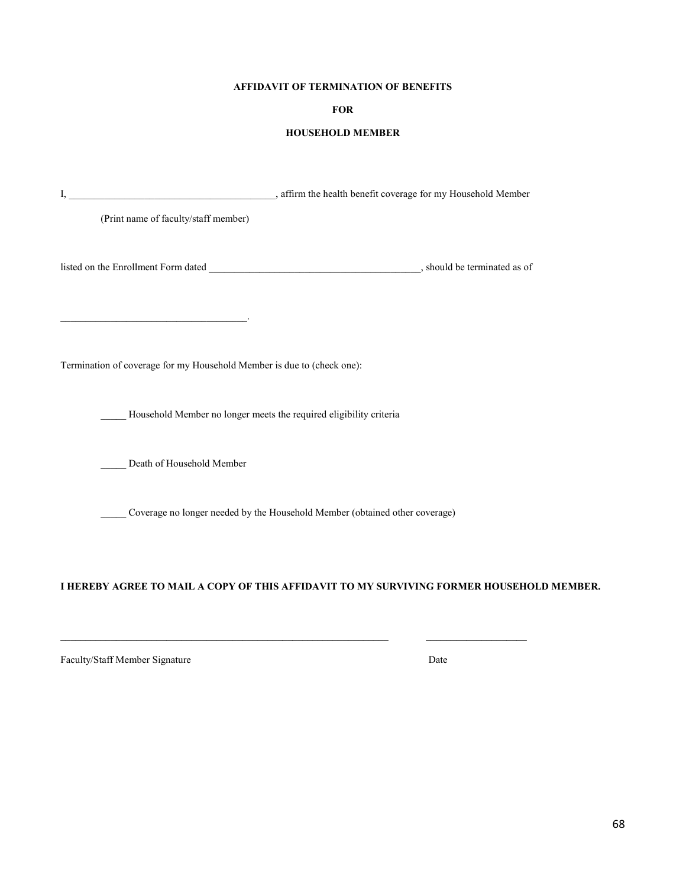**AFFIDAVIT OF TERMINATION OF BENEFITS**

**FOR**

**HOUSEHOLD MEMBER**

I, ________________________________________, affirm the health benefit coverage for my Household Member

(Print name of faculty/staff member)

listed on the Enrollment Form dated __________________________________________, should be terminated as of

____________________________________.

Termination of coverage for my Household Member is due to (check one):

_____ Household Member no longer meets the required eligibility criteria

_____ Death of Household Member

_____ Coverage no longer needed by the Household Member (obtained other coverage)

**I HEREBY AGREE TO MAIL A COPY OF THIS AFFIDAVIT TO MY SURVIVING FORMER HOUSEHOLD MEMBER.**

_________________________________________________________________ ____________________

Faculty/Staff Member Signature Date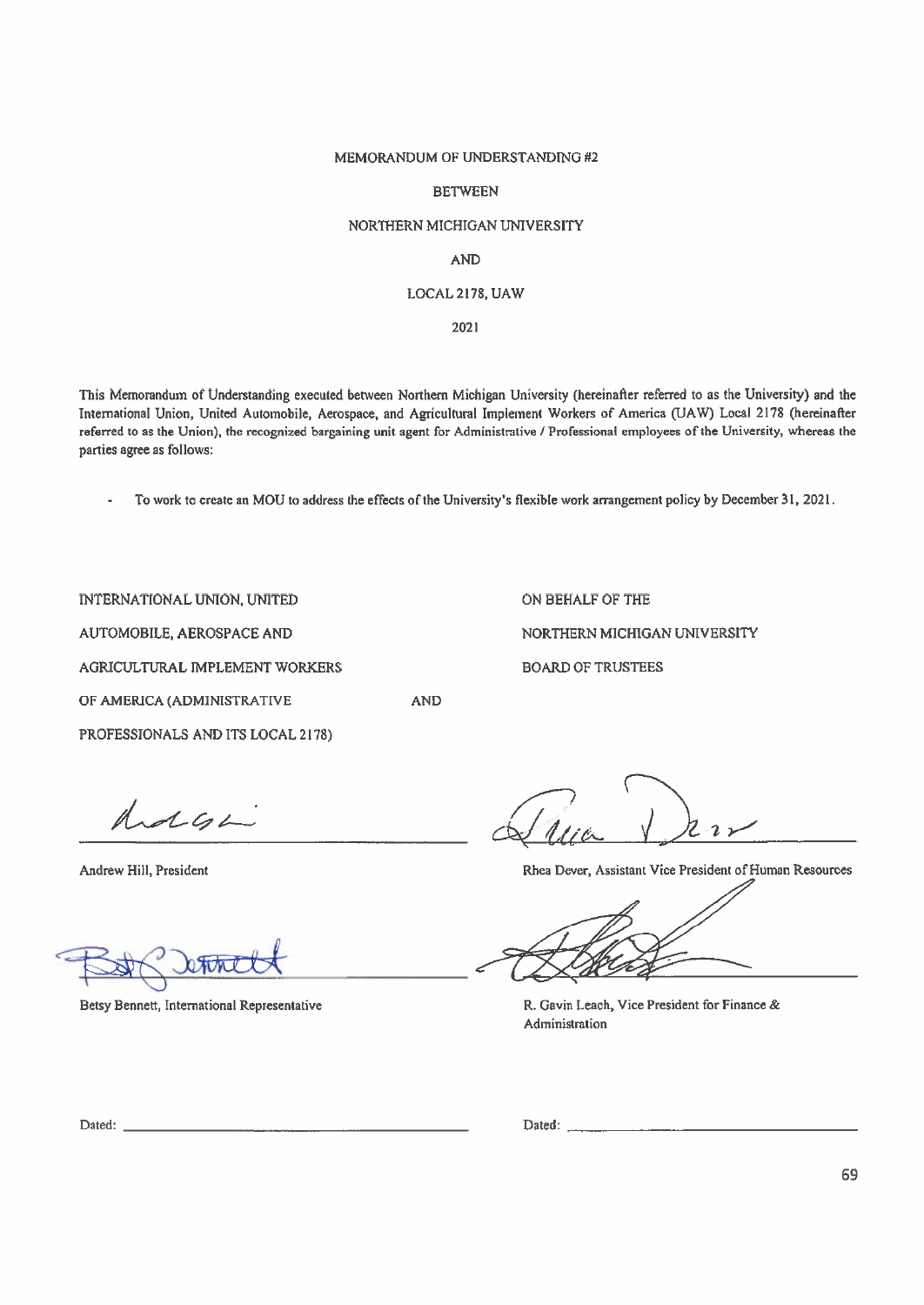MEMORANDUM OF UNDERSTANDING #2

BETWEEN

NORTHERN MICHIGAN UNIVERSITY

AND

LOCAL 2178, UAW

2021

This Memorandum of Understanding executed between Northern Michigan University (hereinafter referred to as the University) and the International Union, United Automobile, Aerospace, and Agricultural Implement Workers of America (UAW) Local 2178 (hereinafter referred to as the Union), the recognized bargaining unit agent for Administrative / Professional employees of the University, whereas the parties agree as follows:

- To work to create an MOU to address the effects of the University's flexible work arrangement policy by December 31, 2021.

INTERNATIONAL UNION, UNITED AUTOMOBILE, AEROSPACE AND AGRICULTURAL IMPLEMENT WORKERS OF AMERICA (ADMINISTRATIVE PROFESSIONALS AND ITS LOCAL 2178)

AND

ON BEHALF OF THE NORTHERN MICHIGAN UNIVERSITY BOARD OF TRUSTEES

Andrew Hill, President

Betsy Bennett, International Representative

Rhea Dever, Assistant Vice President of Human Resources

R. Gavin Leach, Vice President for Finance & Administration

Dated: ____________________

Dated: ____________________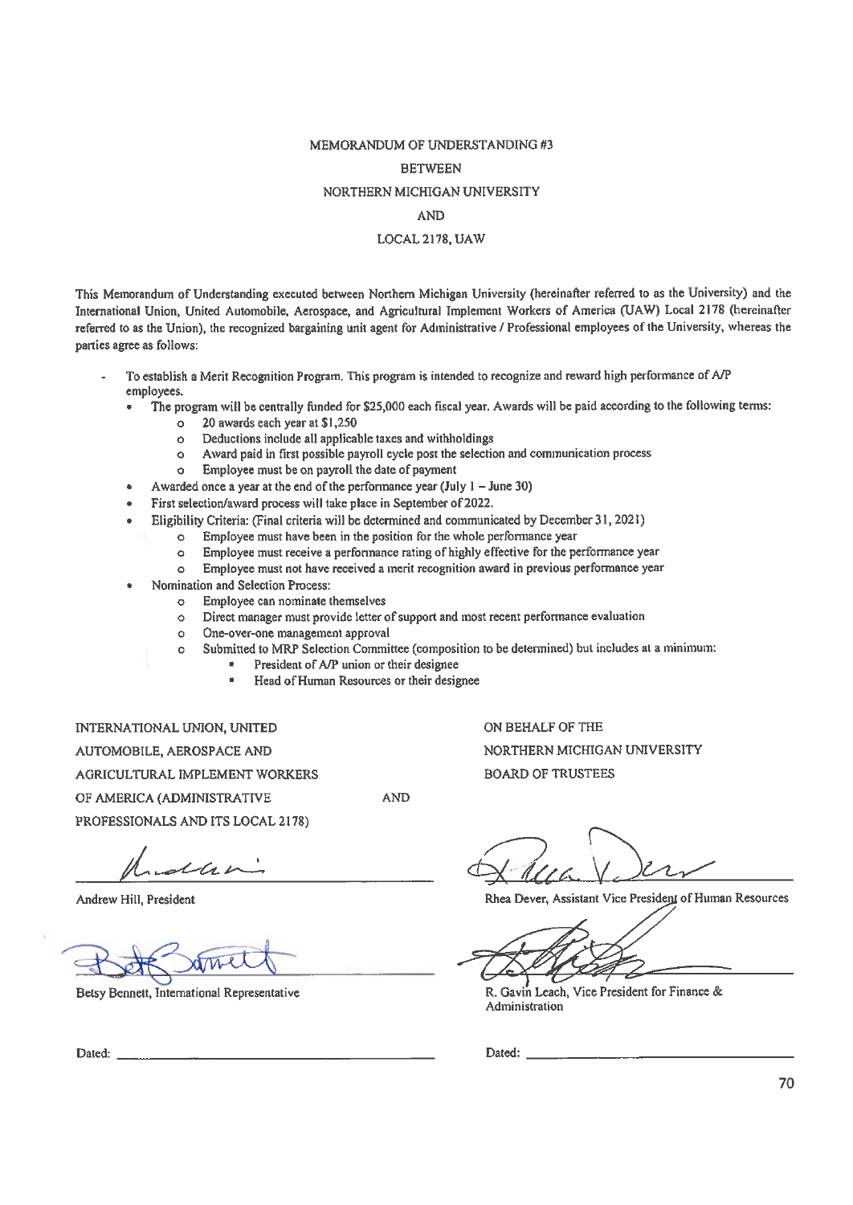MEMORANDUM OF UNDERSTANDING #3

BETWEEN

NORTHERN MICHIGAN UNIVERSITY

AND

LOCAL 2178, UAW

This Memorandum of Understanding executed between Northern Michigan University (hereinafter referred to as the University) and the International Union, United Automobile, Aerospace, and Agricultural Implement Workers of America (UAW) Local 2178 (hereinafter referred to as the Union), the recognized bargaining unit agent for Administrative / Professional employees of the University, whereas the parties agree as follows:

- To establish a Merit Recognition Program. This program is intended to recognize and reward high performance of A/P employees.
  - The program will be centrally funded for $25,000 each fiscal year. Awards will be paid according to the following terms:
    - 20 awards each year at $1,250
    - Deductions include all applicable taxes and withholdings
    - Award paid in first possible payroll cycle post the selection and communication process
    - Employee must be on payroll the date of payment
  - Awarded once a year at the end of the performance year (July 1 – June 30)
  - First selection/award process will take place in September of 2022.
  - Eligibility Criteria: (Final criteria will be determined and communicated by December 31, 2021)
    - Employee must have been in the position for the whole performance year
    - Employee must receive a performance rating of highly effective for the performance year
    - Employee must not have received a merit recognition award in previous performance year
  - Nomination and Selection Process:
    - Employee can nominate themselves
    - Direct manager must provide letter of support and most recent performance evaluation
    - One-over-one management approval
    - Submitted to MRP Selection Committee (composition to be determined) but includes at a minimum:
      - President of A/P union or their designee
      - Head of Human Resources or their designee

INTERNATIONAL UNION, UNITED AUTOMOBILE, AEROSPACE AND AGRICULTURAL IMPLEMENT WORKERS OF AMERICA (ADMINISTRATIVE PROFESSIONALS AND ITS LOCAL 2178)

AND

ON BEHALF OF THE NORTHERN MICHIGAN UNIVERSITY BOARD OF TRUSTEES

Andrew Hill, President

Betsy Bennett, International Representative

Dated: \_\_\_\_\_\_\_\_\_\_\_\_\_\_\_\_\_\_

Rhea Dever, Assistant Vice President of Human Resources

R. Gavin Leach, Vice President for Finance & Administration

Dated: \_\_\_\_\_\_\_\_\_\_\_\_\_\_\_\_\_\_